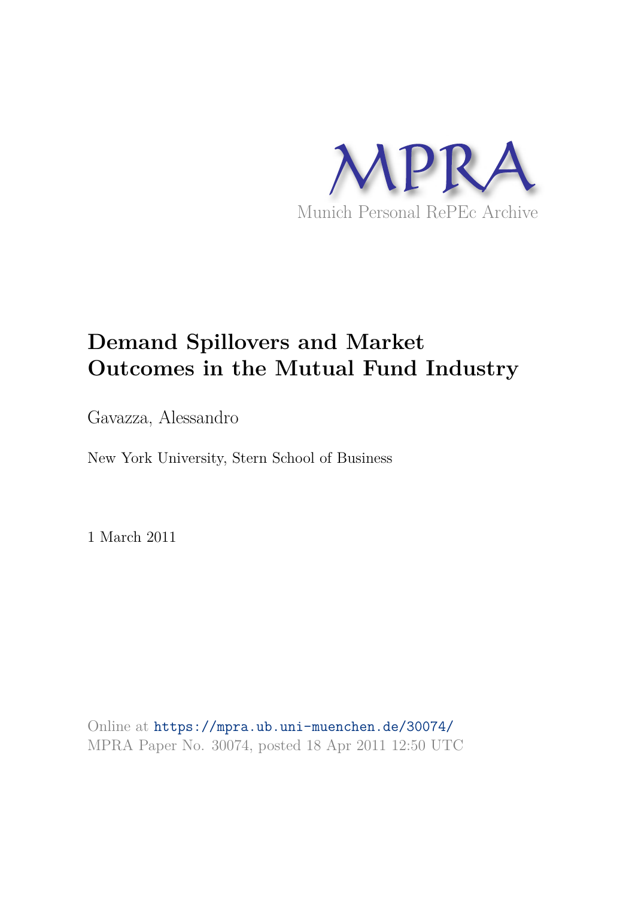MPRA

Munich Personal RePEc Archive

# Demand Spillovers and Market Outcomes in the Mutual Fund Industry

Gavazza, Alessandro

New York University, Stern School of Business

1 March 2011

Online at https://mpra.ub.uni-muenchen.de/30074/

MPRA Paper No. 30074, posted 18 Apr 2011 12:50 UTC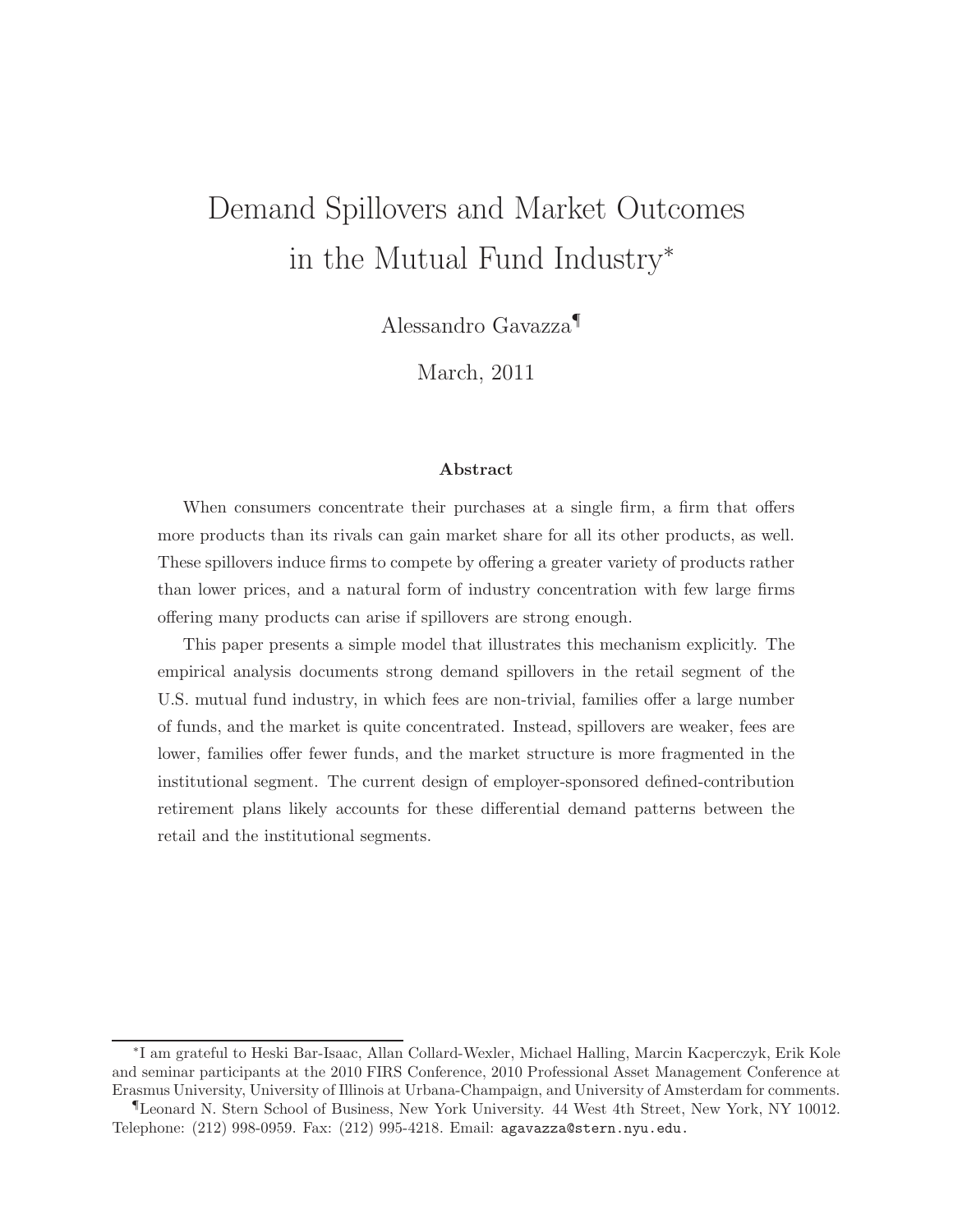# Demand Spillovers and Market Outcomes in the Mutual Fund Industry*

Alessandro Gavazza¶

March, 2011

**Abstract**

When consumers concentrate their purchases at a single firm, a firm that offers more products than its rivals can gain market share for all its other products, as well. These spillovers induce firms to compete by offering a greater variety of products rather than lower prices, and a natural form of industry concentration with few large firms offering many products can arise if spillovers are strong enough.

This paper presents a simple model that illustrates this mechanism explicitly. The empirical analysis documents strong demand spillovers in the retail segment of the U.S. mutual fund industry, in which fees are non-trivial, families offer a large number of funds, and the market is quite concentrated. Instead, spillovers are weaker, fees are lower, families offer fewer funds, and the market structure is more fragmented in the institutional segment. The current design of employer-sponsored defined-contribution retirement plans likely accounts for these differential demand patterns between the retail and the institutional segments.

---

*I am grateful to Heski Bar-Isaac, Allan Collard-Wexler, Michael Halling, Marcin Kacperczyk, Erik Kole and seminar participants at the 2010 FIRS Conference, 2010 Professional Asset Management Conference at Erasmus University, University of Illinois at Urbana-Champaign, and University of Amsterdam for comments.

¶Leonard N. Stern School of Business, New York University. 44 West 4th Street, New York, NY 10012. Telephone: (212) 998-0959. Fax: (212) 995-4218. Email: agavazza@stern.nyu.edu.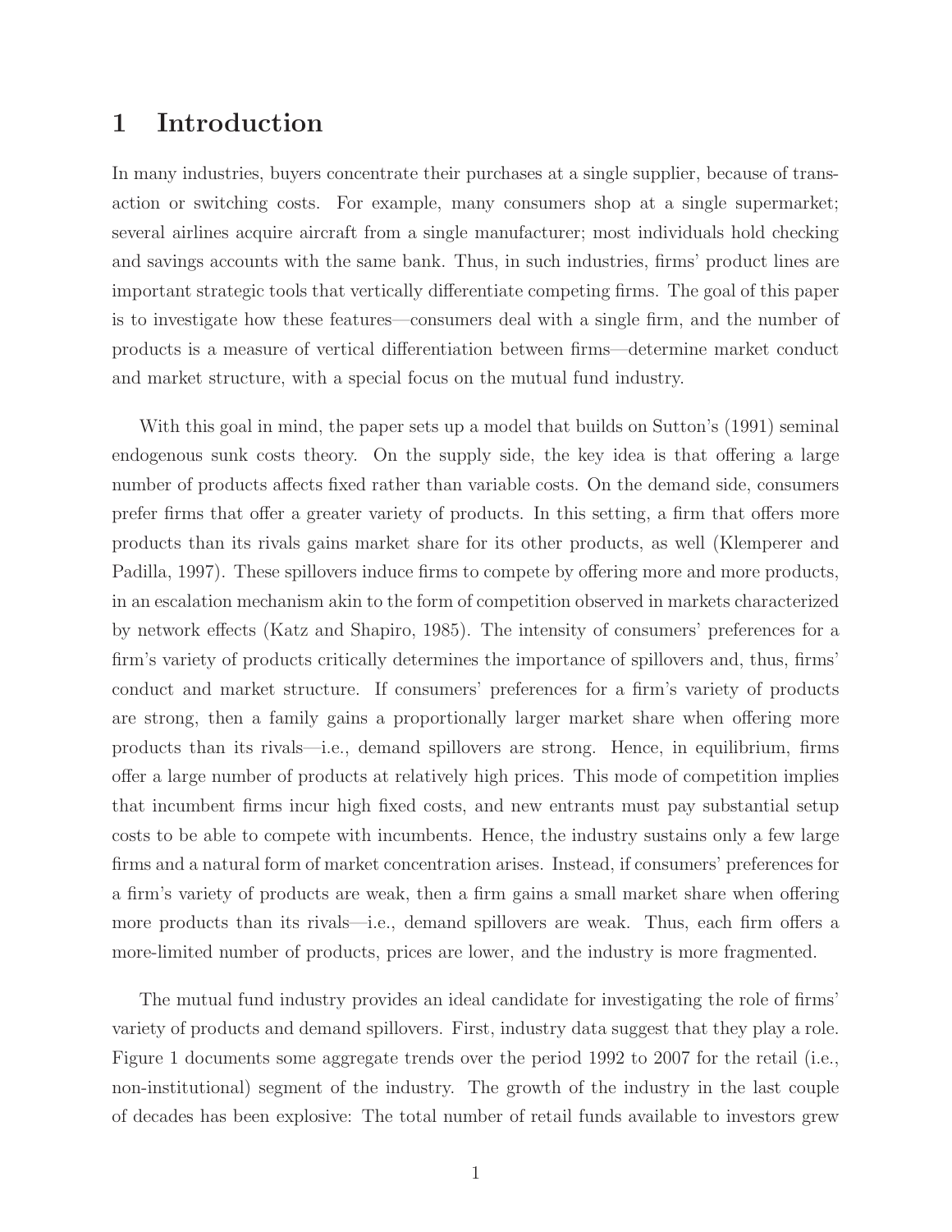# 1 Introduction

In many industries, buyers concentrate their purchases at a single supplier, because of transaction or switching costs. For example, many consumers shop at a single supermarket; several airlines acquire aircraft from a single manufacturer; most individuals hold checking and savings accounts with the same bank. Thus, in such industries, firms' product lines are important strategic tools that vertically differentiate competing firms. The goal of this paper is to investigate how these features—consumers deal with a single firm, and the number of products is a measure of vertical differentiation between firms—determine market conduct and market structure, with a special focus on the mutual fund industry.

With this goal in mind, the paper sets up a model that builds on Sutton's (1991) seminal endogenous sunk costs theory. On the supply side, the key idea is that offering a large number of products affects fixed rather than variable costs. On the demand side, consumers prefer firms that offer a greater variety of products. In this setting, a firm that offers more products than its rivals gains market share for its other products, as well (Klemperer and Padilla, 1997). These spillovers induce firms to compete by offering more and more products, in an escalation mechanism akin to the form of competition observed in markets characterized by network effects (Katz and Shapiro, 1985). The intensity of consumers' preferences for a firm's variety of products critically determines the importance of spillovers and, thus, firms' conduct and market structure. If consumers' preferences for a firm's variety of products are strong, then a family gains a proportionally larger market share when offering more products than its rivals—i.e., demand spillovers are strong. Hence, in equilibrium, firms offer a large number of products at relatively high prices. This mode of competition implies that incumbent firms incur high fixed costs, and new entrants must pay substantial setup costs to be able to compete with incumbents. Hence, the industry sustains only a few large firms and a natural form of market concentration arises. Instead, if consumers' preferences for a firm's variety of products are weak, then a firm gains a small market share when offering more products than its rivals—i.e., demand spillovers are weak. Thus, each firm offers a more-limited number of products, prices are lower, and the industry is more fragmented.

The mutual fund industry provides an ideal candidate for investigating the role of firms' variety of products and demand spillovers. First, industry data suggest that they play a role. Figure 1 documents some aggregate trends over the period 1992 to 2007 for the retail (i.e., non-institutional) segment of the industry. The growth of the industry in the last couple of decades has been explosive: The total number of retail funds available to investors grew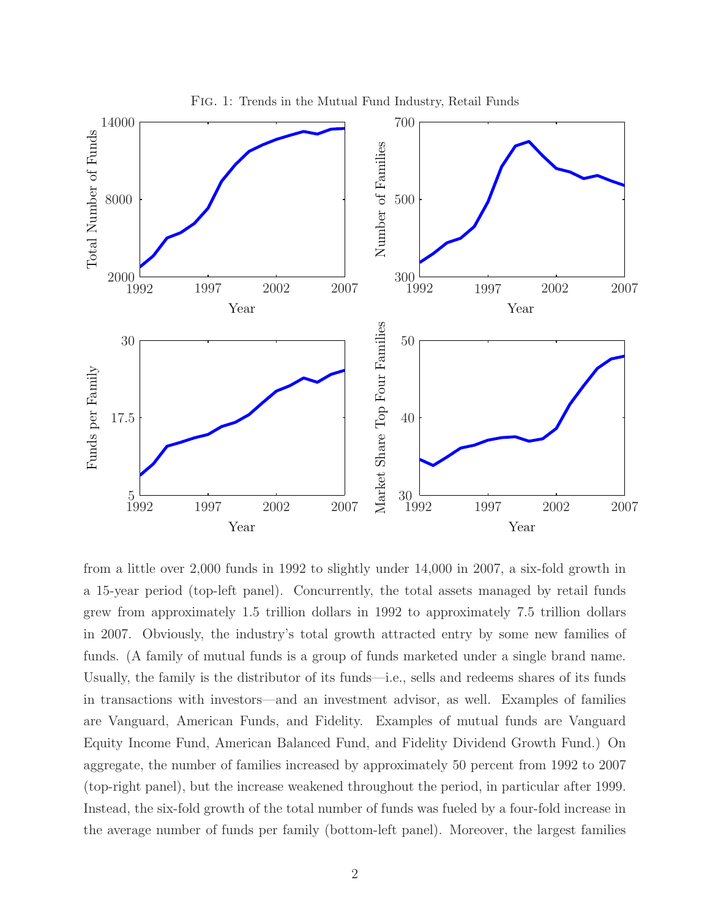FIG. 1: Trends in the Mutual Fund Industry, Retail Funds

from a little over 2,000 funds in 1992 to slightly under 14,000 in 2007, a six-fold growth in a 15-year period (top-left panel). Concurrently, the total assets managed by retail funds grew from approximately 1.5 trillion dollars in 1992 to approximately 7.5 trillion dollars in 2007. Obviously, the industry's total growth attracted entry by some new families of funds. (A family of mutual funds is a group of funds marketed under a single brand name. Usually, the family is the distributor of its funds—i.e., sells and redeems shares of its funds in transactions with investors—and an investment advisor, as well. Examples of families are Vanguard, American Funds, and Fidelity. Examples of mutual funds are Vanguard Equity Income Fund, American Balanced Fund, and Fidelity Dividend Growth Fund.) On aggregate, the number of families increased by approximately 50 percent from 1992 to 2007 (top-right panel), but the increase weakened throughout the period, in particular after 1999. Instead, the six-fold growth of the total number of funds was fueled by a four-fold increase in the average number of funds per family (bottom-left panel). Moreover, the largest families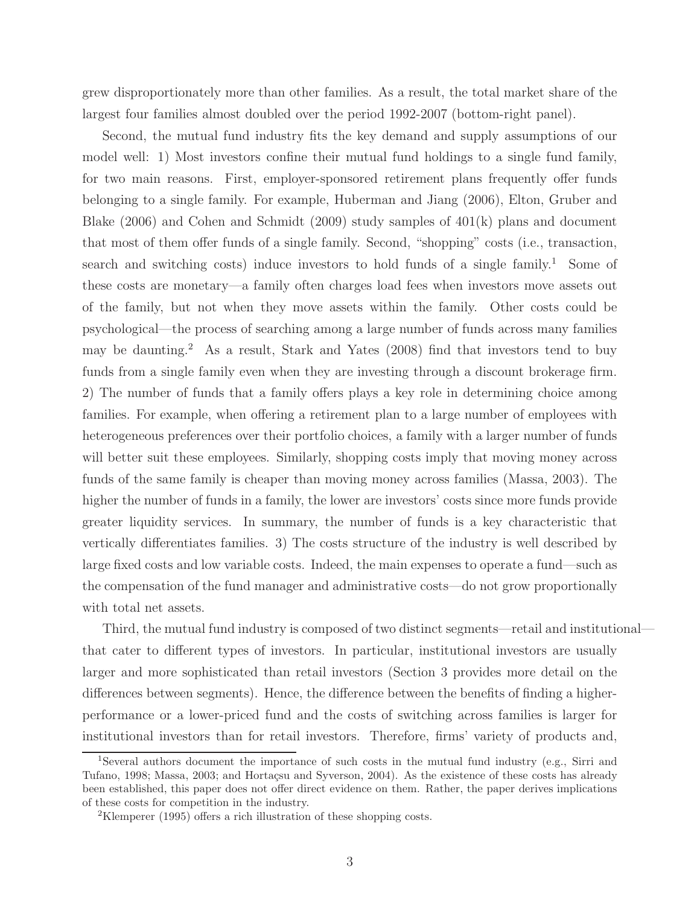grew disproportionately more than other families. As a result, the total market share of the largest four families almost doubled over the period 1992-2007 (bottom-right panel).

Second, the mutual fund industry fits the key demand and supply assumptions of our model well: 1) Most investors confine their mutual fund holdings to a single fund family, for two main reasons. First, employer-sponsored retirement plans frequently offer funds belonging to a single family. For example, Huberman and Jiang (2006), Elton, Gruber and Blake (2006) and Cohen and Schmidt (2009) study samples of 401(k) plans and document that most of them offer funds of a single family. Second, "shopping" costs (i.e., transaction, search and switching costs) induce investors to hold funds of a single family.[1] Some of these costs are monetary—a family often charges load fees when investors move assets out of the family, but not when they move assets within the family. Other costs could be psychological—the process of searching among a large number of funds across many families may be daunting.[2] As a result, Stark and Yates (2008) find that investors tend to buy funds from a single family even when they are investing through a discount brokerage firm. 2) The number of funds that a family offers plays a key role in determining choice among families. For example, when offering a retirement plan to a large number of employees with heterogeneous preferences over their portfolio choices, a family with a larger number of funds will better suit these employees. Similarly, shopping costs imply that moving money across funds of the same family is cheaper than moving money across families (Massa, 2003). The higher the number of funds in a family, the lower are investors' costs since more funds provide greater liquidity services. In summary, the number of funds is a key characteristic that vertically differentiates families. 3) The costs structure of the industry is well described by large fixed costs and low variable costs. Indeed, the main expenses to operate a fund—such as the compensation of the fund manager and administrative costs—do not grow proportionally with total net assets.

Third, the mutual fund industry is composed of two distinct segments—retail and institutional—that cater to different types of investors. In particular, institutional investors are usually larger and more sophisticated than retail investors (Section 3 provides more detail on the differences between segments). Hence, the difference between the benefits of finding a higher-performance or a lower-priced fund and the costs of switching across families is larger for institutional investors than for retail investors. Therefore, firms' variety of products and,

[1] Several authors document the importance of such costs in the mutual fund industry (e.g., Sirri and Tufano, 1998; Massa, 2003; and Hortaçsu and Syverson, 2004). As the existence of these costs has already been established, this paper does not offer direct evidence on them. Rather, the paper derives implications of these costs for competition in the industry.

[2] Klemperer (1995) offers a rich illustration of these shopping costs.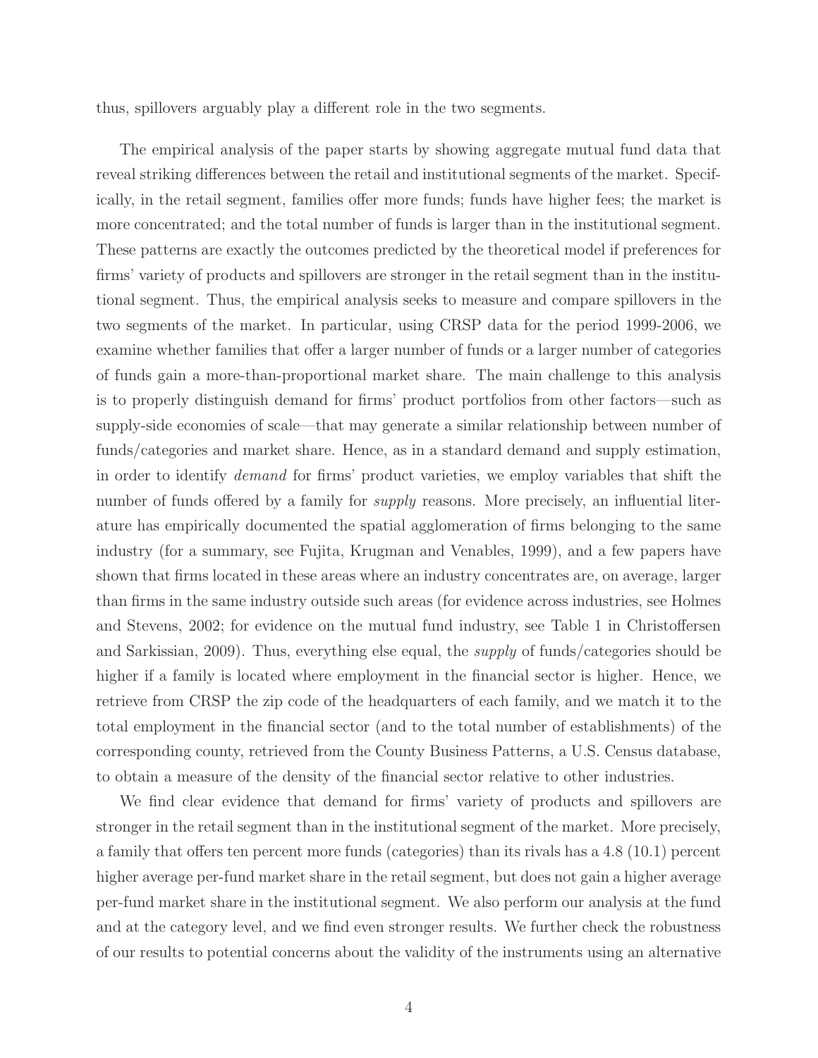thus, spillovers arguably play a different role in the two segments.

The empirical analysis of the paper starts by showing aggregate mutual fund data that reveal striking differences between the retail and institutional segments of the market. Specifically, in the retail segment, families offer more funds; funds have higher fees; the market is more concentrated; and the total number of funds is larger than in the institutional segment. These patterns are exactly the outcomes predicted by the theoretical model if preferences for firms' variety of products and spillovers are stronger in the retail segment than in the institutional segment. Thus, the empirical analysis seeks to measure and compare spillovers in the two segments of the market. In particular, using CRSP data for the period 1999-2006, we examine whether families that offer a larger number of funds or a larger number of categories of funds gain a more-than-proportional market share. The main challenge to this analysis is to properly distinguish demand for firms' product portfolios from other factors—such as supply-side economies of scale—that may generate a similar relationship between number of funds/categories and market share. Hence, as in a standard demand and supply estimation, in order to identify *demand* for firms' product varieties, we employ variables that shift the number of funds offered by a family for *supply* reasons. More precisely, an influential literature has empirically documented the spatial agglomeration of firms belonging to the same industry (for a summary, see Fujita, Krugman and Venables, 1999), and a few papers have shown that firms located in these areas where an industry concentrates are, on average, larger than firms in the same industry outside such areas (for evidence across industries, see Holmes and Stevens, 2002; for evidence on the mutual fund industry, see Table 1 in Christoffersen and Sarkissian, 2009). Thus, everything else equal, the *supply* of funds/categories should be higher if a family is located where employment in the financial sector is higher. Hence, we retrieve from CRSP the zip code of the headquarters of each family, and we match it to the total employment in the financial sector (and to the total number of establishments) of the corresponding county, retrieved from the County Business Patterns, a U.S. Census database, to obtain a measure of the density of the financial sector relative to other industries.

We find clear evidence that demand for firms' variety of products and spillovers are stronger in the retail segment than in the institutional segment of the market. More precisely, a family that offers ten percent more funds (categories) than its rivals has a 4.8 (10.1) percent higher average per-fund market share in the retail segment, but does not gain a higher average per-fund market share in the institutional segment. We also perform our analysis at the fund and at the category level, and we find even stronger results. We further check the robustness of our results to potential concerns about the validity of the instruments using an alternative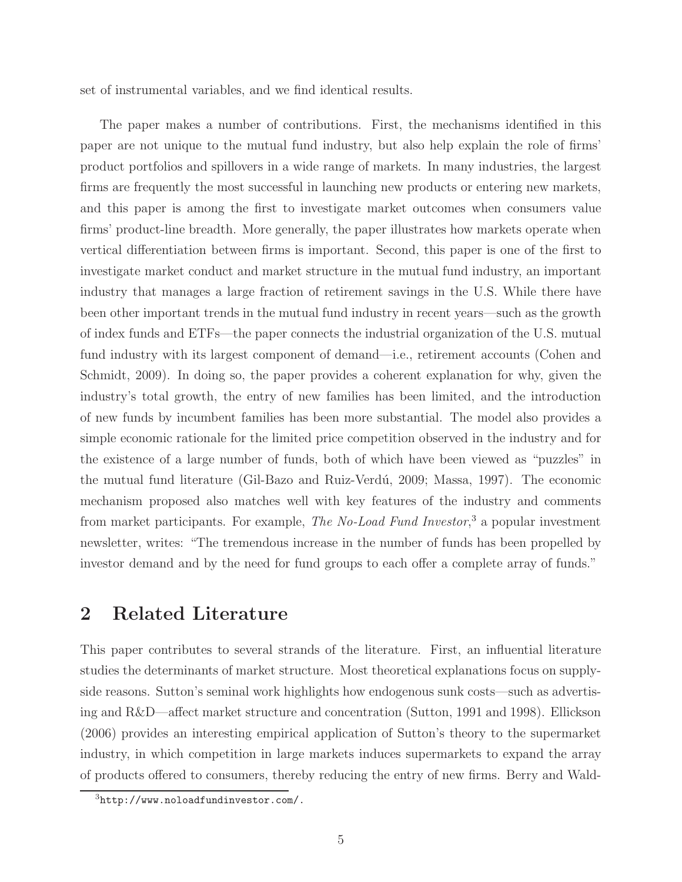set of instrumental variables, and we find identical results.

The paper makes a number of contributions. First, the mechanisms identified in this paper are not unique to the mutual fund industry, but also help explain the role of firms' product portfolios and spillovers in a wide range of markets. In many industries, the largest firms are frequently the most successful in launching new products or entering new markets, and this paper is among the first to investigate market outcomes when consumers value firms' product-line breadth. More generally, the paper illustrates how markets operate when vertical differentiation between firms is important. Second, this paper is one of the first to investigate market conduct and market structure in the mutual fund industry, an important industry that manages a large fraction of retirement savings in the U.S. While there have been other important trends in the mutual fund industry in recent years—such as the growth of index funds and ETFs—the paper connects the industrial organization of the U.S. mutual fund industry with its largest component of demand—i.e., retirement accounts (Cohen and Schmidt, 2009). In doing so, the paper provides a coherent explanation for why, given the industry's total growth, the entry of new families has been limited, and the introduction of new funds by incumbent families has been more substantial. The model also provides a simple economic rationale for the limited price competition observed in the industry and for the existence of a large number of funds, both of which have been viewed as "puzzles" in the mutual fund literature (Gil-Bazo and Ruiz-Verdú, 2009; Massa, 1997). The economic mechanism proposed also matches well with key features of the industry and comments from market participants. For example, *The No-Load Fund Investor*,[3] a popular investment newsletter, writes: "The tremendous increase in the number of funds has been propelled by investor demand and by the need for fund groups to each offer a complete array of funds."

## 2 Related Literature

This paper contributes to several strands of the literature. First, an influential literature studies the determinants of market structure. Most theoretical explanations focus on supply-side reasons. Sutton's seminal work highlights how endogenous sunk costs—such as advertising and R&D—affect market structure and concentration (Sutton, 1991 and 1998). Ellickson (2006) provides an interesting empirical application of Sutton's theory to the supermarket industry, in which competition in large markets induces supermarkets to expand the array of products offered to consumers, thereby reducing the entry of new firms. Berry and Wald-

[3] http://www.noloadfundinvestor.com/.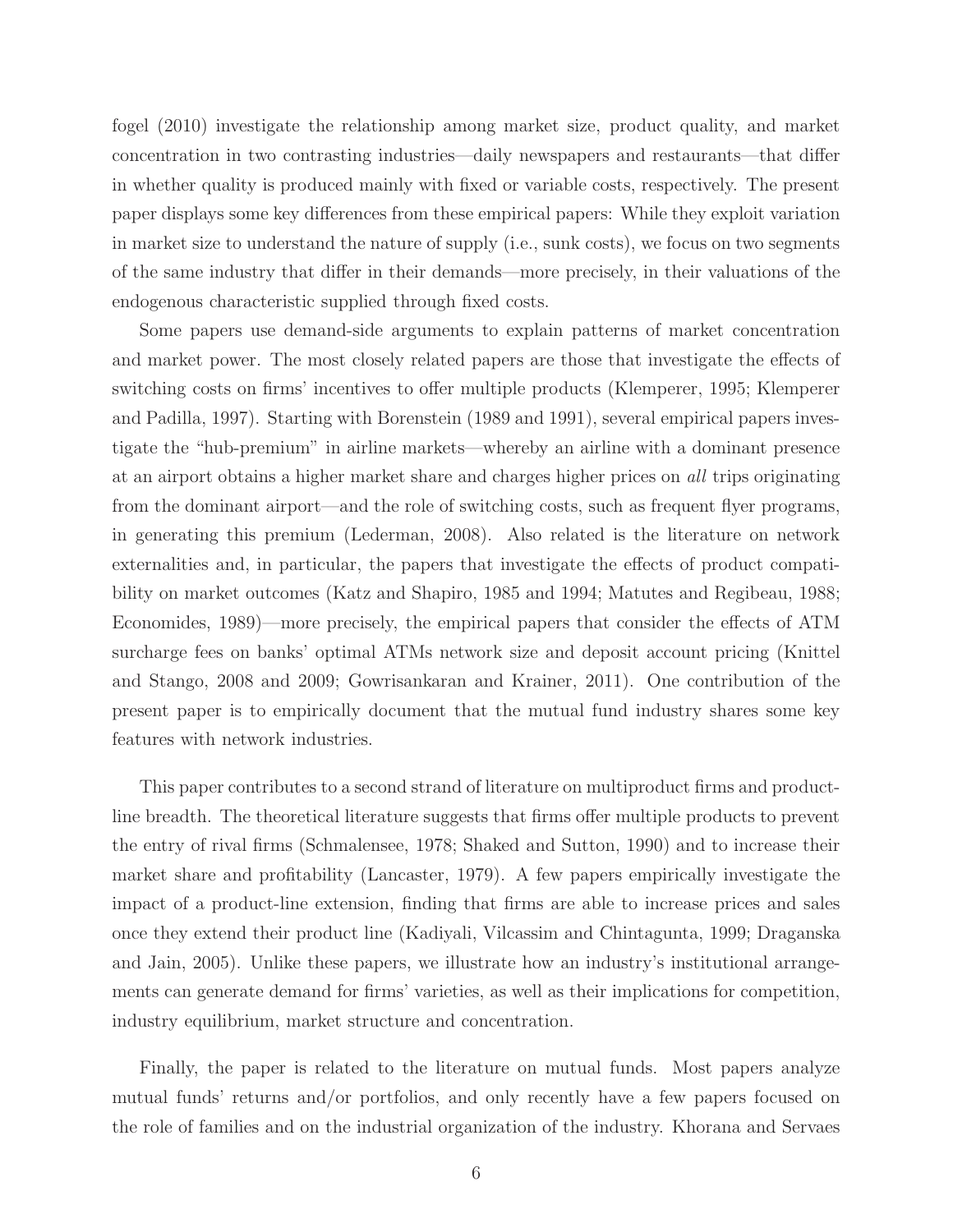fogel (2010) investigate the relationship among market size, product quality, and market concentration in two contrasting industries—daily newspapers and restaurants—that differ in whether quality is produced mainly with fixed or variable costs, respectively. The present paper displays some key differences from these empirical papers: While they exploit variation in market size to understand the nature of supply (i.e., sunk costs), we focus on two segments of the same industry that differ in their demands—more precisely, in their valuations of the endogenous characteristic supplied through fixed costs.

Some papers use demand-side arguments to explain patterns of market concentration and market power. The most closely related papers are those that investigate the effects of switching costs on firms' incentives to offer multiple products (Klemperer, 1995; Klemperer and Padilla, 1997). Starting with Borenstein (1989 and 1991), several empirical papers investigate the "hub-premium" in airline markets—whereby an airline with a dominant presence at an airport obtains a higher market share and charges higher prices on *all* trips originating from the dominant airport—and the role of switching costs, such as frequent flyer programs, in generating this premium (Lederman, 2008). Also related is the literature on network externalities and, in particular, the papers that investigate the effects of product compatibility on market outcomes (Katz and Shapiro, 1985 and 1994; Matutes and Regibeau, 1988; Economides, 1989)—more precisely, the empirical papers that consider the effects of ATM surcharge fees on banks' optimal ATMs network size and deposit account pricing (Knittel and Stango, 2008 and 2009; Gowrisankaran and Krainer, 2011). One contribution of the present paper is to empirically document that the mutual fund industry shares some key features with network industries.

This paper contributes to a second strand of literature on multiproduct firms and product-line breadth. The theoretical literature suggests that firms offer multiple products to prevent the entry of rival firms (Schmalensee, 1978; Shaked and Sutton, 1990) and to increase their market share and profitability (Lancaster, 1979). A few papers empirically investigate the impact of a product-line extension, finding that firms are able to increase prices and sales once they extend their product line (Kadiyali, Vilcassim and Chintagunta, 1999; Draganska and Jain, 2005). Unlike these papers, we illustrate how an industry's institutional arrangements can generate demand for firms' varieties, as well as their implications for competition, industry equilibrium, market structure and concentration.

Finally, the paper is related to the literature on mutual funds. Most papers analyze mutual funds' returns and/or portfolios, and only recently have a few papers focused on the role of families and on the industrial organization of the industry. Khorana and Servaes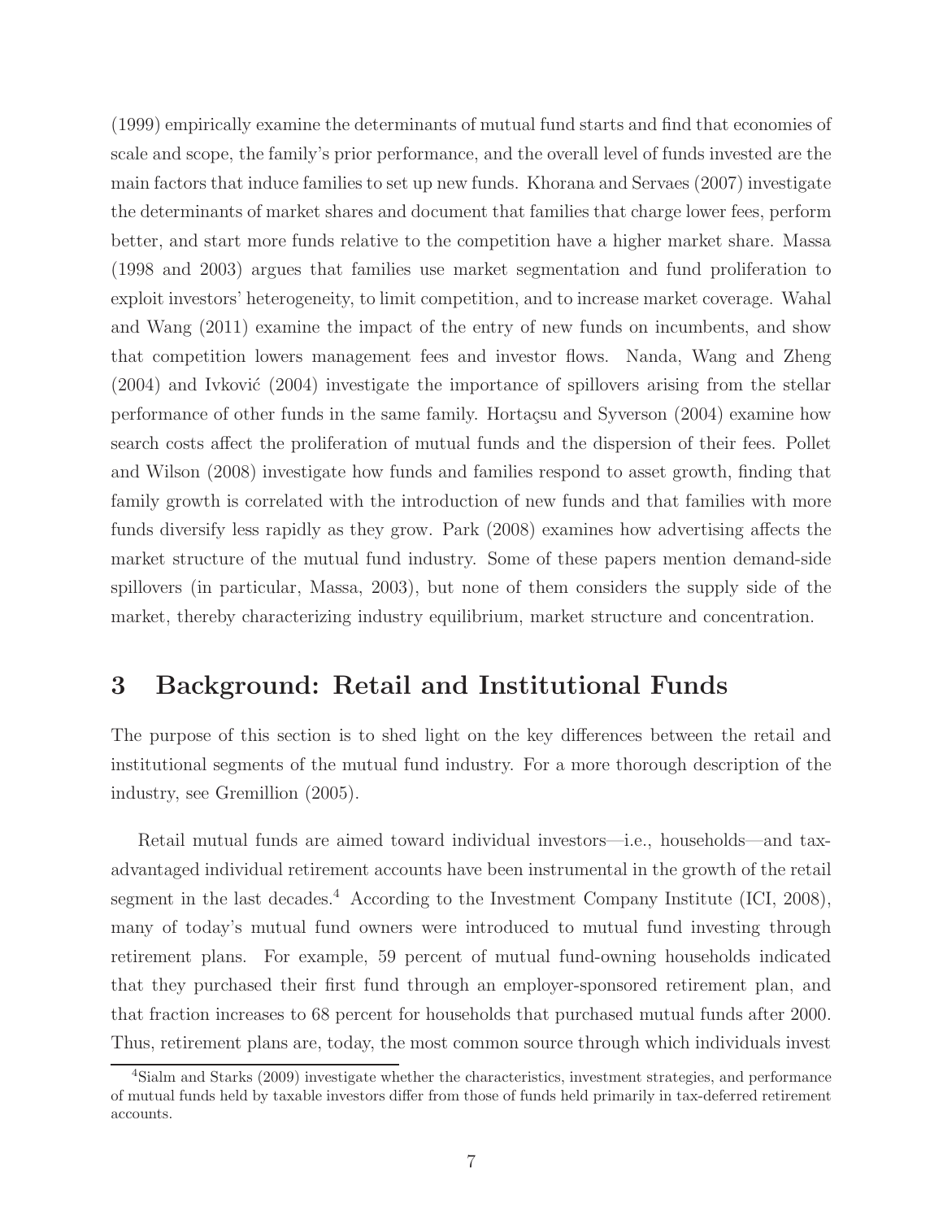(1999) empirically examine the determinants of mutual fund starts and find that economies of scale and scope, the family's prior performance, and the overall level of funds invested are the main factors that induce families to set up new funds. Khorana and Servaes (2007) investigate the determinants of market shares and document that families that charge lower fees, perform better, and start more funds relative to the competition have a higher market share. Massa (1998 and 2003) argues that families use market segmentation and fund proliferation to exploit investors' heterogeneity, to limit competition, and to increase market coverage. Wahal and Wang (2011) examine the impact of the entry of new funds on incumbents, and show that competition lowers management fees and investor flows. Nanda, Wang and Zheng (2004) and Ivković (2004) investigate the importance of spillovers arising from the stellar performance of other funds in the same family. Hortaçsu and Syverson (2004) examine how search costs affect the proliferation of mutual funds and the dispersion of their fees. Pollet and Wilson (2008) investigate how funds and families respond to asset growth, finding that family growth is correlated with the introduction of new funds and that families with more funds diversify less rapidly as they grow. Park (2008) examines how advertising affects the market structure of the mutual fund industry. Some of these papers mention demand-side spillovers (in particular, Massa, 2003), but none of them considers the supply side of the market, thereby characterizing industry equilibrium, market structure and concentration.

# 3 Background: Retail and Institutional Funds

The purpose of this section is to shed light on the key differences between the retail and institutional segments of the mutual fund industry. For a more thorough description of the industry, see Gremillion (2005).

Retail mutual funds are aimed toward individual investors—i.e., households—and tax-advantaged individual retirement accounts have been instrumental in the growth of the retail segment in the last decades.[4] According to the Investment Company Institute (ICI, 2008), many of today's mutual fund owners were introduced to mutual fund investing through retirement plans. For example, 59 percent of mutual fund-owning households indicated that they purchased their first fund through an employer-sponsored retirement plan, and that fraction increases to 68 percent for households that purchased mutual funds after 2000. Thus, retirement plans are, today, the most common source through which individuals invest

[4] Sialm and Starks (2009) investigate whether the characteristics, investment strategies, and performance of mutual funds held by taxable investors differ from those of funds held primarily in tax-deferred retirement accounts.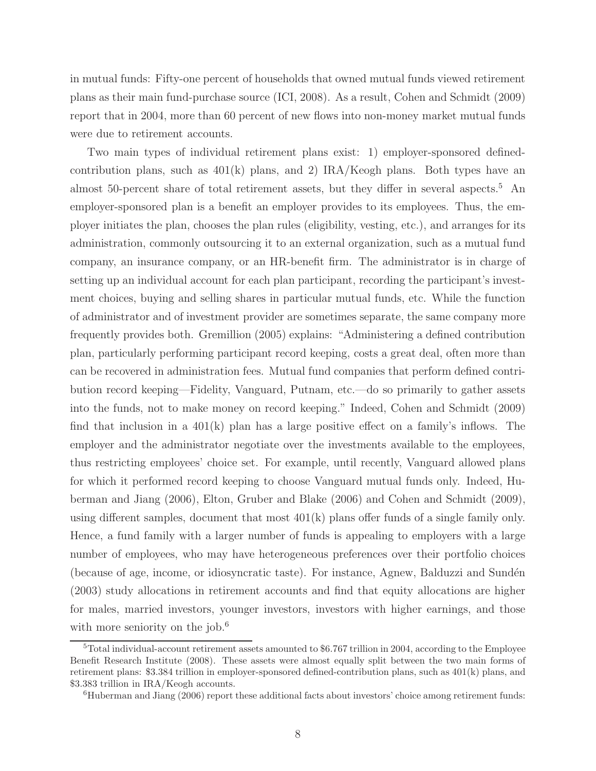in mutual funds: Fifty-one percent of households that owned mutual funds viewed retirement plans as their main fund-purchase source (ICI, 2008). As a result, Cohen and Schmidt (2009) report that in 2004, more than 60 percent of new flows into non-money market mutual funds were due to retirement accounts.

Two main types of individual retirement plans exist: 1) employer-sponsored defined-contribution plans, such as 401(k) plans, and 2) IRA/Keogh plans. Both types have an almost 50-percent share of total retirement assets, but they differ in several aspects.[5] An employer-sponsored plan is a benefit an employer provides to its employees. Thus, the employer initiates the plan, chooses the plan rules (eligibility, vesting, etc.), and arranges for its administration, commonly outsourcing it to an external organization, such as a mutual fund company, an insurance company, or an HR-benefit firm. The administrator is in charge of setting up an individual account for each plan participant, recording the participant's investment choices, buying and selling shares in particular mutual funds, etc. While the function of administrator and of investment provider are sometimes separate, the same company more frequently provides both. Gremillion (2005) explains: "Administering a defined contribution plan, particularly performing participant record keeping, costs a great deal, often more than can be recovered in administration fees. Mutual fund companies that perform defined contribution record keeping—Fidelity, Vanguard, Putnam, etc.—do so primarily to gather assets into the funds, not to make money on record keeping." Indeed, Cohen and Schmidt (2009) find that inclusion in a 401(k) plan has a large positive effect on a family's inflows. The employer and the administrator negotiate over the investments available to the employees, thus restricting employees' choice set. For example, until recently, Vanguard allowed plans for which it performed record keeping to choose Vanguard mutual funds only. Indeed, Huberman and Jiang (2006), Elton, Gruber and Blake (2006) and Cohen and Schmidt (2009), using different samples, document that most 401(k) plans offer funds of a single family only. Hence, a fund family with a larger number of funds is appealing to employers with a large number of employees, who may have heterogeneous preferences over their portfolio choices (because of age, income, or idiosyncratic taste). For instance, Agnew, Balduzzi and Sundén (2003) study allocations in retirement accounts and find that equity allocations are higher for males, married investors, younger investors, investors with higher earnings, and those with more seniority on the job.[6]

---

[5] Total individual-account retirement assets amounted to \$6.767 trillion in 2004, according to the Employee Benefit Research Institute (2008). These assets were almost equally split between the two main forms of retirement plans: \$3.384 trillion in employer-sponsored defined-contribution plans, such as 401(k) plans, and \$3.383 trillion in IRA/Keogh accounts.

[6] Huberman and Jiang (2006) report these additional facts about investors' choice among retirement funds: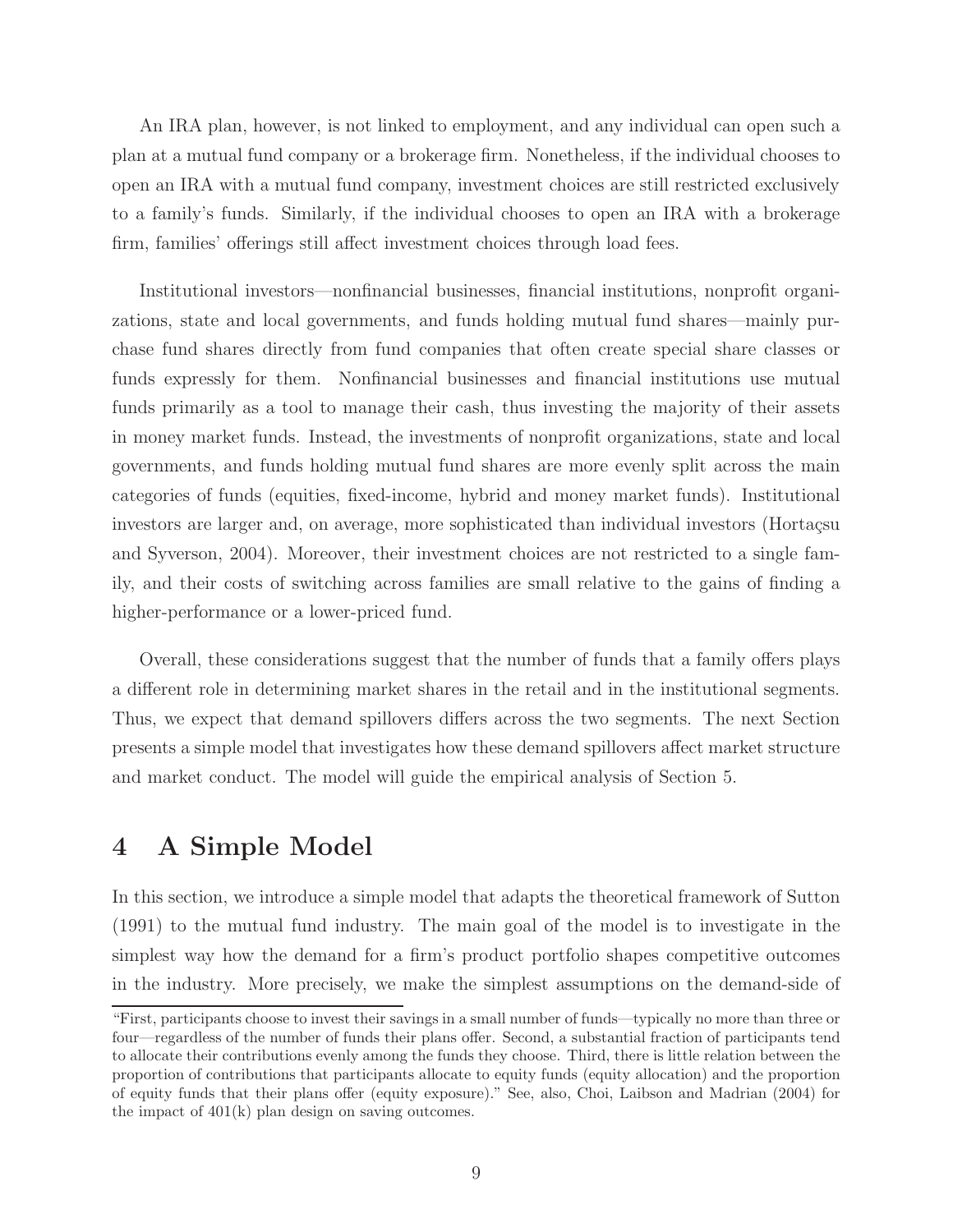An IRA plan, however, is not linked to employment, and any individual can open such a plan at a mutual fund company or a brokerage firm. Nonetheless, if the individual chooses to open an IRA with a mutual fund company, investment choices are still restricted exclusively to a family's funds. Similarly, if the individual chooses to open an IRA with a brokerage firm, families' offerings still affect investment choices through load fees.

Institutional investors—nonfinancial businesses, financial institutions, nonprofit organizations, state and local governments, and funds holding mutual fund shares—mainly purchase fund shares directly from fund companies that often create special share classes or funds expressly for them. Nonfinancial businesses and financial institutions use mutual funds primarily as a tool to manage their cash, thus investing the majority of their assets in money market funds. Instead, the investments of nonprofit organizations, state and local governments, and funds holding mutual fund shares are more evenly split across the main categories of funds (equities, fixed-income, hybrid and money market funds). Institutional investors are larger and, on average, more sophisticated than individual investors (Hortaçsu and Syverson, 2004). Moreover, their investment choices are not restricted to a single family, and their costs of switching across families are small relative to the gains of finding a higher-performance or a lower-priced fund.

Overall, these considerations suggest that the number of funds that a family offers plays a different role in determining market shares in the retail and in the institutional segments. Thus, we expect that demand spillovers differs across the two segments. The next Section presents a simple model that investigates how these demand spillovers affect market structure and market conduct. The model will guide the empirical analysis of Section 5.

## 4 A Simple Model

In this section, we introduce a simple model that adapts the theoretical framework of Sutton (1991) to the mutual fund industry. The main goal of the model is to investigate in the simplest way how the demand for a firm's product portfolio shapes competitive outcomes in the industry. More precisely, we make the simplest assumptions on the demand-side of

"First, participants choose to invest their savings in a small number of funds—typically no more than three or four—regardless of the number of funds their plans offer. Second, a substantial fraction of participants tend to allocate their contributions evenly among the funds they choose. Third, there is little relation between the proportion of contributions that participants allocate to equity funds (equity allocation) and the proportion of equity funds that their plans offer (equity exposure)." See, also, Choi, Laibson and Madrian (2004) for the impact of 401(k) plan design on saving outcomes.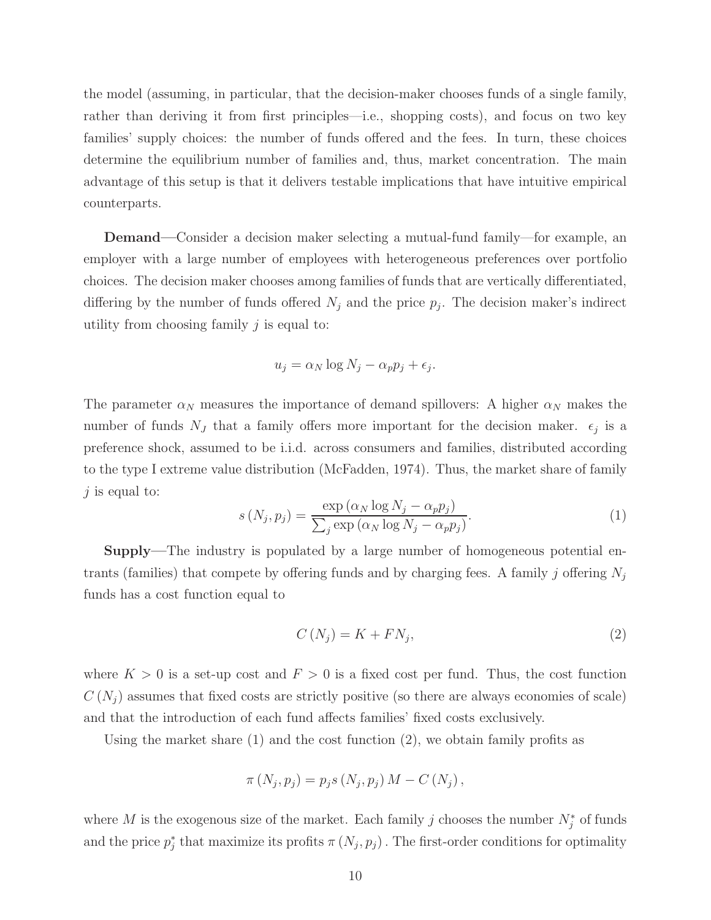the model (assuming, in particular, that the decision-maker chooses funds of a single family, rather than deriving it from first principles—i.e., shopping costs), and focus on two key families' supply choices: the number of funds offered and the fees. In turn, these choices determine the equilibrium number of families and, thus, market concentration. The main advantage of this setup is that it delivers testable implications that have intuitive empirical counterparts.

**Demand**—Consider a decision maker selecting a mutual-fund family—for example, an employer with a large number of employees with heterogeneous preferences over portfolio choices. The decision maker chooses among families of funds that are vertically differentiated, differing by the number of funds offered $N_j$ and the price $p_j$. The decision maker's indirect utility from choosing family $j$ is equal to:

$$u_j = \alpha_N \log N_j - \alpha_p p_j + \epsilon_j.$$

The parameter $\alpha_N$ measures the importance of demand spillovers: A higher $\alpha_N$ makes the number of funds $N_J$ that a family offers more important for the decision maker. $\epsilon_j$ is a preference shock, assumed to be i.i.d. across consumers and families, distributed according to the type I extreme value distribution (McFadden, 1974). Thus, the market share of family $j$ is equal to:

$$s\left(N_j, p_j\right) = \frac{\exp\left(\alpha_N \log N_j - \alpha_p p_j\right)}{\sum_j \exp\left(\alpha_N \log N_j - \alpha_p p_j\right)}. \tag{1}$$

**Supply**—The industry is populated by a large number of homogeneous potential entrants (families) that compete by offering funds and by charging fees. A family $j$ offering $N_j$ funds has a cost function equal to

$$C\left(N_j\right) = K + FN_j, \tag{2}$$

where $K > 0$ is a set-up cost and $F > 0$ is a fixed cost per fund. Thus, the cost function $C\left(N_j\right)$ assumes that fixed costs are strictly positive (so there are always economies of scale) and that the introduction of each fund affects families' fixed costs exclusively.

Using the market share (1) and the cost function (2), we obtain family profits as

$$\pi\left(N_j, p_j\right) = p_j s\left(N_j, p_j\right) M - C\left(N_j\right),$$

where $M$ is the exogenous size of the market. Each family $j$ chooses the number $N_j^*$ of funds and the price $p_j^*$ that maximize its profits $\pi\left(N_j, p_j\right)$. The first-order conditions for optimality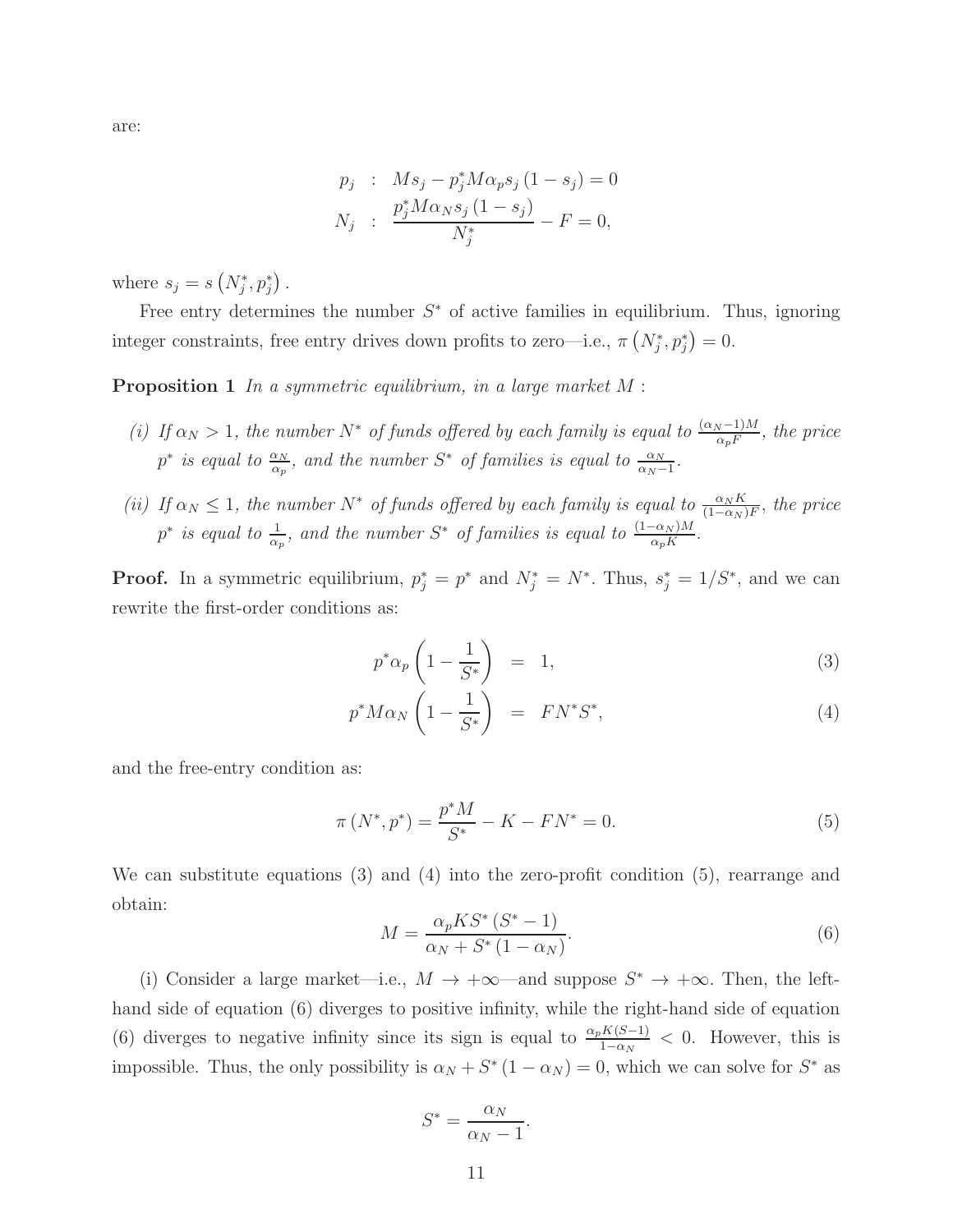are:

$$
\begin{aligned}
p_j &: \quad Ms_j - p_j^* M\alpha_p s_j (1 - s_j) = 0 \\
N_j &: \quad \frac{p_j^* M\alpha_N s_j (1 - s_j)}{N_j^*} - F = 0,
\end{aligned}
$$

where $s_j = s\left(N_j^*, p_j^*\right)$.

Free entry determines the number $S^*$ of active families in equilibrium. Thus, ignoring integer constraints, free entry drives down profits to zero—i.e., $\pi\left(N_j^*, p_j^*\right) = 0$.

**Proposition 1** *In a symmetric equilibrium, in a large market $M$ :*

*(i) If $\alpha_N > 1$, the number $N^*$ of funds offered by each family is equal to $\frac{(\alpha_N - 1)M}{\alpha_p F}$, the price $p^*$ is equal to $\frac{\alpha_N}{\alpha_p}$, and the number $S^*$ of families is equal to $\frac{\alpha_N}{\alpha_N - 1}$.*

*(ii) If $\alpha_N \leq 1$, the number $N^*$ of funds offered by each family is equal to $\frac{\alpha_N K}{(1-\alpha_N)F}$, the price $p^*$ is equal to $\frac{1}{\alpha_p}$, and the number $S^*$ of families is equal to $\frac{(1-\alpha_N)M}{\alpha_p K}$.*

**Proof.** In a symmetric equilibrium, $p_j^* = p^*$ and $N_j^* = N^*$. Thus, $s_j^* = 1/S^*$, and we can rewrite the first-order conditions as:

$$
p^* \alpha_p \left(1 - \frac{1}{S^*}\right) = 1, \tag{3}
$$

$$
p^* M \alpha_N \left(1 - \frac{1}{S^*}\right) = F N^* S^*, \tag{4}
$$

and the free-entry condition as:

$$
\pi\left(N^*, p^*\right) = \frac{p^* M}{S^*} - K - FN^* = 0. \tag{5}
$$

We can substitute equations (3) and (4) into the zero-profit condition (5), rearrange and obtain:

$$
M = \frac{\alpha_p K S^* \left(S^* - 1\right)}{\alpha_N + S^* \left(1 - \alpha_N\right)}. \tag{6}
$$

(i) Consider a large market—i.e., $M \to +\infty$—and suppose $S^* \to +\infty$. Then, the left-hand side of equation (6) diverges to positive infinity, while the right-hand side of equation (6) diverges to negative infinity since its sign is equal to $\frac{\alpha_p K(S-1)}{1-\alpha_N} < 0$. However, this is impossible. Thus, the only possibility is $\alpha_N + S^*(1 - \alpha_N) = 0$, which we can solve for $S^*$ as

$$
S^* = \frac{\alpha_N}{\alpha_N - 1}.
$$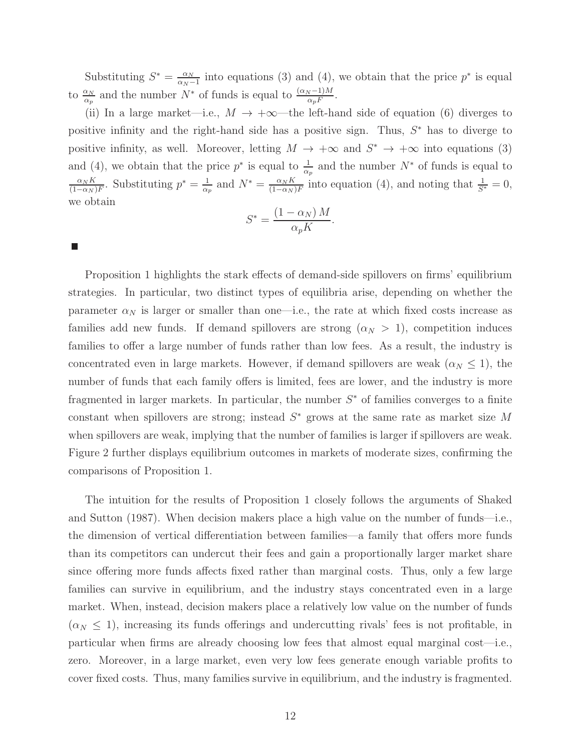Substituting $S^* = \frac{\alpha_N}{\alpha_N - 1}$ into equations (3) and (4), we obtain that the price $p^*$ is equal to $\frac{\alpha_N}{\alpha_p}$ and the number $N^*$ of funds is equal to $\frac{(\alpha_N - 1)M}{\alpha_p F}$.

(ii) In a large market—i.e., $M \to +\infty$—the left-hand side of equation (6) diverges to positive infinity and the right-hand side has a positive sign. Thus, $S^*$ has to diverge to positive infinity, as well. Moreover, letting $M \to +\infty$ and $S^* \to +\infty$ into equations (3) and (4), we obtain that the price $p^*$ is equal to $\frac{1}{\alpha_p}$ and the number $N^*$ of funds is equal to $\frac{\alpha_N K}{(1-\alpha_N)F}$. Substituting $p^* = \frac{1}{\alpha_p}$ and $N^* = \frac{\alpha_N K}{(1-\alpha_N)F}$ into equation (4), and noting that $\frac{1}{S^*} = 0$, we obtain

$$S^* = \frac{(1-\alpha_N) M}{\alpha_p K}.$$

■

Proposition 1 highlights the stark effects of demand-side spillovers on firms' equilibrium strategies. In particular, two distinct types of equilibria arise, depending on whether the parameter $\alpha_N$ is larger or smaller than one—i.e., the rate at which fixed costs increase as families add new funds. If demand spillovers are strong ($\alpha_N > 1$), competition induces families to offer a large number of funds rather than low fees. As a result, the industry is concentrated even in large markets. However, if demand spillovers are weak ($\alpha_N \leq 1$), the number of funds that each family offers is limited, fees are lower, and the industry is more fragmented in larger markets. In particular, the number $S^*$ of families converges to a finite constant when spillovers are strong; instead $S^*$ grows at the same rate as market size $M$ when spillovers are weak, implying that the number of families is larger if spillovers are weak. Figure 2 further displays equilibrium outcomes in markets of moderate sizes, confirming the comparisons of Proposition 1.

The intuition for the results of Proposition 1 closely follows the arguments of Shaked and Sutton (1987). When decision makers place a high value on the number of funds—i.e., the dimension of vertical differentiation between families—a family that offers more funds than its competitors can undercut their fees and gain a proportionally larger market share since offering more funds affects fixed rather than marginal costs. Thus, only a few large families can survive in equilibrium, and the industry stays concentrated even in a large market. When, instead, decision makers place a relatively low value on the number of funds ($\alpha_N \leq 1$), increasing its funds offerings and undercutting rivals' fees is not profitable, in particular when firms are already choosing low fees that almost equal marginal cost—i.e., zero. Moreover, in a large market, even very low fees generate enough variable profits to cover fixed costs. Thus, many families survive in equilibrium, and the industry is fragmented.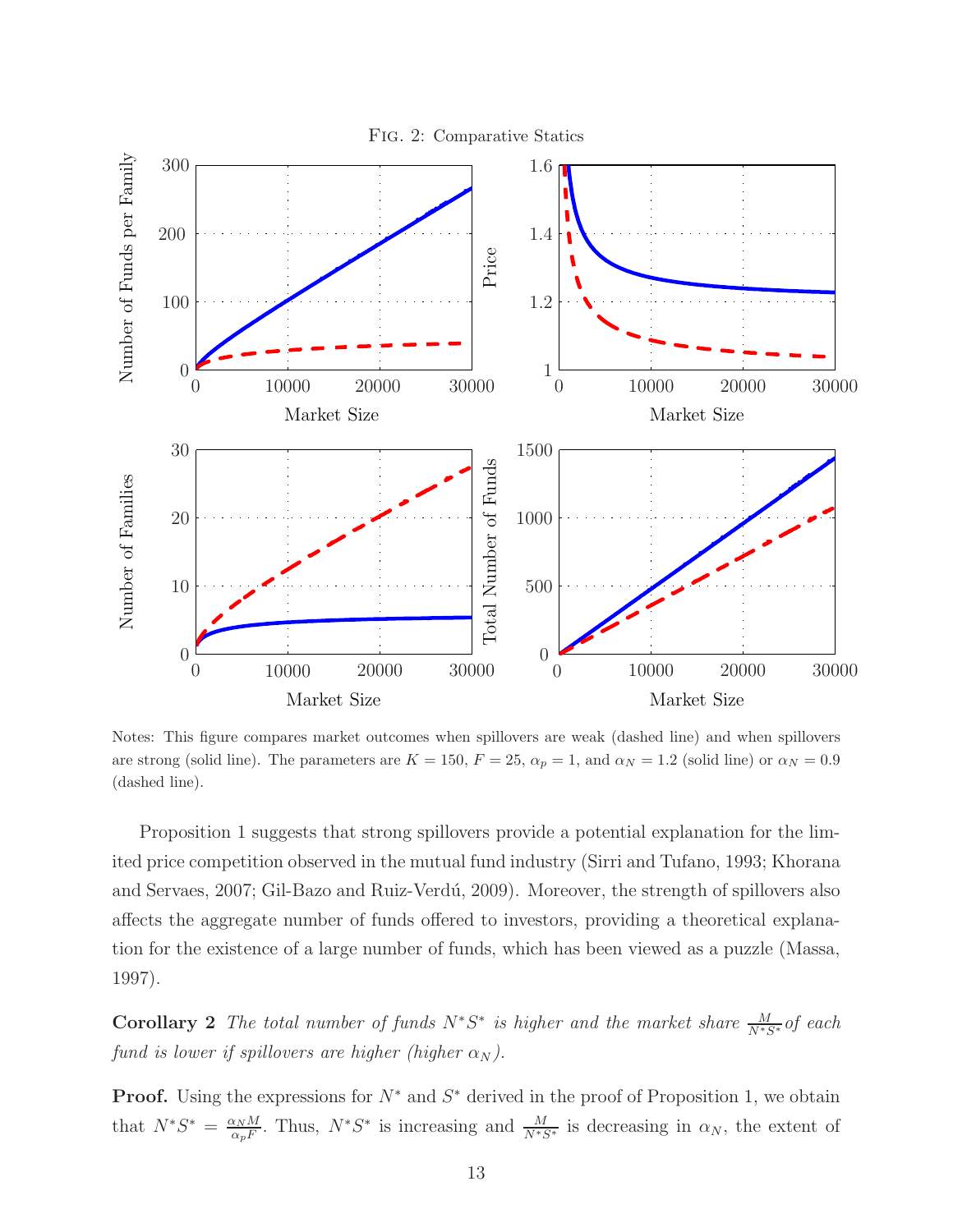Fig. 2: Comparative Statics

Notes: This figure compares market outcomes when spillovers are weak (dashed line) and when spillovers are strong (solid line). The parameters are $K = 150$, $F = 25$, $\alpha_p = 1$, and $\alpha_N = 1.2$ (solid line) or $\alpha_N = 0.9$ (dashed line).

Proposition 1 suggests that strong spillovers provide a potential explanation for the limited price competition observed in the mutual fund industry (Sirri and Tufano, 1993; Khorana and Servaes, 2007; Gil-Bazo and Ruiz-Verdú, 2009). Moreover, the strength of spillovers also affects the aggregate number of funds offered to investors, providing a theoretical explanation for the existence of a large number of funds, which has been viewed as a puzzle (Massa, 1997).

**Corollary 2** *The total number of funds $N^*S^*$ is higher and the market share $\frac{M}{N^*S^*}$ of each fund is lower if spillovers are higher (higher $\alpha_N$).*

**Proof.** Using the expressions for $N^*$ and $S^*$ derived in the proof of Proposition 1, we obtain that $N^*S^* = \frac{\alpha_N M}{\alpha_p F}$. Thus, $N^*S^*$ is increasing and $\frac{M}{N^*S^*}$ is decreasing in $\alpha_N$, the extent of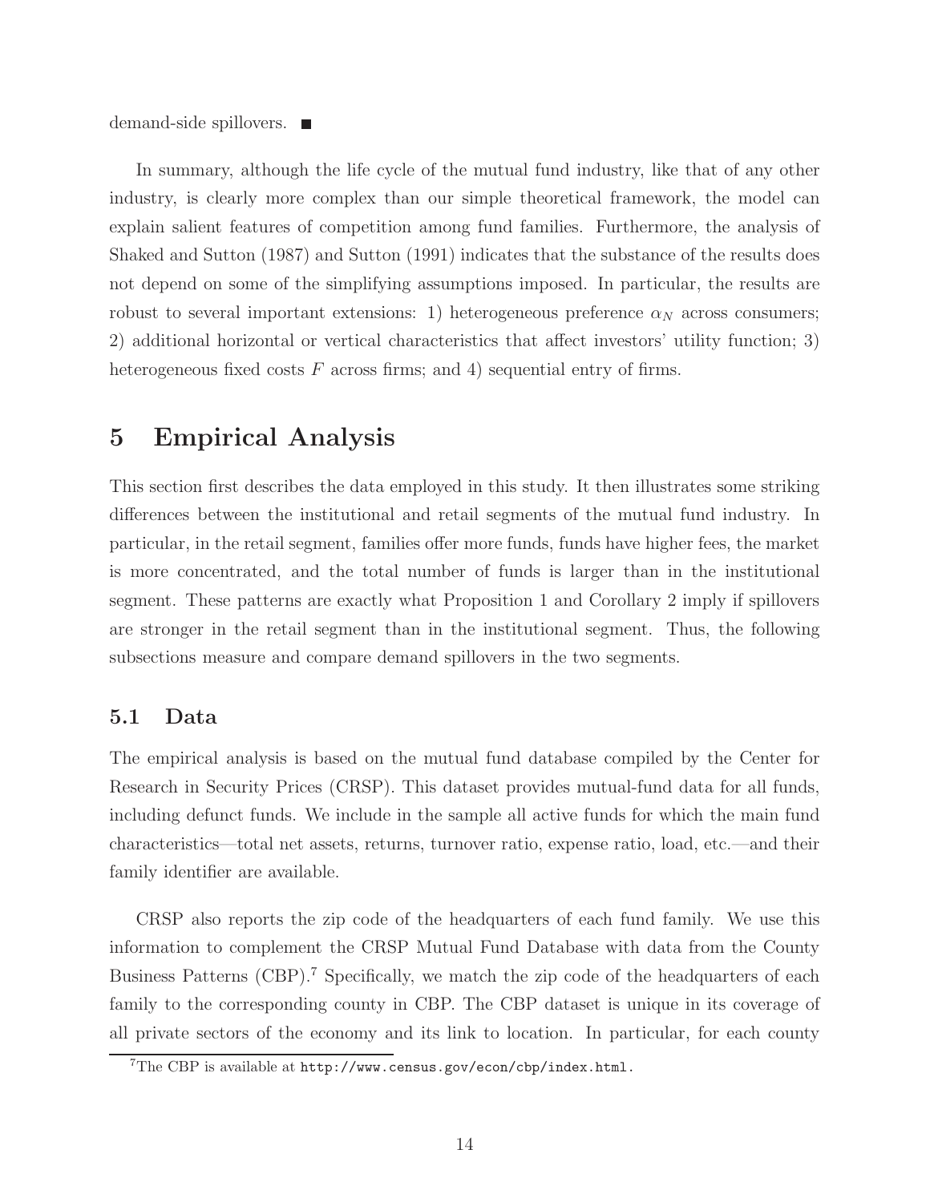demand-side spillovers. ■

In summary, although the life cycle of the mutual fund industry, like that of any other industry, is clearly more complex than our simple theoretical framework, the model can explain salient features of competition among fund families. Furthermore, the analysis of Shaked and Sutton (1987) and Sutton (1991) indicates that the substance of the results does not depend on some of the simplifying assumptions imposed. In particular, the results are robust to several important extensions: 1) heterogeneous preference $\alpha_N$ across consumers; 2) additional horizontal or vertical characteristics that affect investors' utility function; 3) heterogeneous fixed costs $F$ across firms; and 4) sequential entry of firms.

# 5 Empirical Analysis

This section first describes the data employed in this study. It then illustrates some striking differences between the institutional and retail segments of the mutual fund industry. In particular, in the retail segment, families offer more funds, funds have higher fees, the market is more concentrated, and the total number of funds is larger than in the institutional segment. These patterns are exactly what Proposition 1 and Corollary 2 imply if spillovers are stronger in the retail segment than in the institutional segment. Thus, the following subsections measure and compare demand spillovers in the two segments.

## 5.1 Data

The empirical analysis is based on the mutual fund database compiled by the Center for Research in Security Prices (CRSP). This dataset provides mutual-fund data for all funds, including defunct funds. We include in the sample all active funds for which the main fund characteristics—total net assets, returns, turnover ratio, expense ratio, load, etc.—and their family identifier are available.

CRSP also reports the zip code of the headquarters of each fund family. We use this information to complement the CRSP Mutual Fund Database with data from the County Business Patterns (CBP).[7] Specifically, we match the zip code of the headquarters of each family to the corresponding county in CBP. The CBP dataset is unique in its coverage of all private sectors of the economy and its link to location. In particular, for each county

[7] The CBP is available at http://www.census.gov/econ/cbp/index.html.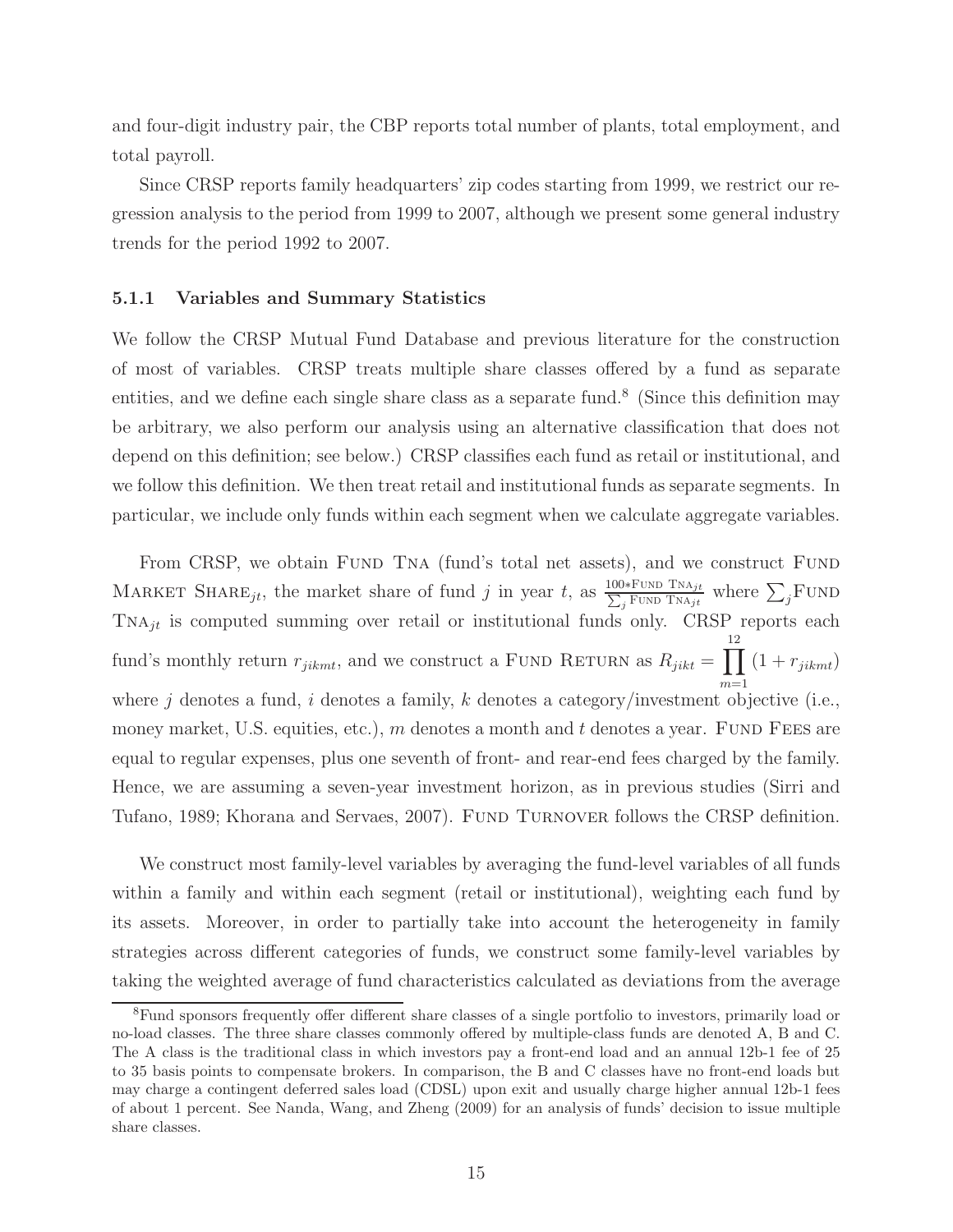and four-digit industry pair, the CBP reports total number of plants, total employment, and total payroll.

Since CRSP reports family headquarters' zip codes starting from 1999, we restrict our regression analysis to the period from 1999 to 2007, although we present some general industry trends for the period 1992 to 2007.

### 5.1.1 Variables and Summary Statistics

We follow the CRSP Mutual Fund Database and previous literature for the construction of most of variables. CRSP treats multiple share classes offered by a fund as separate entities, and we define each single share class as a separate fund.[8] (Since this definition may be arbitrary, we also perform our analysis using an alternative classification that does not depend on this definition; see below.) CRSP classifies each fund as retail or institutional, and we follow this definition. We then treat retail and institutional funds as separate segments. In particular, we include only funds within each segment when we calculate aggregate variables.

From CRSP, we obtain Fund Tna (fund's total net assets), and we construct Fund Market Share$_{jt}$, the market share of fund $j$ in year $t$, as $\frac{100 * \text{Fund Tna}_{jt}}{\sum_j \text{Fund Tna}_{jt}}$ where $\sum_j$Fund Tna$_{jt}$ is computed summing over retail or institutional funds only. CRSP reports each fund's monthly return $r_{jikmt}$, and we construct a Fund Return as $R_{jikt} = \prod_{m=1}^{12} (1 + r_{jikmt})$ where $j$ denotes a fund, $i$ denotes a family, $k$ denotes a category/investment objective (i.e., money market, U.S. equities, etc.), $m$ denotes a month and $t$ denotes a year. Fund Fees are equal to regular expenses, plus one seventh of front- and rear-end fees charged by the family. Hence, we are assuming a seven-year investment horizon, as in previous studies (Sirri and Tufano, 1989; Khorana and Servaes, 2007). Fund Turnover follows the CRSP definition.

We construct most family-level variables by averaging the fund-level variables of all funds within a family and within each segment (retail or institutional), weighting each fund by its assets. Moreover, in order to partially take into account the heterogeneity in family strategies across different categories of funds, we construct some family-level variables by taking the weighted average of fund characteristics calculated as deviations from the average

[8]Fund sponsors frequently offer different share classes of a single portfolio to investors, primarily load or no-load classes. The three share classes commonly offered by multiple-class funds are denoted A, B and C. The A class is the traditional class in which investors pay a front-end load and an annual 12b-1 fee of 25 to 35 basis points to compensate brokers. In comparison, the B and C classes have no front-end loads but may charge a contingent deferred sales load (CDSL) upon exit and usually charge higher annual 12b-1 fees of about 1 percent. See Nanda, Wang, and Zheng (2009) for an analysis of funds' decision to issue multiple share classes.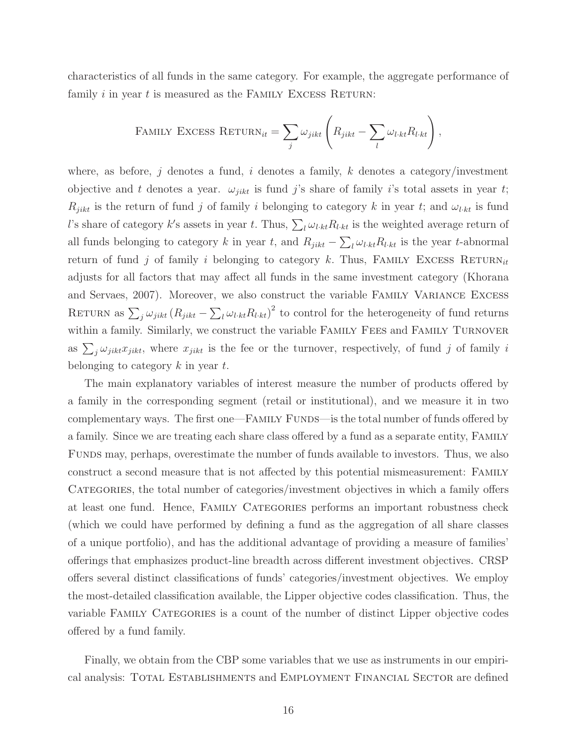characteristics of all funds in the same category. For example, the aggregate performance of family $i$ in year $t$ is measured as the Family Excess Return:

$$\text{Family Excess Return}_{it} = \sum_j \omega_{jikt} \left( R_{jikt} - \sum_l \omega_{l \cdot kt} R_{l \cdot kt} \right),$$

where, as before, $j$ denotes a fund, $i$ denotes a family, $k$ denotes a category/investment objective and $t$ denotes a year. $\omega_{jikt}$ is fund $j$'s share of family $i$'s total assets in year $t$; $R_{jikt}$ is the return of fund $j$ of family $i$ belonging to category $k$ in year $t$; and $\omega_{l \cdot kt}$ is fund $l$'s share of category $k$'s assets in year $t$. Thus, $\sum_l \omega_{l \cdot kt} R_{l \cdot kt}$ is the weighted average return of all funds belonging to category $k$ in year $t$, and $R_{jikt} - \sum_l \omega_{l \cdot kt} R_{l \cdot kt}$ is the year $t$-abnormal return of fund $j$ of family $i$ belonging to category $k$. Thus, Family Excess Return$_{it}$ adjusts for all factors that may affect all funds in the same investment category (Khorana and Servaes, 2007). Moreover, we also construct the variable Family Variance Excess Return as $\sum_j \omega_{jikt} \left( R_{jikt} - \sum_l \omega_{l \cdot kt} R_{l \cdot kt} \right)^2$ to control for the heterogeneity of fund returns within a family. Similarly, we construct the variable Family Fees and Family Turnover as $\sum_j \omega_{jikt} x_{jikt}$, where $x_{jikt}$ is the fee or the turnover, respectively, of fund $j$ of family $i$ belonging to category $k$ in year $t$.

The main explanatory variables of interest measure the number of products offered by a family in the corresponding segment (retail or institutional), and we measure it in two complementary ways. The first one—Family Funds—is the total number of funds offered by a family. Since we are treating each share class offered by a fund as a separate entity, Family Funds may, perhaps, overestimate the number of funds available to investors. Thus, we also construct a second measure that is not affected by this potential mismeasurement: Family Categories, the total number of categories/investment objectives in which a family offers at least one fund. Hence, Family Categories performs an important robustness check (which we could have performed by defining a fund as the aggregation of all share classes of a unique portfolio), and has the additional advantage of providing a measure of families' offerings that emphasizes product-line breadth across different investment objectives. CRSP offers several distinct classifications of funds' categories/investment objectives. We employ the most-detailed classification available, the Lipper objective codes classification. Thus, the variable Family Categories is a count of the number of distinct Lipper objective codes offered by a fund family.

Finally, we obtain from the CBP some variables that we use as instruments in our empirical analysis: Total Establishments and Employment Financial Sector are defined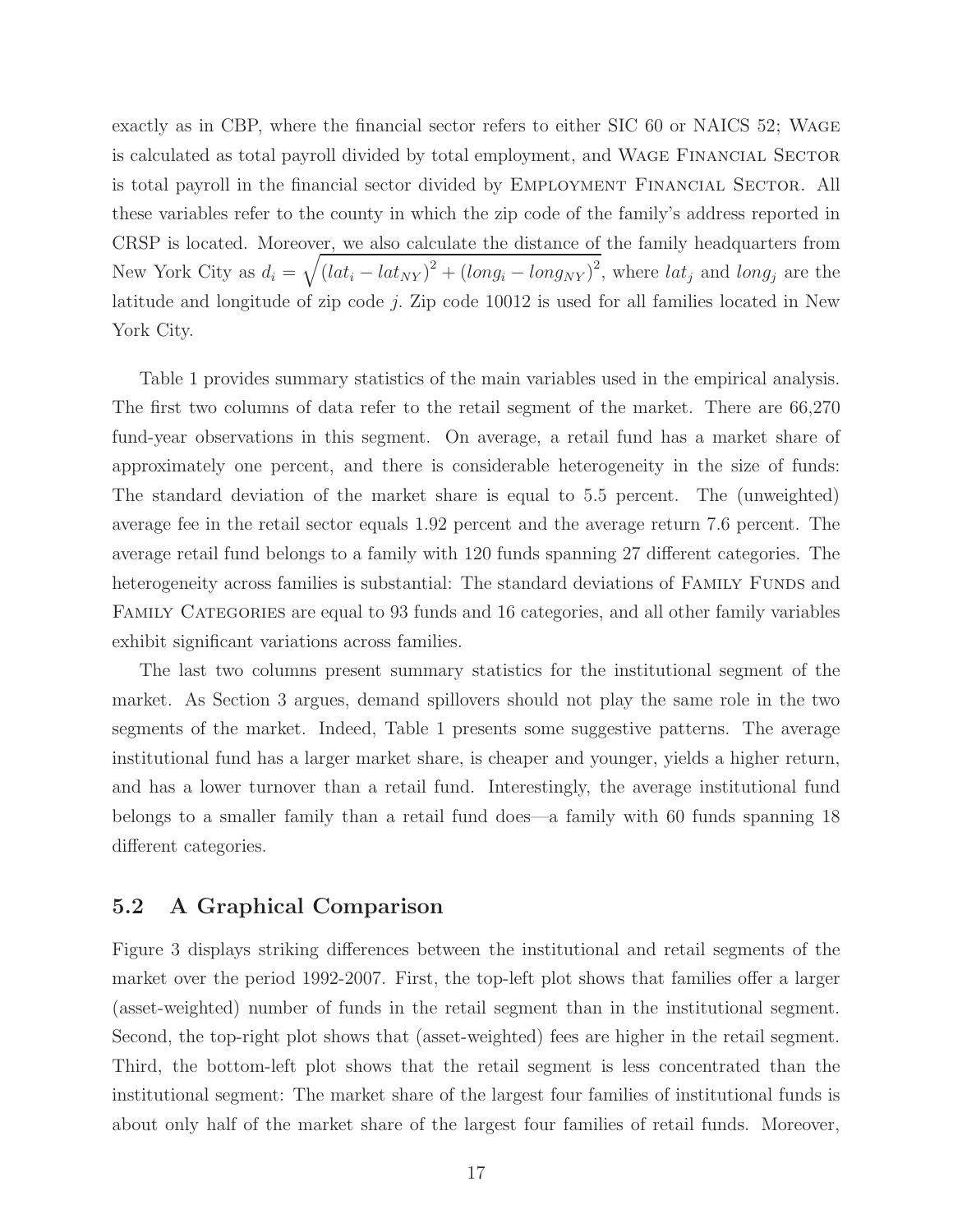exactly as in CBP, where the financial sector refers to either SIC 60 or NAICS 52; Wage is calculated as total payroll divided by total employment, and Wage Financial Sector is total payroll in the financial sector divided by Employment Financial Sector. All these variables refer to the county in which the zip code of the family's address reported in CRSP is located. Moreover, we also calculate the distance of the family headquarters from New York City as $d_i = \sqrt{(lat_i - lat_{NY})^2 + (long_i - long_{NY})^2}$, where $lat_j$ and $long_j$ are the latitude and longitude of zip code $j$. Zip code 10012 is used for all families located in New York City.

Table 1 provides summary statistics of the main variables used in the empirical analysis. The first two columns of data refer to the retail segment of the market. There are 66,270 fund-year observations in this segment. On average, a retail fund has a market share of approximately one percent, and there is considerable heterogeneity in the size of funds: The standard deviation of the market share is equal to 5.5 percent. The (unweighted) average fee in the retail sector equals 1.92 percent and the average return 7.6 percent. The average retail fund belongs to a family with 120 funds spanning 27 different categories. The heterogeneity across families is substantial: The standard deviations of Family Funds and Family Categories are equal to 93 funds and 16 categories, and all other family variables exhibit significant variations across families.

The last two columns present summary statistics for the institutional segment of the market. As Section 3 argues, demand spillovers should not play the same role in the two segments of the market. Indeed, Table 1 presents some suggestive patterns. The average institutional fund has a larger market share, is cheaper and younger, yields a higher return, and has a lower turnover than a retail fund. Interestingly, the average institutional fund belongs to a smaller family than a retail fund does—a family with 60 funds spanning 18 different categories.

## 5.2 A Graphical Comparison

Figure 3 displays striking differences between the institutional and retail segments of the market over the period 1992-2007. First, the top-left plot shows that families offer a larger (asset-weighted) number of funds in the retail segment than in the institutional segment. Second, the top-right plot shows that (asset-weighted) fees are higher in the retail segment. Third, the bottom-left plot shows that the retail segment is less concentrated than the institutional segment: The market share of the largest four families of institutional funds is about only half of the market share of the largest four families of retail funds. Moreover,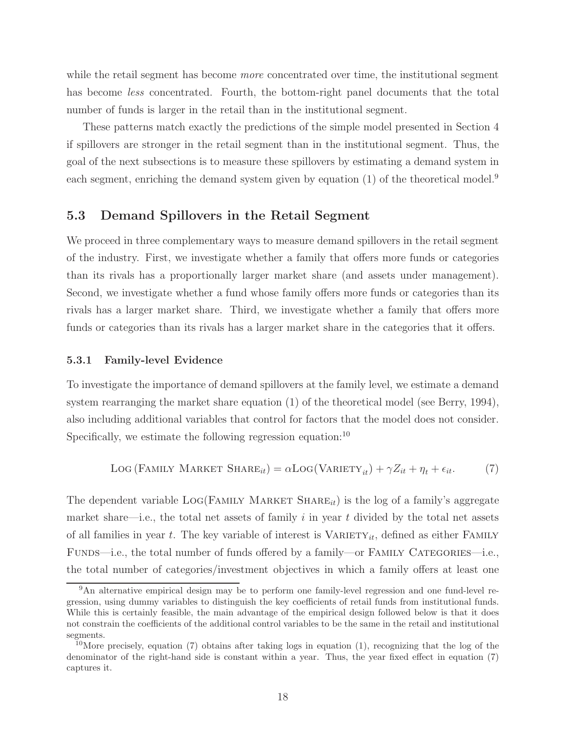while the retail segment has become *more* concentrated over time, the institutional segment has become *less* concentrated. Fourth, the bottom-right panel documents that the total number of funds is larger in the retail than in the institutional segment.

These patterns match exactly the predictions of the simple model presented in Section 4 if spillovers are stronger in the retail segment than in the institutional segment. Thus, the goal of the next subsections is to measure these spillovers by estimating a demand system in each segment, enriching the demand system given by equation (1) of the theoretical model.[9]

## 5.3 Demand Spillovers in the Retail Segment

We proceed in three complementary ways to measure demand spillovers in the retail segment of the industry. First, we investigate whether a family that offers more funds or categories than its rivals has a proportionally larger market share (and assets under management). Second, we investigate whether a fund whose family offers more funds or categories than its rivals has a larger market share. Third, we investigate whether a family that offers more funds or categories than its rivals has a larger market share in the categories that it offers.

### 5.3.1 Family-level Evidence

To investigate the importance of demand spillovers at the family level, we estimate a demand system rearranging the market share equation (1) of the theoretical model (see Berry, 1994), also including additional variables that control for factors that the model does not consider. Specifically, we estimate the following regression equation:[10]

$$\textsc{Log}\left(\textsc{Family Market Share}_{it}\right) = \alpha \textsc{Log}(\textsc{Variety}_{it}) + \gamma Z_{it} + \eta_t + \epsilon_{it}. \tag{7}$$

The dependent variable $\textsc{Log}(\textsc{Family Market Share}_{it})$ is the log of a family's aggregate market share—i.e., the total net assets of family $i$ in year $t$ divided by the total net assets of all families in year $t$. The key variable of interest is $\textsc{Variety}_{it}$, defined as either Family Funds—i.e., the total number of funds offered by a family—or Family Categories—i.e., the total number of categories/investment objectives in which a family offers at least one

[9] An alternative empirical design may be to perform one family-level regression and one fund-level regression, using dummy variables to distinguish the key coefficients of retail funds from institutional funds. While this is certainly feasible, the main advantage of the empirical design followed below is that it does not constrain the coefficients of the additional control variables to be the same in the retail and institutional segments.

[10] More precisely, equation (7) obtains after taking logs in equation (1), recognizing that the log of the denominator of the right-hand side is constant within a year. Thus, the year fixed effect in equation (7) captures it.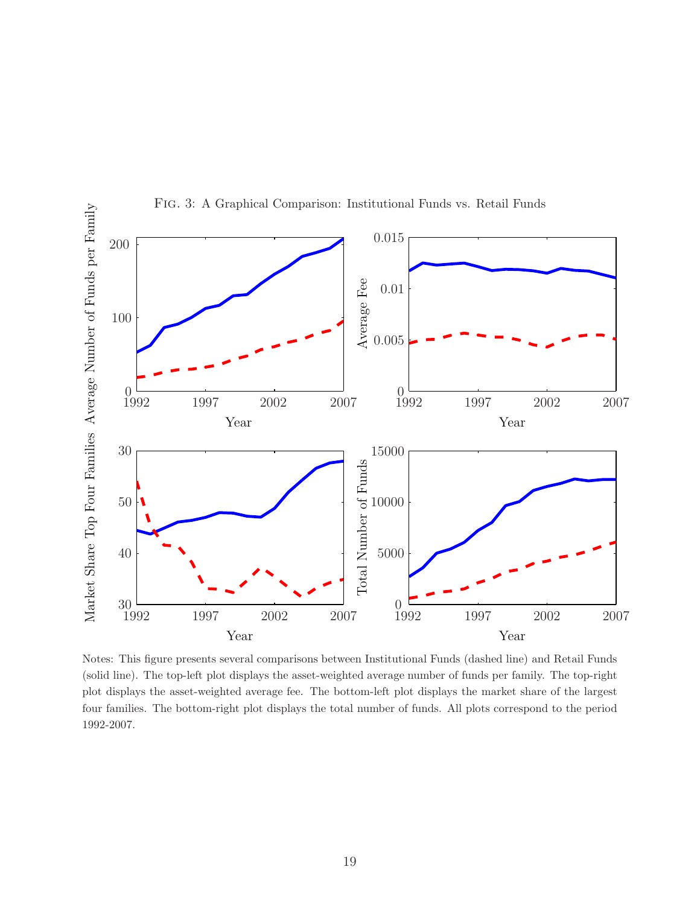Fig. 3: A Graphical Comparison: Institutional Funds vs. Retail Funds

Notes: This figure presents several comparisons between Institutional Funds (dashed line) and Retail Funds (solid line). The top-left plot displays the asset-weighted average number of funds per family. The top-right plot displays the asset-weighted average fee. The bottom-left plot displays the market share of the largest four families. The bottom-right plot displays the total number of funds. All plots correspond to the period 1992-2007.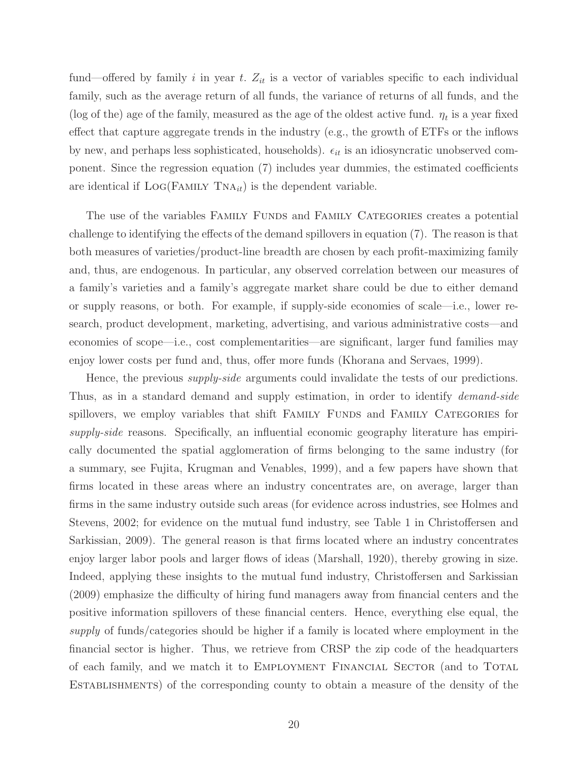fund—offered by family $i$ in year $t$. $Z_{it}$ is a vector of variables specific to each individual family, such as the average return of all funds, the variance of returns of all funds, and the (log of the) age of the family, measured as the age of the oldest active fund. $\eta_t$ is a year fixed effect that capture aggregate trends in the industry (e.g., the growth of ETFs or the inflows by new, and perhaps less sophisticated, households). $\epsilon_{it}$ is an idiosyncratic unobserved component. Since the regression equation (7) includes year dummies, the estimated coefficients are identical if $\text{Log}(\text{Family Tna}_{it})$ is the dependent variable.

The use of the variables Family Funds and Family Categories creates a potential challenge to identifying the effects of the demand spillovers in equation (7). The reason is that both measures of varieties/product-line breadth are chosen by each profit-maximizing family and, thus, are endogenous. In particular, any observed correlation between our measures of a family's varieties and a family's aggregate market share could be due to either demand or supply reasons, or both. For example, if supply-side economies of scale—i.e., lower research, product development, marketing, advertising, and various administrative costs—and economies of scope—i.e., cost complementarities—are significant, larger fund families may enjoy lower costs per fund and, thus, offer more funds (Khorana and Servaes, 1999).

Hence, the previous *supply-side* arguments could invalidate the tests of our predictions. Thus, as in a standard demand and supply estimation, in order to identify *demand-side* spillovers, we employ variables that shift Family Funds and Family Categories for *supply-side* reasons. Specifically, an influential economic geography literature has empirically documented the spatial agglomeration of firms belonging to the same industry (for a summary, see Fujita, Krugman and Venables, 1999), and a few papers have shown that firms located in these areas where an industry concentrates are, on average, larger than firms in the same industry outside such areas (for evidence across industries, see Holmes and Stevens, 2002; for evidence on the mutual fund industry, see Table 1 in Christoffersen and Sarkissian, 2009). The general reason is that firms located where an industry concentrates enjoy larger labor pools and larger flows of ideas (Marshall, 1920), thereby growing in size. Indeed, applying these insights to the mutual fund industry, Christoffersen and Sarkissian (2009) emphasize the difficulty of hiring fund managers away from financial centers and the positive information spillovers of these financial centers. Hence, everything else equal, the *supply* of funds/categories should be higher if a family is located where employment in the financial sector is higher. Thus, we retrieve from CRSP the zip code of the headquarters of each family, and we match it to Employment Financial Sector (and to Total Establishments) of the corresponding county to obtain a measure of the density of the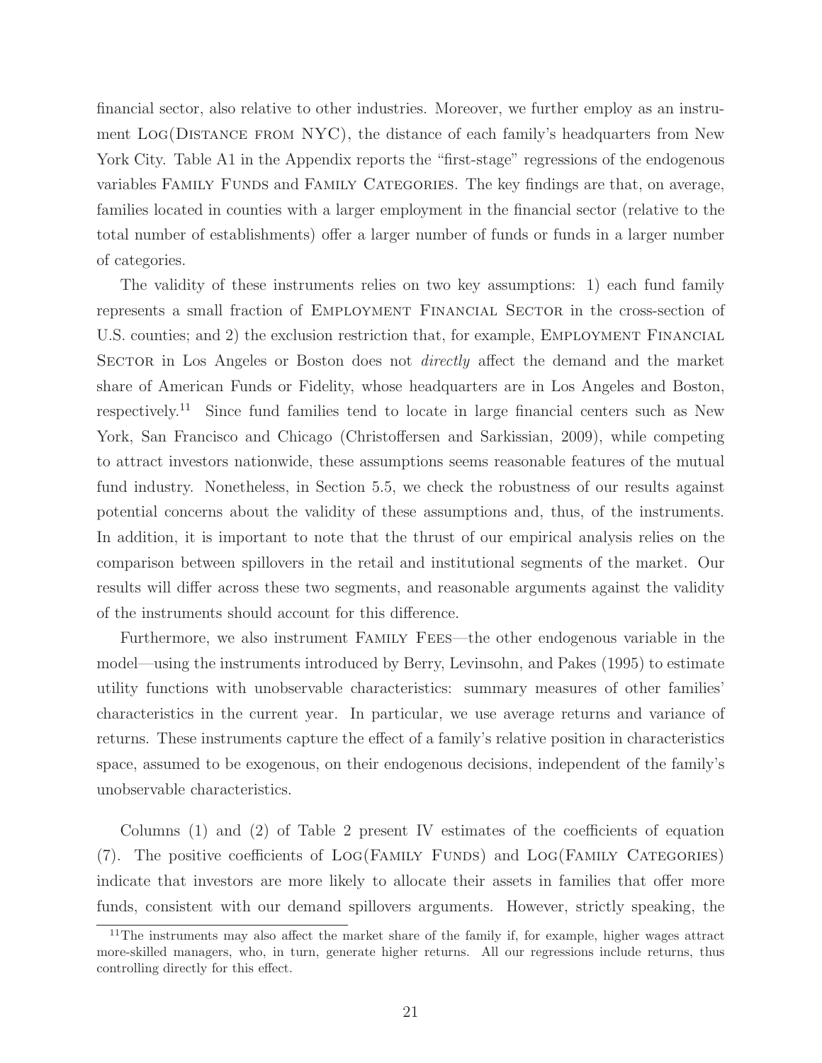financial sector, also relative to other industries. Moreover, we further employ as an instrument Log(Distance from NYC), the distance of each family's headquarters from New York City. Table A1 in the Appendix reports the "first-stage" regressions of the endogenous variables Family Funds and Family Categories. The key findings are that, on average, families located in counties with a larger employment in the financial sector (relative to the total number of establishments) offer a larger number of funds or funds in a larger number of categories.

The validity of these instruments relies on two key assumptions: 1) each fund family represents a small fraction of Employment Financial Sector in the cross-section of U.S. counties; and 2) the exclusion restriction that, for example, Employment Financial Sector in Los Angeles or Boston does not *directly* affect the demand and the market share of American Funds or Fidelity, whose headquarters are in Los Angeles and Boston, respectively.[11] Since fund families tend to locate in large financial centers such as New York, San Francisco and Chicago (Christoffersen and Sarkissian, 2009), while competing to attract investors nationwide, these assumptions seems reasonable features of the mutual fund industry. Nonetheless, in Section 5.5, we check the robustness of our results against potential concerns about the validity of these assumptions and, thus, of the instruments. In addition, it is important to note that the thrust of our empirical analysis relies on the comparison between spillovers in the retail and institutional segments of the market. Our results will differ across these two segments, and reasonable arguments against the validity of the instruments should account for this difference.

Furthermore, we also instrument Family Fees—the other endogenous variable in the model—using the instruments introduced by Berry, Levinsohn, and Pakes (1995) to estimate utility functions with unobservable characteristics: summary measures of other families' characteristics in the current year. In particular, we use average returns and variance of returns. These instruments capture the effect of a family's relative position in characteristics space, assumed to be exogenous, on their endogenous decisions, independent of the family's unobservable characteristics.

Columns (1) and (2) of Table 2 present IV estimates of the coefficients of equation (7). The positive coefficients of Log(Family Funds) and Log(Family Categories) indicate that investors are more likely to allocate their assets in families that offer more funds, consistent with our demand spillovers arguments. However, strictly speaking, the

[11] The instruments may also affect the market share of the family if, for example, higher wages attract more-skilled managers, who, in turn, generate higher returns. All our regressions include returns, thus controlling directly for this effect.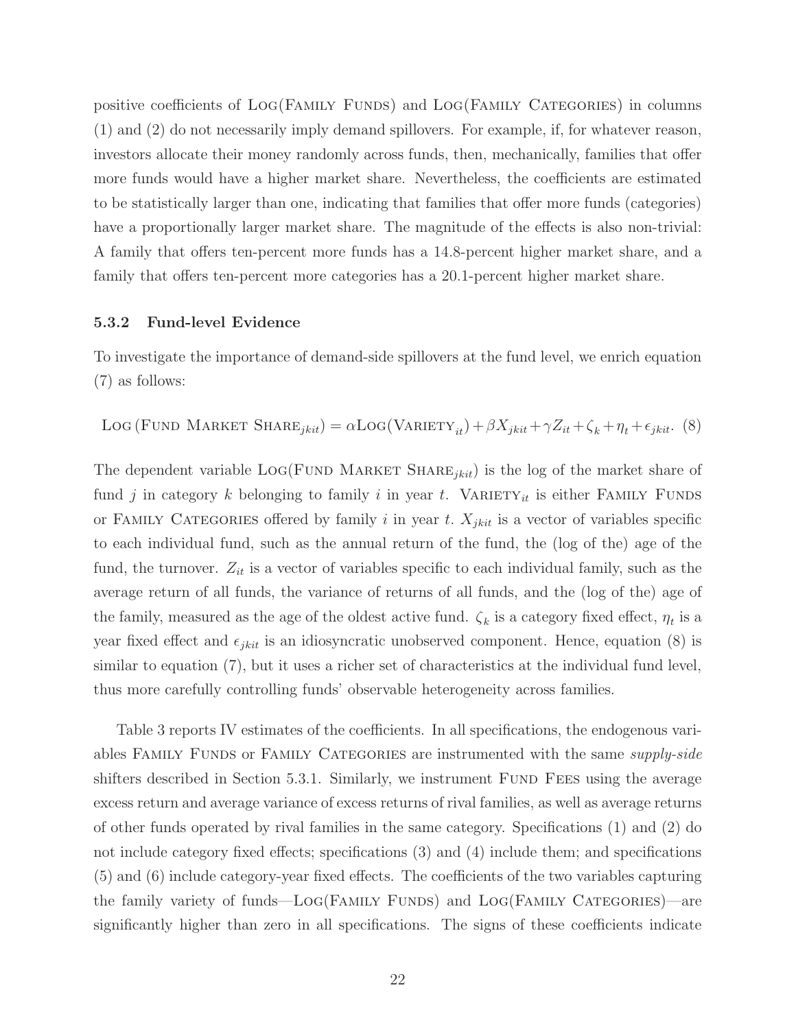positive coefficients of Log(Family Funds) and Log(Family Categories) in columns (1) and (2) do not necessarily imply demand spillovers. For example, if, for whatever reason, investors allocate their money randomly across funds, then, mechanically, families that offer more funds would have a higher market share. Nevertheless, the coefficients are estimated to be statistically larger than one, indicating that families that offer more funds (categories) have a proportionally larger market share. The magnitude of the effects is also non-trivial: A family that offers ten-percent more funds has a 14.8-percent higher market share, and a family that offers ten-percent more categories has a 20.1-percent higher market share.

### 5.3.2 Fund-level Evidence

To investigate the importance of demand-side spillovers at the fund level, we enrich equation (7) as follows:

$$\text{Log}\left(\text{Fund Market Share}_{jkit}\right) = \alpha \text{Log}(\text{Variety}_{it}) + \beta X_{jkit} + \gamma Z_{it} + \zeta_k + \eta_t + \epsilon_{jkit}. \quad (8)$$

The dependent variable Log(Fund Market Share$_{jkit}$) is the log of the market share of fund $j$ in category $k$ belonging to family $i$ in year $t$. Variety$_{it}$ is either Family Funds or Family Categories offered by family $i$ in year $t$. $X_{jkit}$ is a vector of variables specific to each individual fund, such as the annual return of the fund, the (log of the) age of the fund, the turnover. $Z_{it}$ is a vector of variables specific to each individual family, such as the average return of all funds, the variance of returns of all funds, and the (log of the) age of the family, measured as the age of the oldest active fund. $\zeta_k$ is a category fixed effect, $\eta_t$ is a year fixed effect and $\epsilon_{jkit}$ is an idiosyncratic unobserved component. Hence, equation (8) is similar to equation (7), but it uses a richer set of characteristics at the individual fund level, thus more carefully controlling funds' observable heterogeneity across families.

Table 3 reports IV estimates of the coefficients. In all specifications, the endogenous variables Family Funds or Family Categories are instrumented with the same *supply-side* shifters described in Section 5.3.1. Similarly, we instrument Fund Fees using the average excess return and average variance of excess returns of rival families, as well as average returns of other funds operated by rival families in the same category. Specifications (1) and (2) do not include category fixed effects; specifications (3) and (4) include them; and specifications (5) and (6) include category-year fixed effects. The coefficients of the two variables capturing the family variety of funds—Log(Family Funds) and Log(Family Categories)—are significantly higher than zero in all specifications. The signs of these coefficients indicate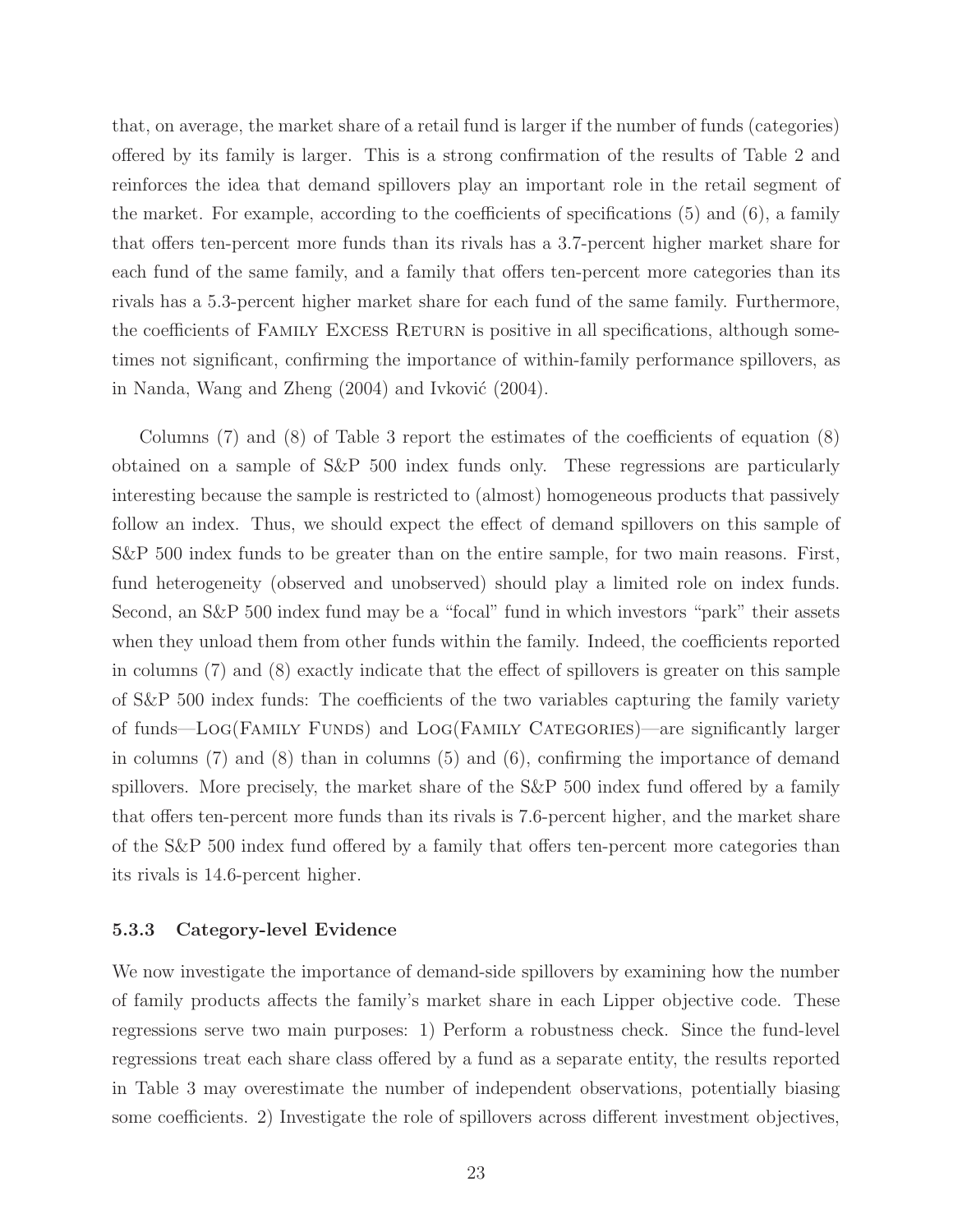that, on average, the market share of a retail fund is larger if the number of funds (categories) offered by its family is larger. This is a strong confirmation of the results of Table 2 and reinforces the idea that demand spillovers play an important role in the retail segment of the market. For example, according to the coefficients of specifications (5) and (6), a family that offers ten-percent more funds than its rivals has a 3.7-percent higher market share for each fund of the same family, and a family that offers ten-percent more categories than its rivals has a 5.3-percent higher market share for each fund of the same family. Furthermore, the coefficients of Family Excess Return is positive in all specifications, although sometimes not significant, confirming the importance of within-family performance spillovers, as in Nanda, Wang and Zheng (2004) and Ivković (2004).

Columns (7) and (8) of Table 3 report the estimates of the coefficients of equation (8) obtained on a sample of S&P 500 index funds only. These regressions are particularly interesting because the sample is restricted to (almost) homogeneous products that passively follow an index. Thus, we should expect the effect of demand spillovers on this sample of S&P 500 index funds to be greater than on the entire sample, for two main reasons. First, fund heterogeneity (observed and unobserved) should play a limited role on index funds. Second, an S&P 500 index fund may be a "focal" fund in which investors "park" their assets when they unload them from other funds within the family. Indeed, the coefficients reported in columns (7) and (8) exactly indicate that the effect of spillovers is greater on this sample of S&P 500 index funds: The coefficients of the two variables capturing the family variety of funds—Log(Family Funds) and Log(Family Categories)—are significantly larger in columns (7) and (8) than in columns (5) and (6), confirming the importance of demand spillovers. More precisely, the market share of the S&P 500 index fund offered by a family that offers ten-percent more funds than its rivals is 7.6-percent higher, and the market share of the S&P 500 index fund offered by a family that offers ten-percent more categories than its rivals is 14.6-percent higher.

### 5.3.3 Category-level Evidence

We now investigate the importance of demand-side spillovers by examining how the number of family products affects the family's market share in each Lipper objective code. These regressions serve two main purposes: 1) Perform a robustness check. Since the fund-level regressions treat each share class offered by a fund as a separate entity, the results reported in Table 3 may overestimate the number of independent observations, potentially biasing some coefficients. 2) Investigate the role of spillovers across different investment objectives,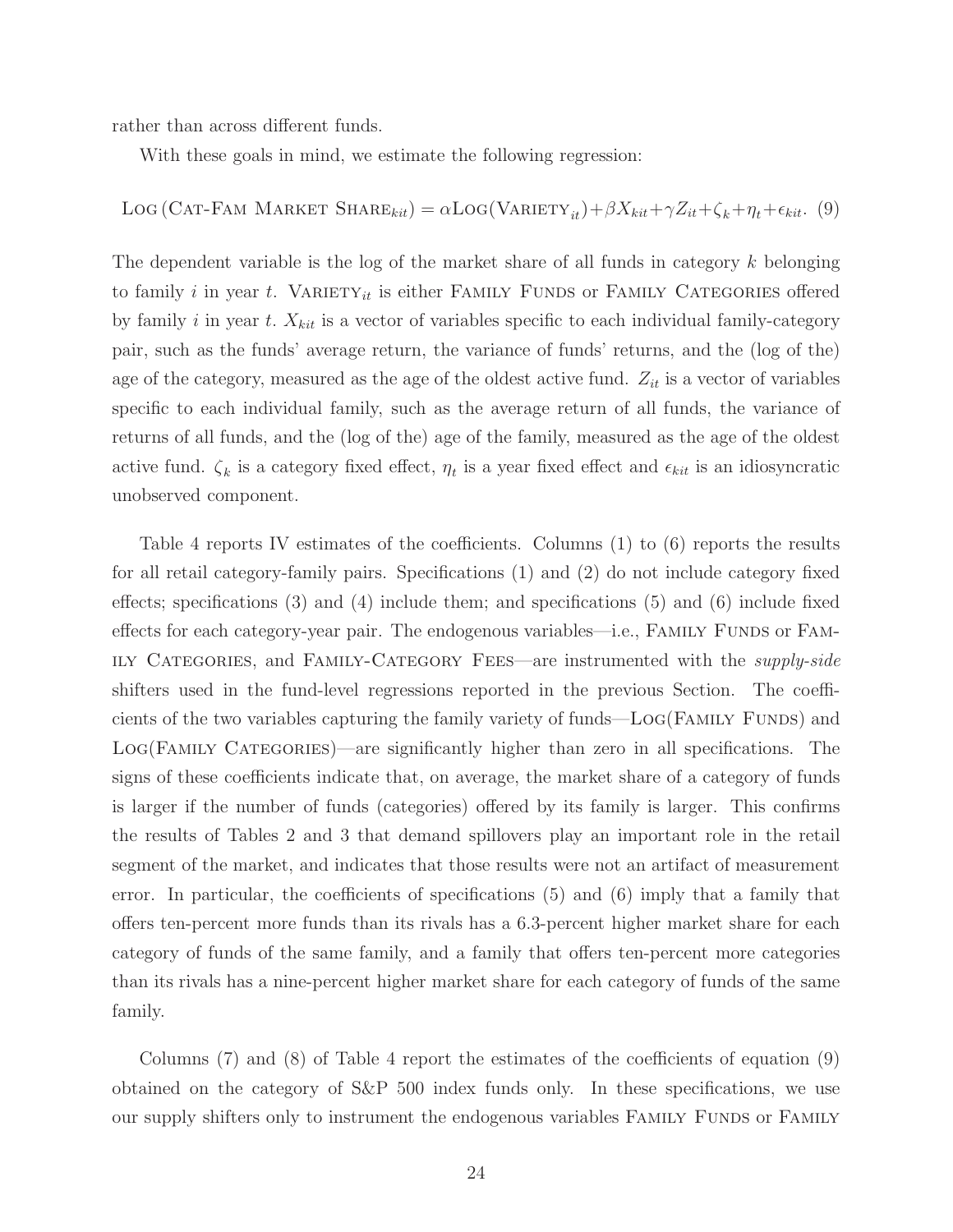rather than across different funds.

With these goals in mind, we estimate the following regression:

$$\text{Log}\left(\text{Cat-Fam Market Share}_{kit}\right) = \alpha \text{Log}(\text{Variety}_{it}) + \beta X_{kit} + \gamma Z_{it} + \zeta_k + \eta_t + \epsilon_{kit}. \quad (9)$$

The dependent variable is the log of the market share of all funds in category $k$ belonging to family $i$ in year $t$. $\text{Variety}_{it}$ is either Family Funds or Family Categories offered by family $i$ in year $t$. $X_{kit}$ is a vector of variables specific to each individual family-category pair, such as the funds' average return, the variance of funds' returns, and the (log of the) age of the category, measured as the age of the oldest active fund. $Z_{it}$ is a vector of variables specific to each individual family, such as the average return of all funds, the variance of returns of all funds, and the (log of the) age of the family, measured as the age of the oldest active fund. $\zeta_k$ is a category fixed effect, $\eta_t$ is a year fixed effect and $\epsilon_{kit}$ is an idiosyncratic unobserved component.

Table 4 reports IV estimates of the coefficients. Columns (1) to (6) reports the results for all retail category-family pairs. Specifications (1) and (2) do not include category fixed effects; specifications (3) and (4) include them; and specifications (5) and (6) include fixed effects for each category-year pair. The endogenous variables—i.e., Family Funds or Family Categories, and Family-Category Fees—are instrumented with the *supply-side* shifters used in the fund-level regressions reported in the previous Section. The coefficients of the two variables capturing the family variety of funds—Log(Family Funds) and Log(Family Categories)—are significantly higher than zero in all specifications. The signs of these coefficients indicate that, on average, the market share of a category of funds is larger if the number of funds (categories) offered by its family is larger. This confirms the results of Tables 2 and 3 that demand spillovers play an important role in the retail segment of the market, and indicates that those results were not an artifact of measurement error. In particular, the coefficients of specifications (5) and (6) imply that a family that offers ten-percent more funds than its rivals has a 6.3-percent higher market share for each category of funds of the same family, and a family that offers ten-percent more categories than its rivals has a nine-percent higher market share for each category of funds of the same family.

Columns (7) and (8) of Table 4 report the estimates of the coefficients of equation (9) obtained on the category of S&P 500 index funds only. In these specifications, we use our supply shifters only to instrument the endogenous variables Family Funds or Family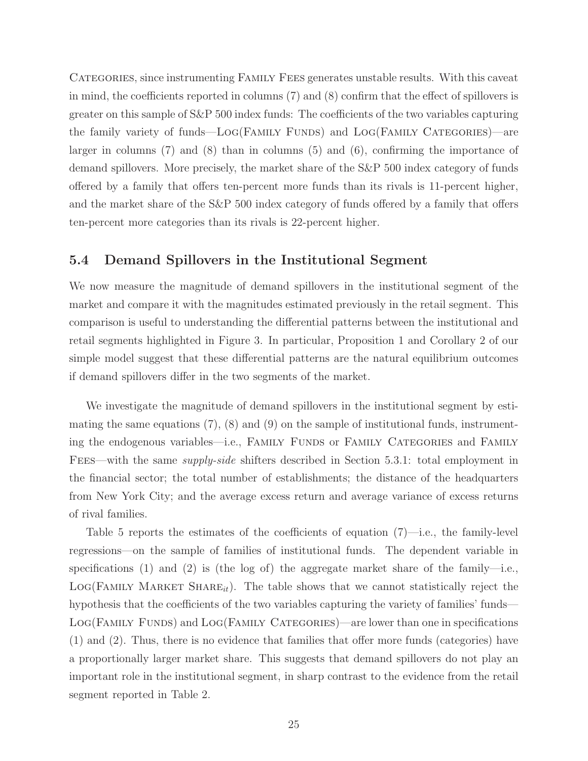Categories, since instrumenting Family Fees generates unstable results. With this caveat in mind, the coefficients reported in columns (7) and (8) confirm that the effect of spillovers is greater on this sample of S&P 500 index funds: The coefficients of the two variables capturing the family variety of funds—Log(Family Funds) and Log(Family Categories)—are larger in columns (7) and (8) than in columns (5) and (6), confirming the importance of demand spillovers. More precisely, the market share of the S&P 500 index category of funds offered by a family that offers ten-percent more funds than its rivals is 11-percent higher, and the market share of the S&P 500 index category of funds offered by a family that offers ten-percent more categories than its rivals is 22-percent higher.

## 5.4 Demand Spillovers in the Institutional Segment

We now measure the magnitude of demand spillovers in the institutional segment of the market and compare it with the magnitudes estimated previously in the retail segment. This comparison is useful to understanding the differential patterns between the institutional and retail segments highlighted in Figure 3. In particular, Proposition 1 and Corollary 2 of our simple model suggest that these differential patterns are the natural equilibrium outcomes if demand spillovers differ in the two segments of the market.

We investigate the magnitude of demand spillovers in the institutional segment by estimating the same equations (7), (8) and (9) on the sample of institutional funds, instrumenting the endogenous variables—i.e., Family Funds or Family Categories and Family Fees—with the same *supply-side* shifters described in Section 5.3.1: total employment in the financial sector; the total number of establishments; the distance of the headquarters from New York City; and the average excess return and average variance of excess returns of rival families.

Table 5 reports the estimates of the coefficients of equation (7)—i.e., the family-level regressions—on the sample of families of institutional funds. The dependent variable in specifications (1) and (2) is (the log of) the aggregate market share of the family—i.e., Log(Family Market Share$_{it}$). The table shows that we cannot statistically reject the hypothesis that the coefficients of the two variables capturing the variety of families' funds—Log(Family Funds) and Log(Family Categories)—are lower than one in specifications (1) and (2). Thus, there is no evidence that families that offer more funds (categories) have a proportionally larger market share. This suggests that demand spillovers do not play an important role in the institutional segment, in sharp contrast to the evidence from the retail segment reported in Table 2.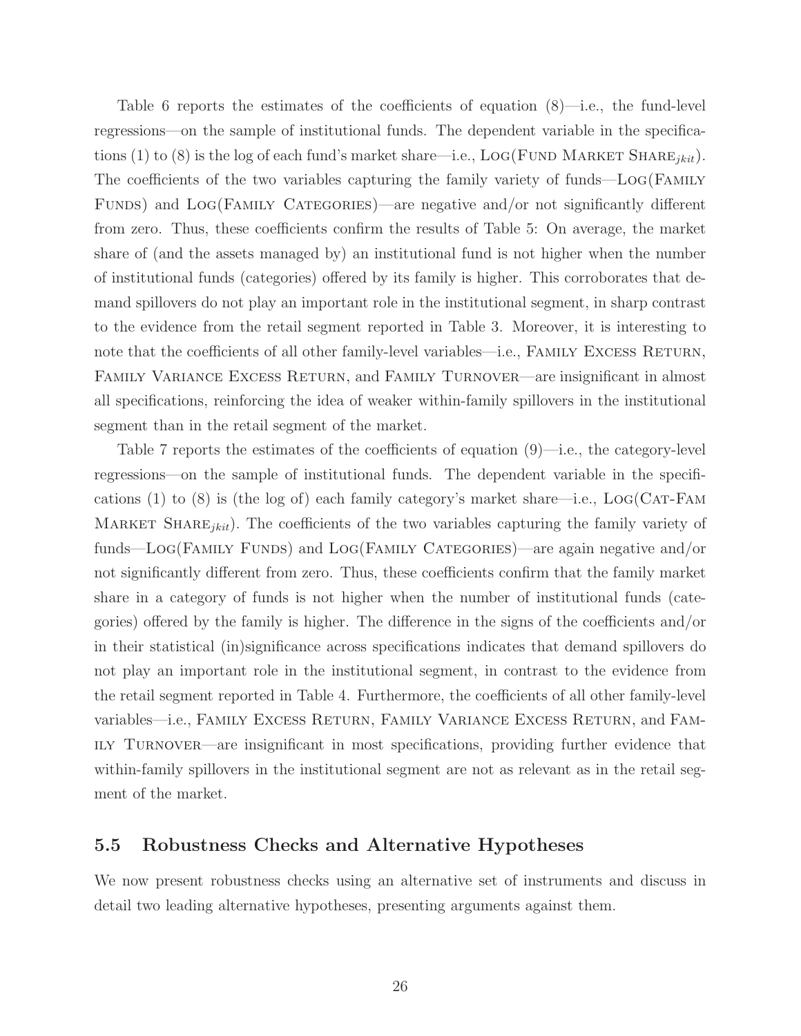Table 6 reports the estimates of the coefficients of equation (8)—i.e., the fund-level regressions—on the sample of institutional funds. The dependent variable in the specifications (1) to (8) is the log of each fund's market share—i.e., LOG(FUND MARKET SHARE$_{jkit}$). The coefficients of the two variables capturing the family variety of funds—LOG(FAMILY FUNDS) and LOG(FAMILY CATEGORIES)—are negative and/or not significantly different from zero. Thus, these coefficients confirm the results of Table 5: On average, the market share of (and the assets managed by) an institutional fund is not higher when the number of institutional funds (categories) offered by its family is higher. This corroborates that demand spillovers do not play an important role in the institutional segment, in sharp contrast to the evidence from the retail segment reported in Table 3. Moreover, it is interesting to note that the coefficients of all other family-level variables—i.e., FAMILY EXCESS RETURN, FAMILY VARIANCE EXCESS RETURN, and FAMILY TURNOVER—are insignificant in almost all specifications, reinforcing the idea of weaker within-family spillovers in the institutional segment than in the retail segment of the market.

Table 7 reports the estimates of the coefficients of equation (9)—i.e., the category-level regressions—on the sample of institutional funds. The dependent variable in the specifications (1) to (8) is (the log of) each family category's market share—i.e., LOG(CAT-FAM MARKET SHARE$_{jkit}$). The coefficients of the two variables capturing the family variety of funds—LOG(FAMILY FUNDS) and LOG(FAMILY CATEGORIES)—are again negative and/or not significantly different from zero. Thus, these coefficients confirm that the family market share in a category of funds is not higher when the number of institutional funds (categories) offered by the family is higher. The difference in the signs of the coefficients and/or in their statistical (in)significance across specifications indicates that demand spillovers do not play an important role in the institutional segment, in contrast to the evidence from the retail segment reported in Table 4. Furthermore, the coefficients of all other family-level variables—i.e., FAMILY EXCESS RETURN, FAMILY VARIANCE EXCESS RETURN, and FAMILY TURNOVER—are insignificant in most specifications, providing further evidence that within-family spillovers in the institutional segment are not as relevant as in the retail segment of the market.

## 5.5 Robustness Checks and Alternative Hypotheses

We now present robustness checks using an alternative set of instruments and discuss in detail two leading alternative hypotheses, presenting arguments against them.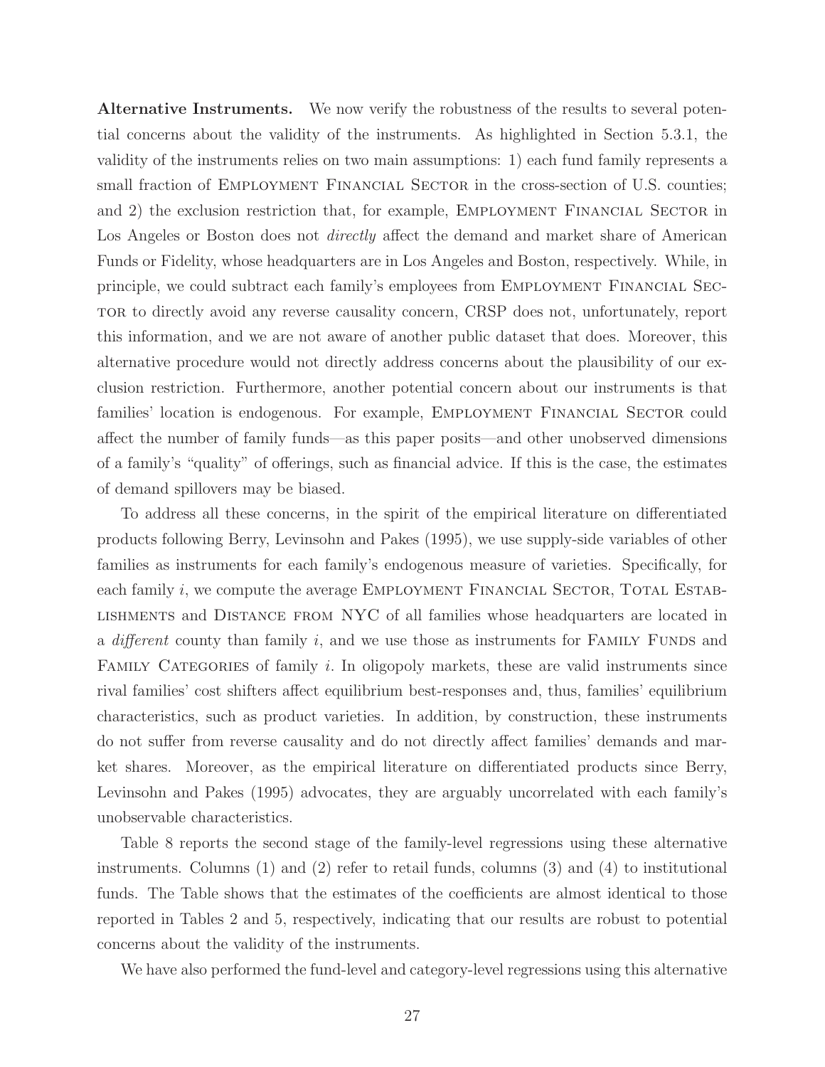**Alternative Instruments.** We now verify the robustness of the results to several potential concerns about the validity of the instruments. As highlighted in Section 5.3.1, the validity of the instruments relies on two main assumptions: 1) each fund family represents a small fraction of Employment Financial Sector in the cross-section of U.S. counties; and 2) the exclusion restriction that, for example, Employment Financial Sector in Los Angeles or Boston does not *directly* affect the demand and market share of American Funds or Fidelity, whose headquarters are in Los Angeles and Boston, respectively. While, in principle, we could subtract each family's employees from Employment Financial Sector to directly avoid any reverse causality concern, CRSP does not, unfortunately, report this information, and we are not aware of another public dataset that does. Moreover, this alternative procedure would not directly address concerns about the plausibility of our exclusion restriction. Furthermore, another potential concern about our instruments is that families' location is endogenous. For example, Employment Financial Sector could affect the number of family funds—as this paper posits—and other unobserved dimensions of a family's "quality" of offerings, such as financial advice. If this is the case, the estimates of demand spillovers may be biased.

To address all these concerns, in the spirit of the empirical literature on differentiated products following Berry, Levinsohn and Pakes (1995), we use supply-side variables of other families as instruments for each family's endogenous measure of varieties. Specifically, for each family $i$, we compute the average Employment Financial Sector, Total Establishments and Distance from NYC of all families whose headquarters are located in a *different* county than family $i$, and we use those as instruments for Family Funds and Family Categories of family $i$. In oligopoly markets, these are valid instruments since rival families' cost shifters affect equilibrium best-responses and, thus, families' equilibrium characteristics, such as product varieties. In addition, by construction, these instruments do not suffer from reverse causality and do not directly affect families' demands and market shares. Moreover, as the empirical literature on differentiated products since Berry, Levinsohn and Pakes (1995) advocates, they are arguably uncorrelated with each family's unobservable characteristics.

Table 8 reports the second stage of the family-level regressions using these alternative instruments. Columns (1) and (2) refer to retail funds, columns (3) and (4) to institutional funds. The Table shows that the estimates of the coefficients are almost identical to those reported in Tables 2 and 5, respectively, indicating that our results are robust to potential concerns about the validity of the instruments.

We have also performed the fund-level and category-level regressions using this alternative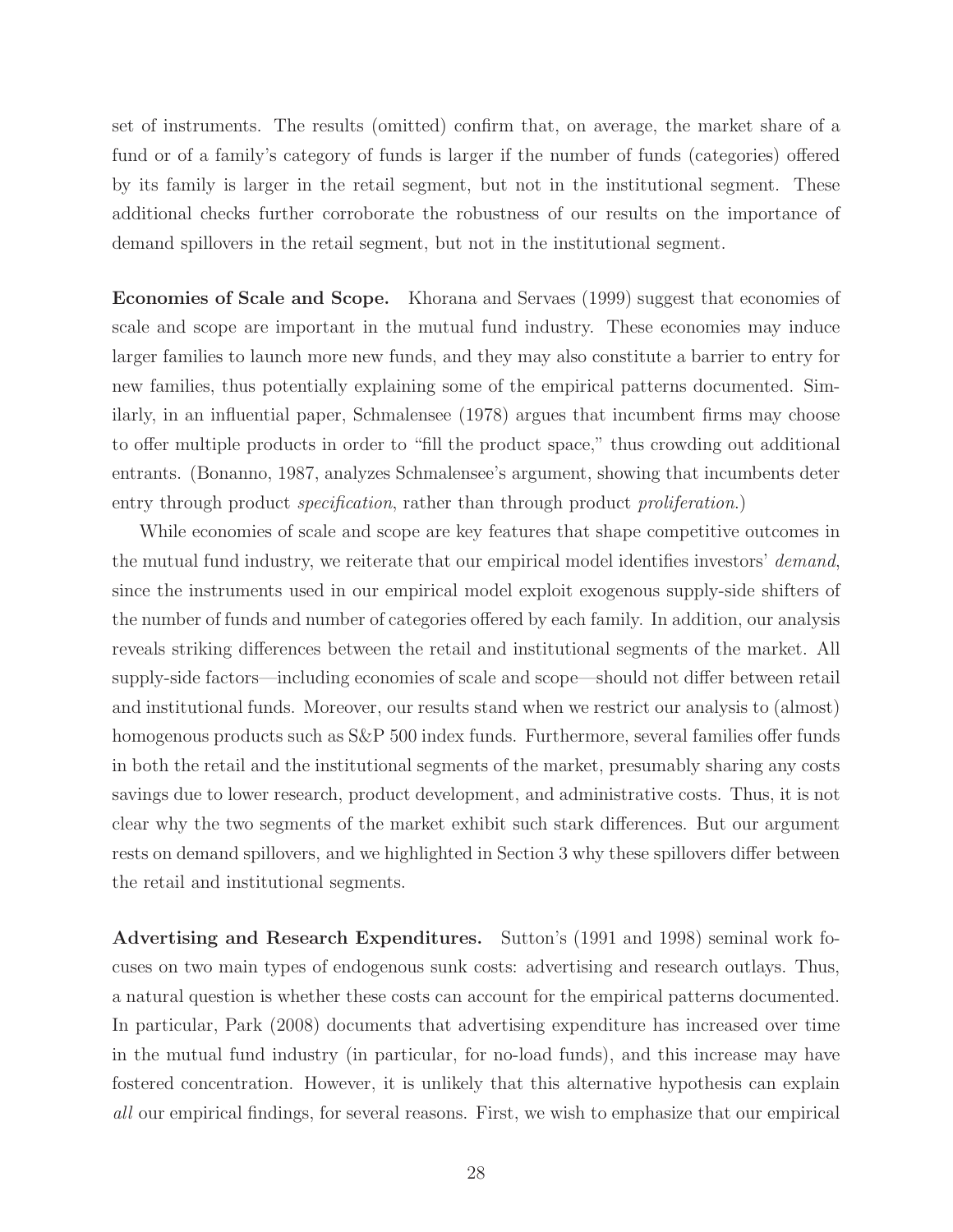set of instruments. The results (omitted) confirm that, on average, the market share of a fund or of a family's category of funds is larger if the number of funds (categories) offered by its family is larger in the retail segment, but not in the institutional segment. These additional checks further corroborate the robustness of our results on the importance of demand spillovers in the retail segment, but not in the institutional segment.

**Economies of Scale and Scope.** Khorana and Servaes (1999) suggest that economies of scale and scope are important in the mutual fund industry. These economies may induce larger families to launch more new funds, and they may also constitute a barrier to entry for new families, thus potentially explaining some of the empirical patterns documented. Similarly, in an influential paper, Schmalensee (1978) argues that incumbent firms may choose to offer multiple products in order to "fill the product space," thus crowding out additional entrants. (Bonanno, 1987, analyzes Schmalensee's argument, showing that incumbents deter entry through product *specification*, rather than through product *proliferation*.)

While economies of scale and scope are key features that shape competitive outcomes in the mutual fund industry, we reiterate that our empirical model identifies investors' *demand*, since the instruments used in our empirical model exploit exogenous supply-side shifters of the number of funds and number of categories offered by each family. In addition, our analysis reveals striking differences between the retail and institutional segments of the market. All supply-side factors—including economies of scale and scope—should not differ between retail and institutional funds. Moreover, our results stand when we restrict our analysis to (almost) homogenous products such as S&P 500 index funds. Furthermore, several families offer funds in both the retail and the institutional segments of the market, presumably sharing any costs savings due to lower research, product development, and administrative costs. Thus, it is not clear why the two segments of the market exhibit such stark differences. But our argument rests on demand spillovers, and we highlighted in Section 3 why these spillovers differ between the retail and institutional segments.

**Advertising and Research Expenditures.** Sutton's (1991 and 1998) seminal work focuses on two main types of endogenous sunk costs: advertising and research outlays. Thus, a natural question is whether these costs can account for the empirical patterns documented. In particular, Park (2008) documents that advertising expenditure has increased over time in the mutual fund industry (in particular, for no-load funds), and this increase may have fostered concentration. However, it is unlikely that this alternative hypothesis can explain *all* our empirical findings, for several reasons. First, we wish to emphasize that our empirical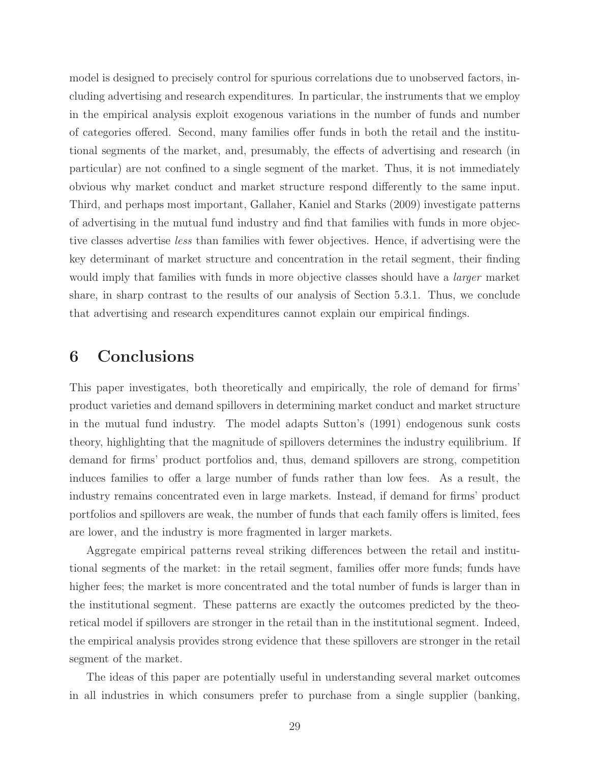model is designed to precisely control for spurious correlations due to unobserved factors, including advertising and research expenditures. In particular, the instruments that we employ in the empirical analysis exploit exogenous variations in the number of funds and number of categories offered. Second, many families offer funds in both the retail and the institutional segments of the market, and, presumably, the effects of advertising and research (in particular) are not confined to a single segment of the market. Thus, it is not immediately obvious why market conduct and market structure respond differently to the same input. Third, and perhaps most important, Gallaher, Kaniel and Starks (2009) investigate patterns of advertising in the mutual fund industry and find that families with funds in more objective classes advertise *less* than families with fewer objectives. Hence, if advertising were the key determinant of market structure and concentration in the retail segment, their finding would imply that families with funds in more objective classes should have a *larger* market share, in sharp contrast to the results of our analysis of Section 5.3.1. Thus, we conclude that advertising and research expenditures cannot explain our empirical findings.

# 6 Conclusions

This paper investigates, both theoretically and empirically, the role of demand for firms' product varieties and demand spillovers in determining market conduct and market structure in the mutual fund industry. The model adapts Sutton's (1991) endogenous sunk costs theory, highlighting that the magnitude of spillovers determines the industry equilibrium. If demand for firms' product portfolios and, thus, demand spillovers are strong, competition induces families to offer a large number of funds rather than low fees. As a result, the industry remains concentrated even in large markets. Instead, if demand for firms' product portfolios and spillovers are weak, the number of funds that each family offers is limited, fees are lower, and the industry is more fragmented in larger markets.

Aggregate empirical patterns reveal striking differences between the retail and institutional segments of the market: in the retail segment, families offer more funds; funds have higher fees; the market is more concentrated and the total number of funds is larger than in the institutional segment. These patterns are exactly the outcomes predicted by the theoretical model if spillovers are stronger in the retail than in the institutional segment. Indeed, the empirical analysis provides strong evidence that these spillovers are stronger in the retail segment of the market.

The ideas of this paper are potentially useful in understanding several market outcomes in all industries in which consumers prefer to purchase from a single supplier (banking,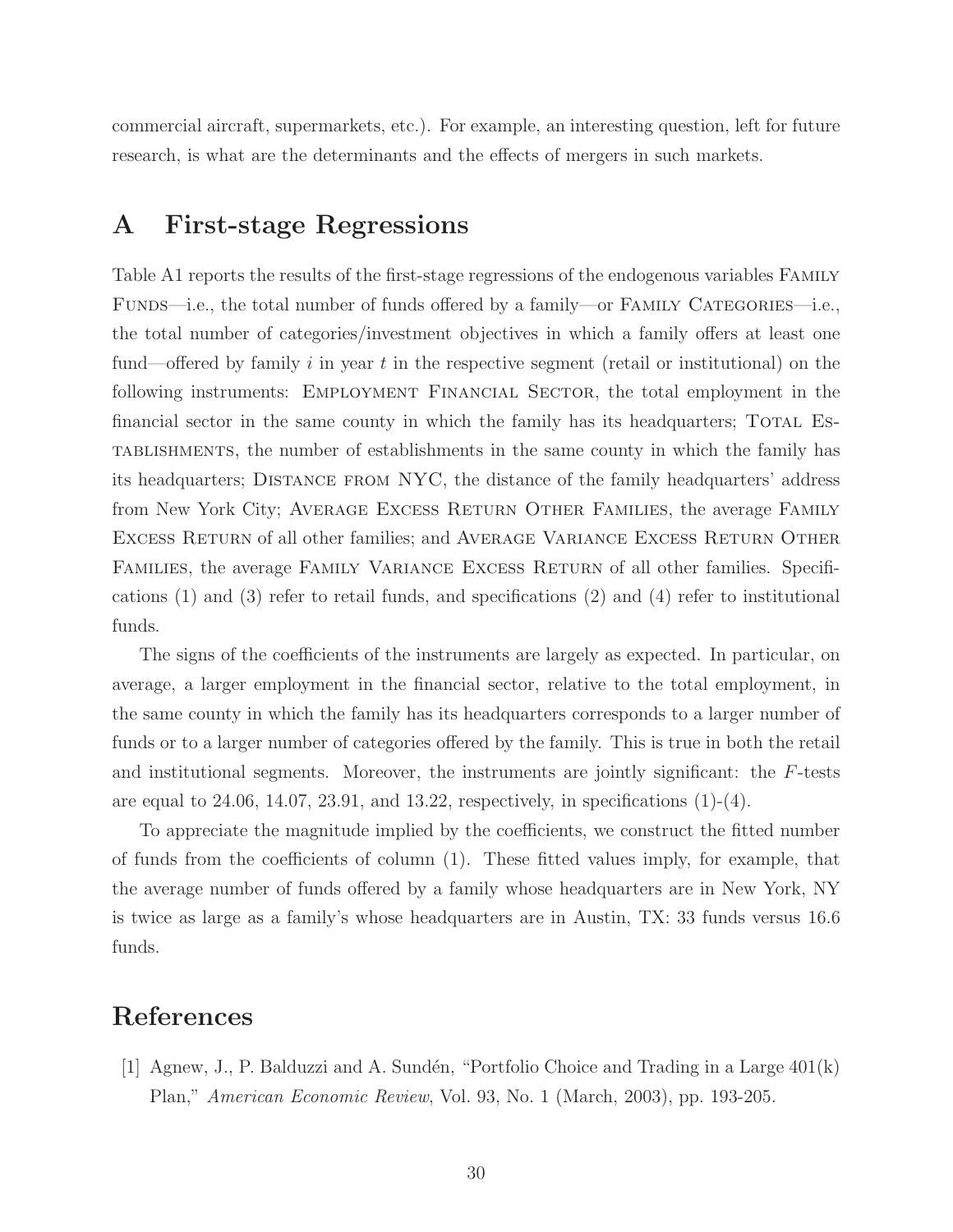commercial aircraft, supermarkets, etc.). For example, an interesting question, left for future research, is what are the determinants and the effects of mergers in such markets.

# A First-stage Regressions

Table A1 reports the results of the first-stage regressions of the endogenous variables Family Funds—i.e., the total number of funds offered by a family—or Family Categories—i.e., the total number of categories/investment objectives in which a family offers at least one fund—offered by family $i$ in year $t$ in the respective segment (retail or institutional) on the following instruments: Employment Financial Sector, the total employment in the financial sector in the same county in which the family has its headquarters; Total Establishments, the number of establishments in the same county in which the family has its headquarters; Distance from NYC, the distance of the family headquarters' address from New York City; Average Excess Return Other Families, the average Family Excess Return of all other families; and Average Variance Excess Return Other Families, the average Family Variance Excess Return of all other families. Specifications (1) and (3) refer to retail funds, and specifications (2) and (4) refer to institutional funds.

The signs of the coefficients of the instruments are largely as expected. In particular, on average, a larger employment in the financial sector, relative to the total employment, in the same county in which the family has its headquarters corresponds to a larger number of funds or to a larger number of categories offered by the family. This is true in both the retail and institutional segments. Moreover, the instruments are jointly significant: the $F$-tests are equal to 24.06, 14.07, 23.91, and 13.22, respectively, in specifications (1)-(4).

To appreciate the magnitude implied by the coefficients, we construct the fitted number of funds from the coefficients of column (1). These fitted values imply, for example, that the average number of funds offered by a family whose headquarters are in New York, NY is twice as large as a family's whose headquarters are in Austin, TX: 33 funds versus 16.6 funds.

# References

[1] Agnew, J., P. Balduzzi and A. Sundén, "Portfolio Choice and Trading in a Large 401(k) Plan," *American Economic Review*, Vol. 93, No. 1 (March, 2003), pp. 193-205.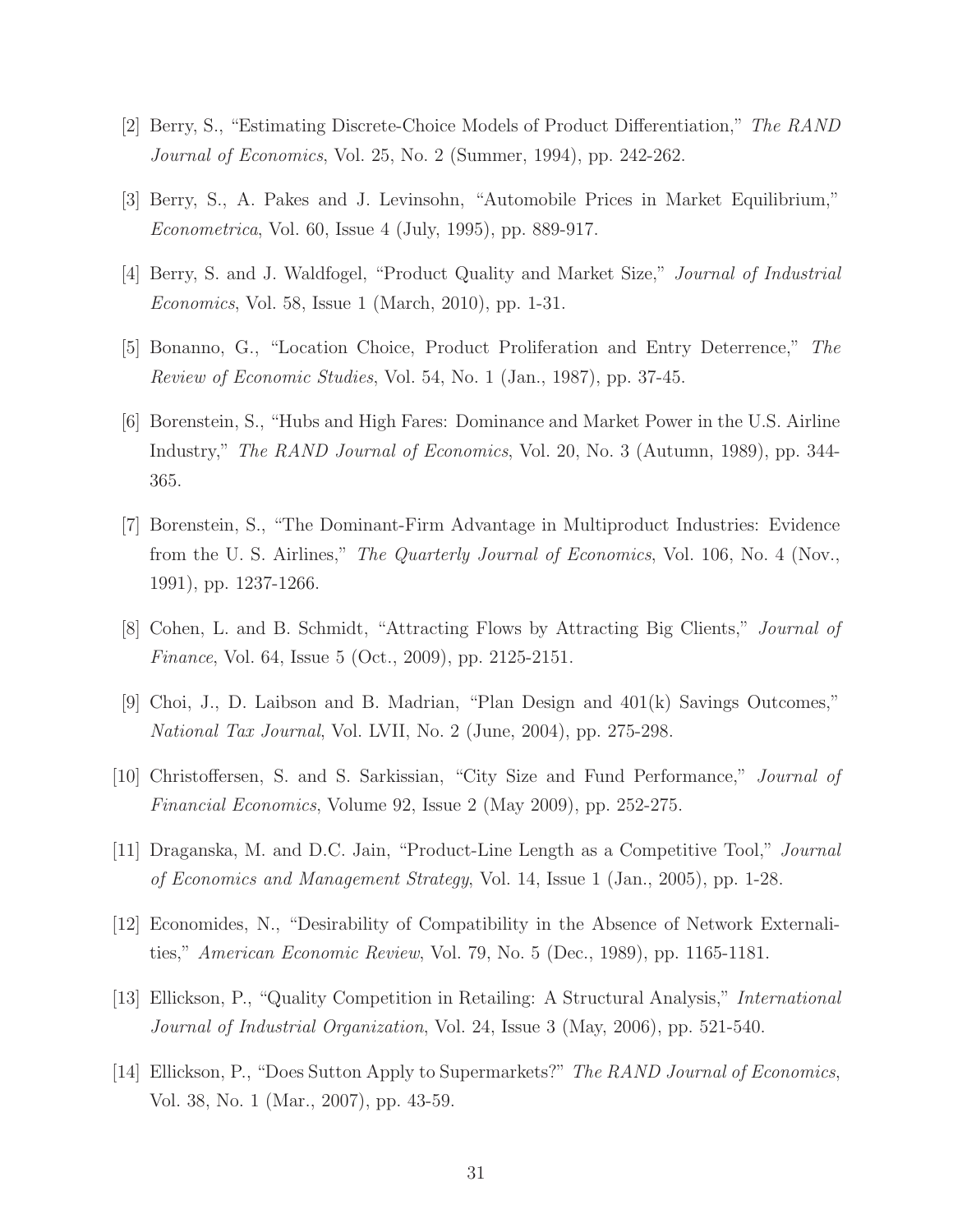[2] Berry, S., "Estimating Discrete-Choice Models of Product Differentiation," *The RAND Journal of Economics*, Vol. 25, No. 2 (Summer, 1994), pp. 242-262.

[3] Berry, S., A. Pakes and J. Levinsohn, "Automobile Prices in Market Equilibrium," *Econometrica*, Vol. 60, Issue 4 (July, 1995), pp. 889-917.

[4] Berry, S. and J. Waldfogel, "Product Quality and Market Size," *Journal of Industrial Economics*, Vol. 58, Issue 1 (March, 2010), pp. 1-31.

[5] Bonanno, G., "Location Choice, Product Proliferation and Entry Deterrence," *The Review of Economic Studies*, Vol. 54, No. 1 (Jan., 1987), pp. 37-45.

[6] Borenstein, S., "Hubs and High Fares: Dominance and Market Power in the U.S. Airline Industry," *The RAND Journal of Economics*, Vol. 20, No. 3 (Autumn, 1989), pp. 344-365.

[7] Borenstein, S., "The Dominant-Firm Advantage in Multiproduct Industries: Evidence from the U. S. Airlines," *The Quarterly Journal of Economics*, Vol. 106, No. 4 (Nov., 1991), pp. 1237-1266.

[8] Cohen, L. and B. Schmidt, "Attracting Flows by Attracting Big Clients," *Journal of Finance*, Vol. 64, Issue 5 (Oct., 2009), pp. 2125-2151.

[9] Choi, J., D. Laibson and B. Madrian, "Plan Design and 401(k) Savings Outcomes," *National Tax Journal*, Vol. LVII, No. 2 (June, 2004), pp. 275-298.

[10] Christoffersen, S. and S. Sarkissian, "City Size and Fund Performance," *Journal of Financial Economics*, Volume 92, Issue 2 (May 2009), pp. 252-275.

[11] Draganska, M. and D.C. Jain, "Product-Line Length as a Competitive Tool," *Journal of Economics and Management Strategy*, Vol. 14, Issue 1 (Jan., 2005), pp. 1-28.

[12] Economides, N., "Desirability of Compatibility in the Absence of Network Externalities," *American Economic Review*, Vol. 79, No. 5 (Dec., 1989), pp. 1165-1181.

[13] Ellickson, P., "Quality Competition in Retailing: A Structural Analysis," *International Journal of Industrial Organization*, Vol. 24, Issue 3 (May, 2006), pp. 521-540.

[14] Ellickson, P., "Does Sutton Apply to Supermarkets?" *The RAND Journal of Economics*, Vol. 38, No. 1 (Mar., 2007), pp. 43-59.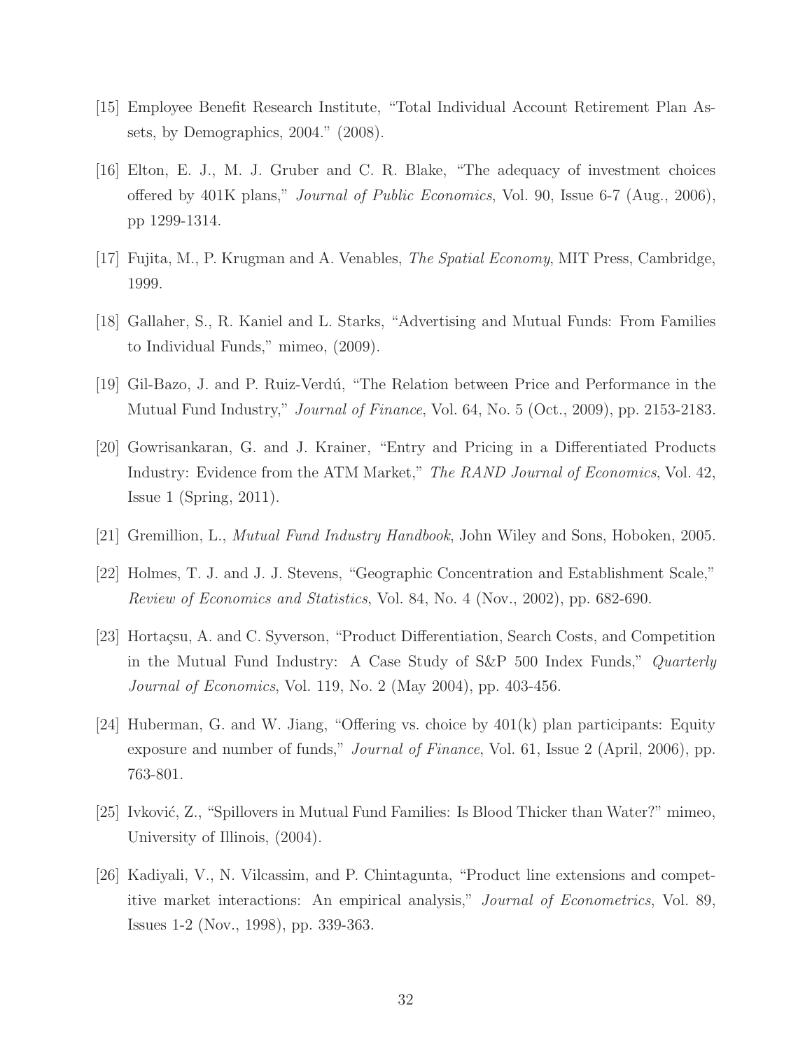[15] Employee Benefit Research Institute, "Total Individual Account Retirement Plan Assets, by Demographics, 2004." (2008).

[16] Elton, E. J., M. J. Gruber and C. R. Blake, "The adequacy of investment choices offered by 401K plans," *Journal of Public Economics*, Vol. 90, Issue 6-7 (Aug., 2006), pp 1299-1314.

[17] Fujita, M., P. Krugman and A. Venables, *The Spatial Economy*, MIT Press, Cambridge, 1999.

[18] Gallaher, S., R. Kaniel and L. Starks, "Advertising and Mutual Funds: From Families to Individual Funds," mimeo, (2009).

[19] Gil-Bazo, J. and P. Ruiz-Verdú, "The Relation between Price and Performance in the Mutual Fund Industry," *Journal of Finance*, Vol. 64, No. 5 (Oct., 2009), pp. 2153-2183.

[20] Gowrisankaran, G. and J. Krainer, "Entry and Pricing in a Differentiated Products Industry: Evidence from the ATM Market," *The RAND Journal of Economics*, Vol. 42, Issue 1 (Spring, 2011).

[21] Gremillion, L., *Mutual Fund Industry Handbook*, John Wiley and Sons, Hoboken, 2005.

[22] Holmes, T. J. and J. J. Stevens, "Geographic Concentration and Establishment Scale," *Review of Economics and Statistics*, Vol. 84, No. 4 (Nov., 2002), pp. 682-690.

[23] Hortaçsu, A. and C. Syverson, "Product Differentiation, Search Costs, and Competition in the Mutual Fund Industry: A Case Study of S&P 500 Index Funds," *Quarterly Journal of Economics*, Vol. 119, No. 2 (May 2004), pp. 403-456.

[24] Huberman, G. and W. Jiang, "Offering vs. choice by 401(k) plan participants: Equity exposure and number of funds," *Journal of Finance*, Vol. 61, Issue 2 (April, 2006), pp. 763-801.

[25] Ivković, Z., "Spillovers in Mutual Fund Families: Is Blood Thicker than Water?" mimeo, University of Illinois, (2004).

[26] Kadiyali, V., N. Vilcassim, and P. Chintagunta, "Product line extensions and competitive market interactions: An empirical analysis," *Journal of Econometrics*, Vol. 89, Issues 1-2 (Nov., 1998), pp. 339-363.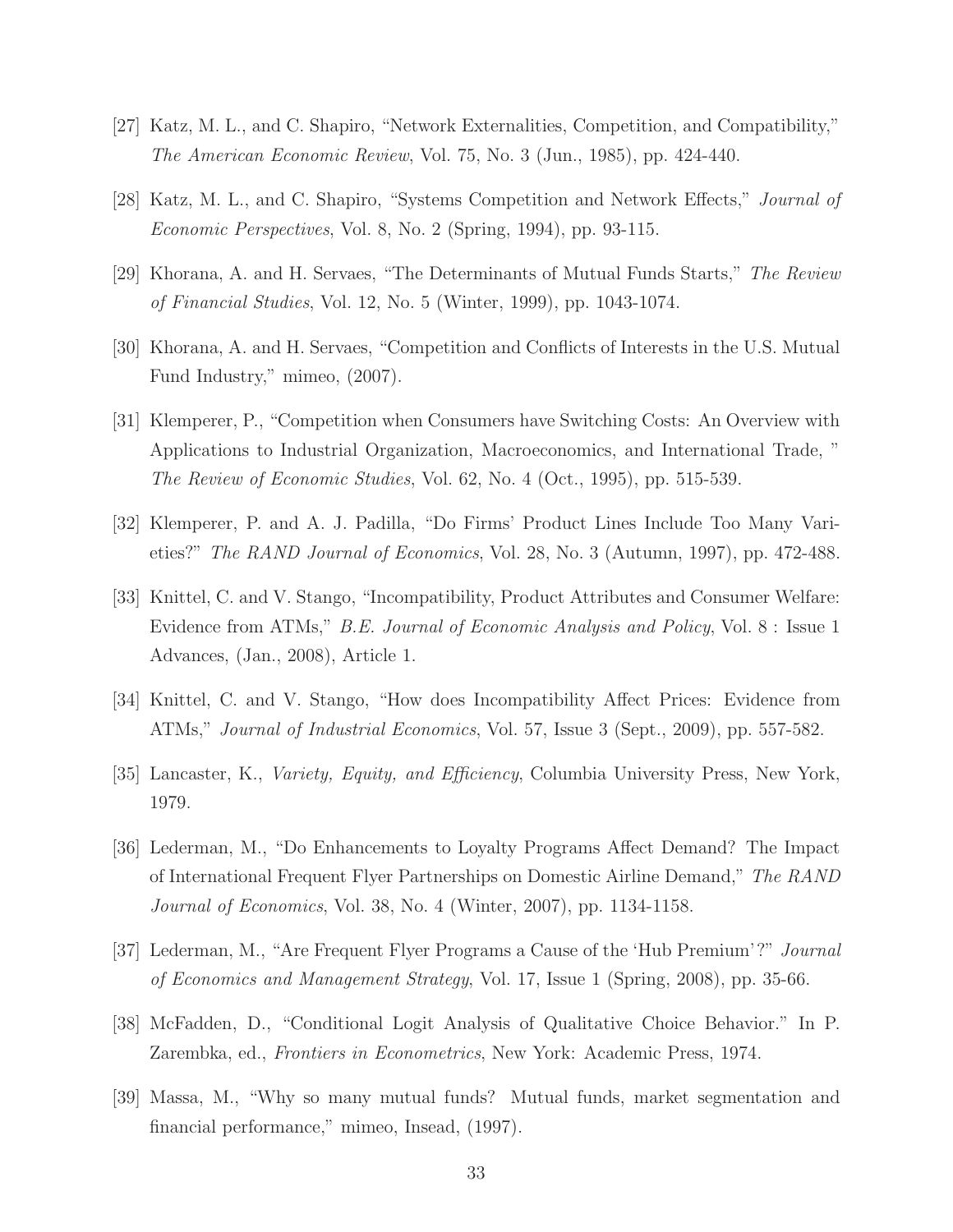[27] Katz, M. L., and C. Shapiro, "Network Externalities, Competition, and Compatibility," *The American Economic Review*, Vol. 75, No. 3 (Jun., 1985), pp. 424-440.

[28] Katz, M. L., and C. Shapiro, "Systems Competition and Network Effects," *Journal of Economic Perspectives*, Vol. 8, No. 2 (Spring, 1994), pp. 93-115.

[29] Khorana, A. and H. Servaes, "The Determinants of Mutual Funds Starts," *The Review of Financial Studies*, Vol. 12, No. 5 (Winter, 1999), pp. 1043-1074.

[30] Khorana, A. and H. Servaes, "Competition and Conflicts of Interests in the U.S. Mutual Fund Industry," mimeo, (2007).

[31] Klemperer, P., "Competition when Consumers have Switching Costs: An Overview with Applications to Industrial Organization, Macroeconomics, and International Trade, " *The Review of Economic Studies*, Vol. 62, No. 4 (Oct., 1995), pp. 515-539.

[32] Klemperer, P. and A. J. Padilla, "Do Firms' Product Lines Include Too Many Varieties?" *The RAND Journal of Economics*, Vol. 28, No. 3 (Autumn, 1997), pp. 472-488.

[33] Knittel, C. and V. Stango, "Incompatibility, Product Attributes and Consumer Welfare: Evidence from ATMs," *B.E. Journal of Economic Analysis and Policy*, Vol. 8 : Issue 1 Advances, (Jan., 2008), Article 1.

[34] Knittel, C. and V. Stango, "How does Incompatibility Affect Prices: Evidence from ATMs," *Journal of Industrial Economics*, Vol. 57, Issue 3 (Sept., 2009), pp. 557-582.

[35] Lancaster, K., *Variety, Equity, and Efficiency*, Columbia University Press, New York, 1979.

[36] Lederman, M., "Do Enhancements to Loyalty Programs Affect Demand? The Impact of International Frequent Flyer Partnerships on Domestic Airline Demand," *The RAND Journal of Economics*, Vol. 38, No. 4 (Winter, 2007), pp. 1134-1158.

[37] Lederman, M., "Are Frequent Flyer Programs a Cause of the 'Hub Premium'?" *Journal of Economics and Management Strategy*, Vol. 17, Issue 1 (Spring, 2008), pp. 35-66.

[38] McFadden, D., "Conditional Logit Analysis of Qualitative Choice Behavior." In P. Zarembka, ed., *Frontiers in Econometrics*, New York: Academic Press, 1974.

[39] Massa, M., "Why so many mutual funds? Mutual funds, market segmentation and financial performance," mimeo, Insead, (1997).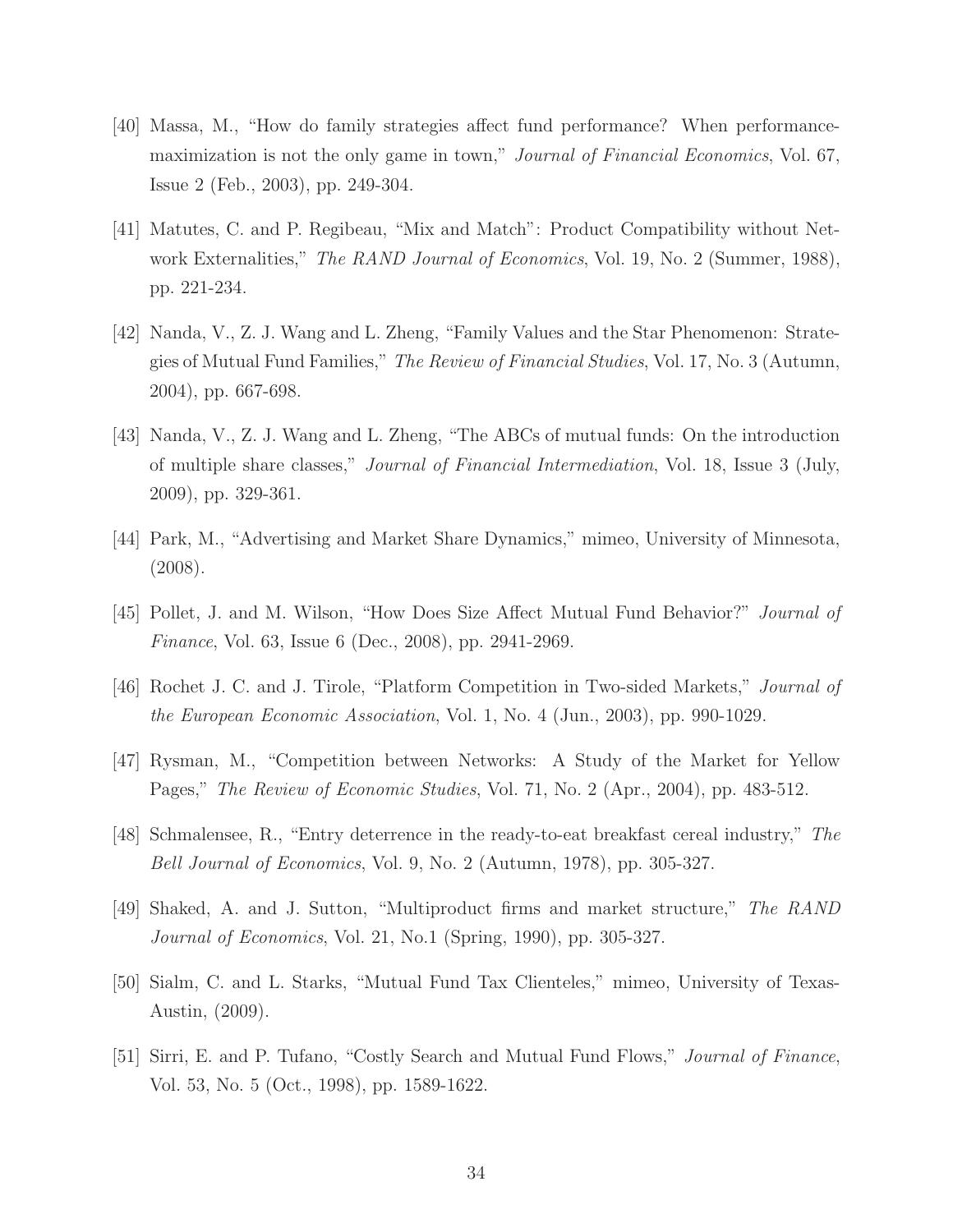[40] Massa, M., "How do family strategies affect fund performance? When performance-maximization is not the only game in town," *Journal of Financial Economics*, Vol. 67, Issue 2 (Feb., 2003), pp. 249-304.

[41] Matutes, C. and P. Regibeau, "Mix and Match": Product Compatibility without Network Externalities," *The RAND Journal of Economics*, Vol. 19, No. 2 (Summer, 1988), pp. 221-234.

[42] Nanda, V., Z. J. Wang and L. Zheng, "Family Values and the Star Phenomenon: Strategies of Mutual Fund Families," *The Review of Financial Studies*, Vol. 17, No. 3 (Autumn, 2004), pp. 667-698.

[43] Nanda, V., Z. J. Wang and L. Zheng, "The ABCs of mutual funds: On the introduction of multiple share classes," *Journal of Financial Intermediation*, Vol. 18, Issue 3 (July, 2009), pp. 329-361.

[44] Park, M., "Advertising and Market Share Dynamics," mimeo, University of Minnesota, (2008).

[45] Pollet, J. and M. Wilson, "How Does Size Affect Mutual Fund Behavior?" *Journal of Finance*, Vol. 63, Issue 6 (Dec., 2008), pp. 2941-2969.

[46] Rochet J. C. and J. Tirole, "Platform Competition in Two-sided Markets," *Journal of the European Economic Association*, Vol. 1, No. 4 (Jun., 2003), pp. 990-1029.

[47] Rysman, M., "Competition between Networks: A Study of the Market for Yellow Pages," *The Review of Economic Studies*, Vol. 71, No. 2 (Apr., 2004), pp. 483-512.

[48] Schmalensee, R., "Entry deterrence in the ready-to-eat breakfast cereal industry," *The Bell Journal of Economics*, Vol. 9, No. 2 (Autumn, 1978), pp. 305-327.

[49] Shaked, A. and J. Sutton, "Multiproduct firms and market structure," *The RAND Journal of Economics*, Vol. 21, No.1 (Spring, 1990), pp. 305-327.

[50] Sialm, C. and L. Starks, "Mutual Fund Tax Clienteles," mimeo, University of Texas-Austin, (2009).

[51] Sirri, E. and P. Tufano, "Costly Search and Mutual Fund Flows," *Journal of Finance*, Vol. 53, No. 5 (Oct., 1998), pp. 1589-1622.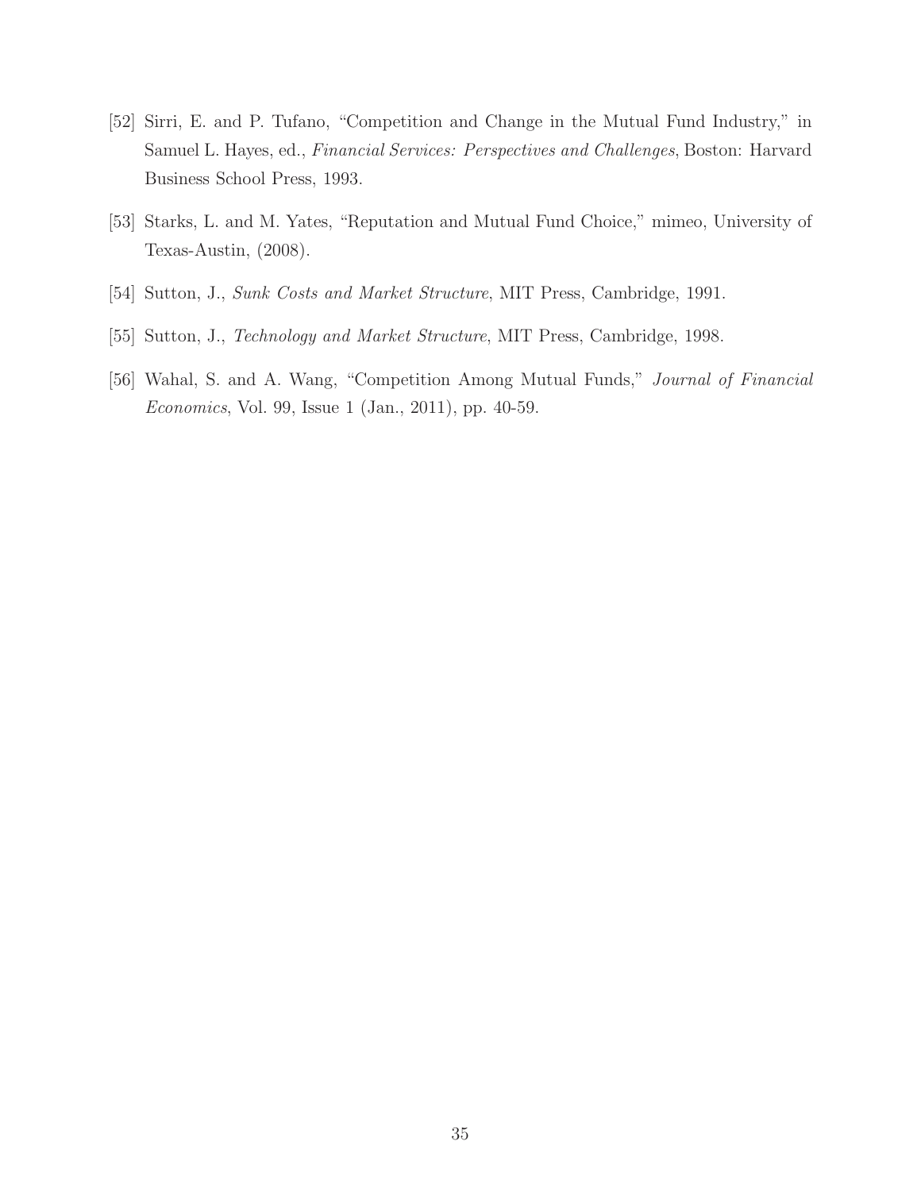[52] Sirri, E. and P. Tufano, "Competition and Change in the Mutual Fund Industry," in Samuel L. Hayes, ed., *Financial Services: Perspectives and Challenges*, Boston: Harvard Business School Press, 1993.

[53] Starks, L. and M. Yates, "Reputation and Mutual Fund Choice," mimeo, University of Texas-Austin, (2008).

[54] Sutton, J., *Sunk Costs and Market Structure*, MIT Press, Cambridge, 1991.

[55] Sutton, J., *Technology and Market Structure*, MIT Press, Cambridge, 1998.

[56] Wahal, S. and A. Wang, "Competition Among Mutual Funds," *Journal of Financial Economics*, Vol. 99, Issue 1 (Jan., 2011), pp. 40-59.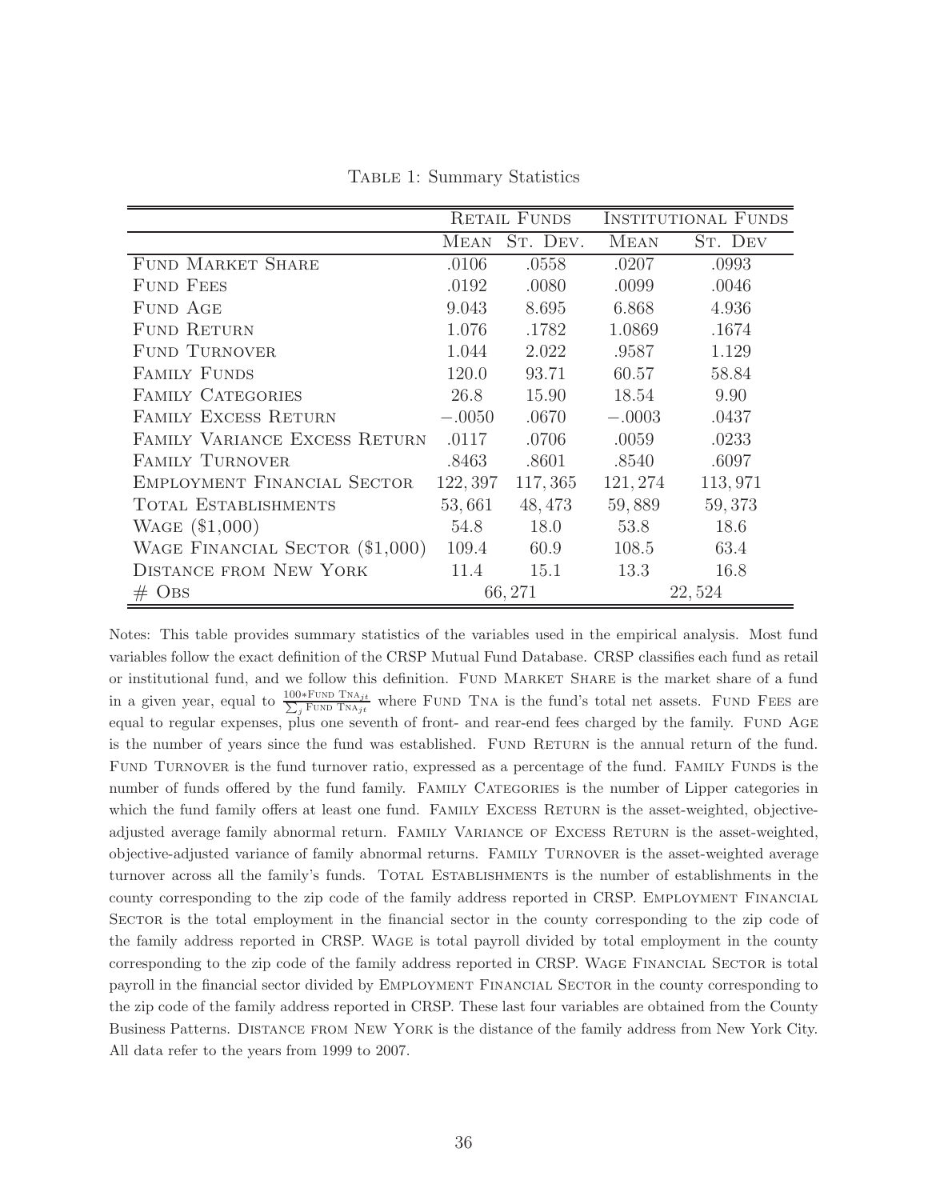Table 1: Summary Statistics

| | Retail Funds | | Institutional Funds | |
|---|---|---|---|---|
| | Mean | St. Dev. | Mean | St. Dev |
| Fund Market Share | .0106 | .0558 | .0207 | .0993 |
| Fund Fees | .0192 | .0080 | .0099 | .0046 |
| Fund Age | 9.043 | 8.695 | 6.868 | 4.936 |
| Fund Return | 1.076 | .1782 | 1.0869 | .1674 |
| Fund Turnover | 1.044 | 2.022 | .9587 | 1.129 |
| Family Funds | 120.0 | 93.71 | 60.57 | 58.84 |
| Family Categories | 26.8 | 15.90 | 18.54 | 9.90 |
| Family Excess Return | −.0050 | .0670 | −.0003 | .0437 |
| Family Variance Excess Return | .0117 | .0706 | .0059 | .0233 |
| Family Turnover | .8463 | .8601 | .8540 | .6097 |
| Employment Financial Sector | 122,397 | 117,365 | 121,274 | 113,971 |
| Total Establishments | 53,661 | 48,473 | 59,889 | 59,373 |
| Wage ($1,000) | 54.8 | 18.0 | 53.8 | 18.6 |
| Wage Financial Sector ($1,000) | 109.4 | 60.9 | 108.5 | 63.4 |
| Distance from New York | 11.4 | 15.1 | 13.3 | 16.8 |
| # Obs | 66,271 | | 22,524 | |

Notes: This table provides summary statistics of the variables used in the empirical analysis. Most fund variables follow the exact definition of the CRSP Mutual Fund Database. CRSP classifies each fund as retail or institutional fund, and we follow this definition. Fund Market Share is the market share of a fund in a given year, equal to $\frac{100 * \text{Fund Tna}_{jt}}{\sum_j \text{Fund Tna}_{jt}}$ where Fund Tna is the fund's total net assets. Fund Fees are equal to regular expenses, plus one seventh of front- and rear-end fees charged by the family. Fund Age is the number of years since the fund was established. Fund Return is the annual return of the fund. Fund Turnover is the fund turnover ratio, expressed as a percentage of the fund. Family Funds is the number of funds offered by the fund family. Family Categories is the number of Lipper categories in which the fund family offers at least one fund. Family Excess Return is the asset-weighted, objective-adjusted average family abnormal return. Family Variance of Excess Return is the asset-weighted, objective-adjusted variance of family abnormal returns. Family Turnover is the asset-weighted average turnover across all the family's funds. Total Establishments is the number of establishments in the county corresponding to the zip code of the family address reported in CRSP. Employment Financial Sector is the total employment in the financial sector in the county corresponding to the zip code of the family address reported in CRSP. Wage is total payroll divided by total employment in the county corresponding to the zip code of the family address reported in CRSP. Wage Financial Sector is total payroll in the financial sector divided by Employment Financial Sector in the county corresponding to the zip code of the family address reported in CRSP. These last four variables are obtained from the County Business Patterns. Distance from New York is the distance of the family address from New York City. All data refer to the years from 1999 to 2007.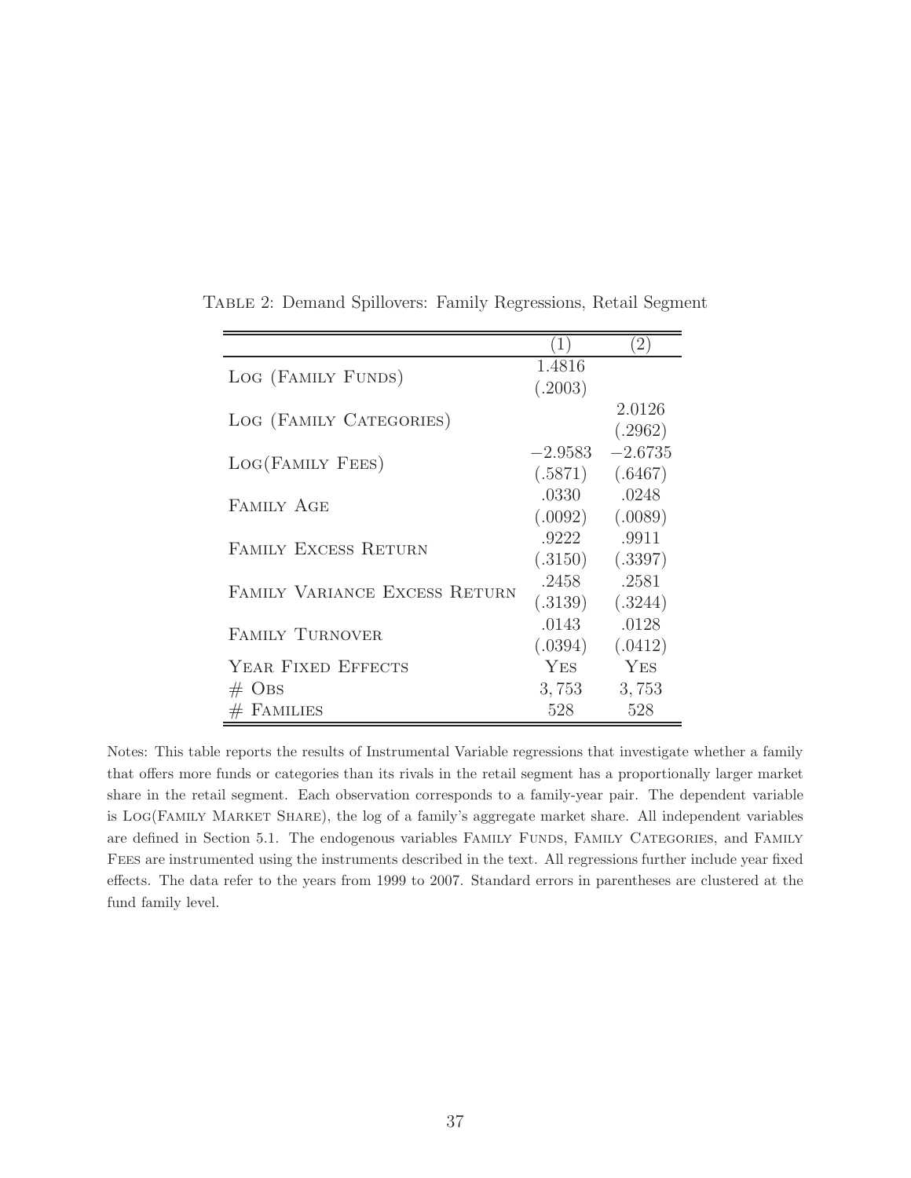Table 2: Demand Spillovers: Family Regressions, Retail Segment

| | (1) | (2) |
|---|---|---|
| Log (Family Funds) | 1.4816 | |
| | (.2003) | |
| Log (Family Categories) | | 2.0126 |
| | | (.2962) |
| Log(Family Fees) | $-2.9583$ | $-2.6735$ |
| | (.5871) | (.6467) |
| Family Age | .0330 | .0248 |
| | (.0092) | (.0089) |
| Family Excess Return | .9222 | .9911 |
| | (.3150) | (.3397) |
| Family Variance Excess Return | .2458 | .2581 |
| | (.3139) | (.3244) |
| Family Turnover | .0143 | .0128 |
| | (.0394) | (.0412) |
| Year Fixed Effects | Yes | Yes |
| # Obs | 3,753 | 3,753 |
| # Families | 528 | 528 |

Notes: This table reports the results of Instrumental Variable regressions that investigate whether a family that offers more funds or categories than its rivals in the retail segment has a proportionally larger market share in the retail segment. Each observation corresponds to a family-year pair. The dependent variable is Log(Family Market Share), the log of a family's aggregate market share. All independent variables are defined in Section 5.1. The endogenous variables Family Funds, Family Categories, and Family Fees are instrumented using the instruments described in the text. All regressions further include year fixed effects. The data refer to the years from 1999 to 2007. Standard errors in parentheses are clustered at the fund family level.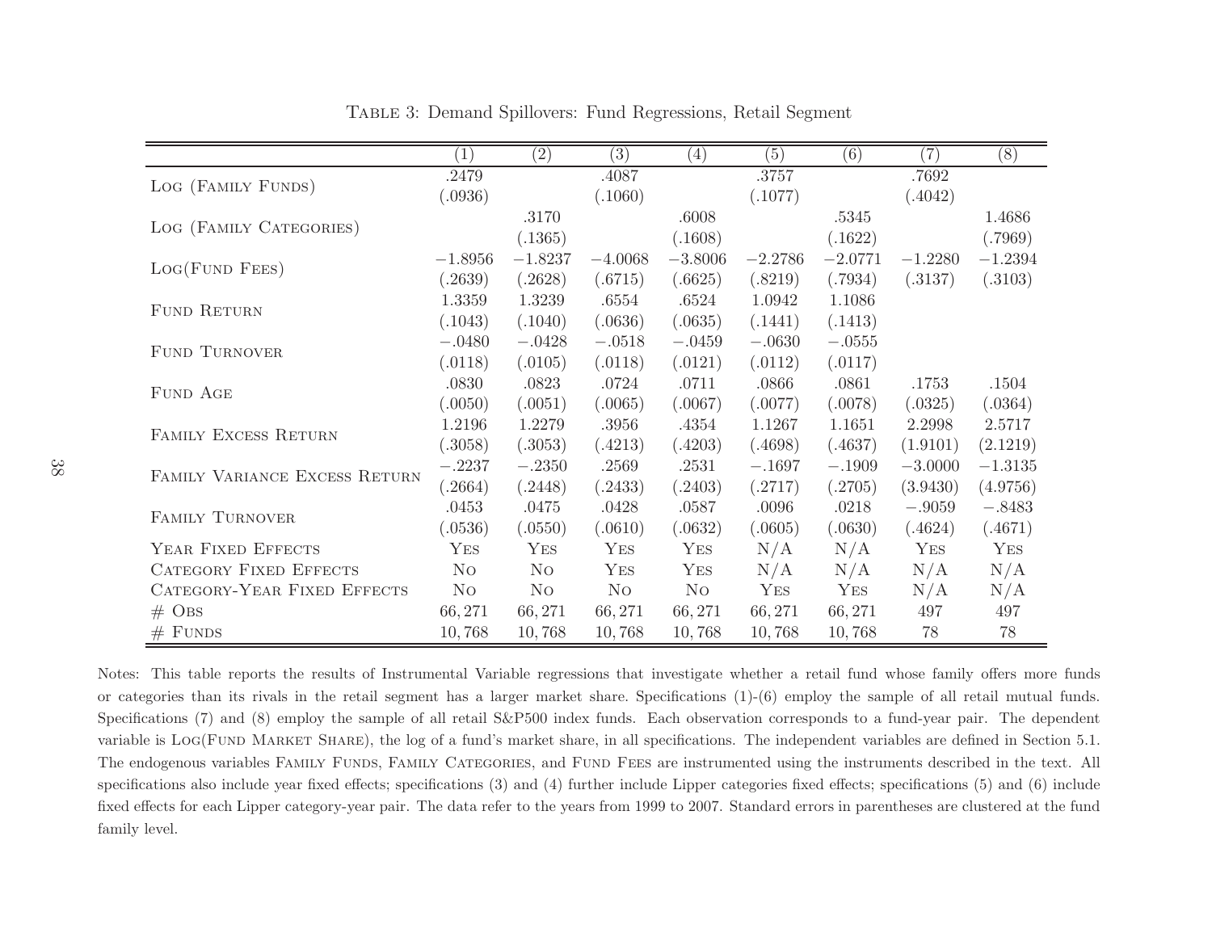Table 3: Demand Spillovers: Fund Regressions, Retail Segment

| | (1) | (2) | (3) | (4) | (5) | (6) | (7) | (8) |
|---|---|---|---|---|---|---|---|---|
| Log (Family Funds) | .2479 | | .4087 | | .3757 | | .7692 | |
| | (.0936) | | (.1060) | | (.1077) | | (.4042) | |
| Log (Family Categories) | | .3170 | | .6008 | | .5345 | | 1.4686 |
| | | (.1365) | | (.1608) | | (.1622) | | (.7969) |
| Log(Fund Fees) | −1.8956 | −1.8237 | −4.0068 | −3.8006 | −2.2786 | −2.0771 | −1.2280 | −1.2394 |
| | (.2639) | (.2628) | (.6715) | (.6625) | (.8219) | (.7934) | (.3137) | (.3103) |
| Fund Return | 1.3359 | 1.3239 | .6554 | .6524 | 1.0942 | 1.1086 | | |
| | (.1043) | (.1040) | (.0636) | (.0635) | (.1441) | (.1413) | | |
| Fund Turnover | −.0480 | −.0428 | −.0518 | −.0459 | −.0630 | −.0555 | | |
| | (.0118) | (.0105) | (.0118) | (.0121) | (.0112) | (.0117) | | |
| Fund Age | .0830 | .0823 | .0724 | .0711 | .0866 | .0861 | .1753 | .1504 |
| | (.0050) | (.0051) | (.0065) | (.0067) | (.0077) | (.0078) | (.0325) | (.0364) |
| Family Excess Return | 1.2196 | 1.2279 | .3956 | .4354 | 1.1267 | 1.1651 | 2.2998 | 2.5717 |
| | (.3058) | (.3053) | (.4213) | (.4203) | (.4698) | (.4637) | (1.9101) | (2.1219) |
| Family Variance Excess Return | −.2237 | −.2350 | .2569 | .2531 | −.1697 | −.1909 | −3.0000 | −1.3135 |
| | (.2664) | (.2448) | (.2433) | (.2403) | (.2717) | (.2705) | (3.9430) | (4.9756) |
| Family Turnover | .0453 | .0475 | .0428 | .0587 | .0096 | .0218 | −.9059 | −.8483 |
| | (.0536) | (.0550) | (.0610) | (.0632) | (.0605) | (.0630) | (.4624) | (.4671) |
| Year Fixed Effects | Yes | Yes | Yes | Yes | N/A | N/A | Yes | Yes |
| Category Fixed Effects | No | No | Yes | Yes | N/A | N/A | N/A | N/A |
| Category-Year Fixed Effects | No | No | No | No | Yes | Yes | N/A | N/A |
| # Obs | 66,271 | 66,271 | 66,271 | 66,271 | 66,271 | 66,271 | 497 | 497 |
| # Funds | 10,768 | 10,768 | 10,768 | 10,768 | 10,768 | 10,768 | 78 | 78 |

Notes: This table reports the results of Instrumental Variable regressions that investigate whether a retail fund whose family offers more funds or categories than its rivals in the retail segment has a larger market share. Specifications (1)-(6) employ the sample of all retail mutual funds. Specifications (7) and (8) employ the sample of all retail S&P500 index funds. Each observation corresponds to a fund-year pair. The dependent variable is Log(Fund Market Share), the log of a fund's market share, in all specifications. The independent variables are defined in Section 5.1. The endogenous variables Family Funds, Family Categories, and Fund Fees are instrumented using the instruments described in the text. All specifications also include year fixed effects; specifications (3) and (4) further include Lipper categories fixed effects; specifications (5) and (6) include fixed effects for each Lipper category-year pair. The data refer to the years from 1999 to 2007. Standard errors in parentheses are clustered at the fund family level.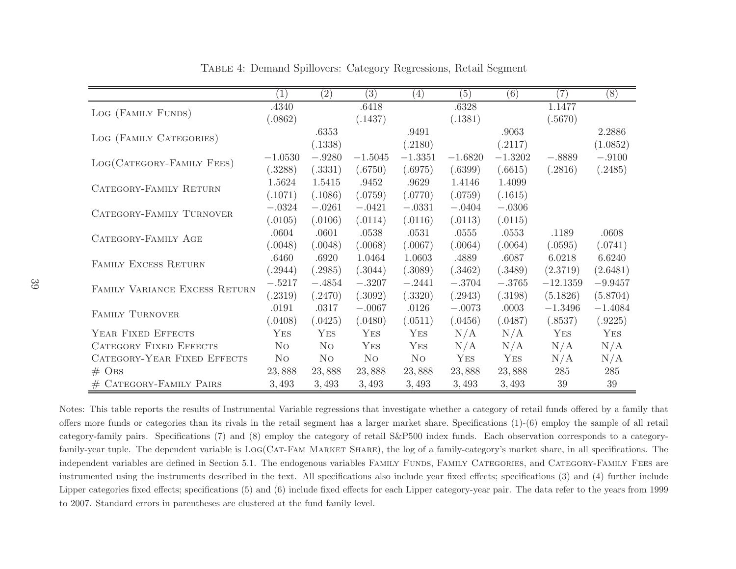Table 4: Demand Spillovers: Category Regressions, Retail Segment

| | (1) | (2) | (3) | (4) | (5) | (6) | (7) | (8) |
|---|---|---|---|---|---|---|---|---|
| Log (Family Funds) | .4340 | | .6418 | | .6328 | | 1.1477 | |
| | (.0862) | | (.1437) | | (.1381) | | (.5670) | |
| Log (Family Categories) | | .6353 | | .9491 | | .9063 | | 2.2886 |
| | | (.1338) | | (.2180) | | (.2117) | | (1.0852) |
| Log(Category-Family Fees) | −1.0530 | −.9280 | −1.5045 | −1.3351 | −1.6820 | −1.3202 | −.8889 | −.9100 |
| | (.3288) | (.3331) | (.6750) | (.6975) | (.6399) | (.6615) | (.2816) | (.2485) |
| Category-Family Return | 1.5624 | 1.5415 | .9452 | .9629 | 1.4146 | 1.4099 | | |
| | (.1071) | (.1086) | (.0759) | (.0770) | (.0759) | (.1615) | | |
| Category-Family Turnover | −.0324 | −.0261 | −.0421 | −.0331 | −.0404 | −.0306 | | |
| | (.0105) | (.0106) | (.0114) | (.0116) | (.0113) | (.0115) | | |
| Category-Family Age | .0604 | .0601 | .0538 | .0531 | .0555 | .0553 | .1189 | .0608 |
| | (.0048) | (.0048) | (.0068) | (.0067) | (.0064) | (.0064) | (.0595) | (.0741) |
| Family Excess Return | .6460 | .6920 | 1.0464 | 1.0603 | .4889 | .6087 | 6.0218 | 6.6240 |
| | (.2944) | (.2985) | (.3044) | (.3089) | (.3462) | (.3489) | (2.3719) | (2.6481) |
| Family Variance Excess Return | −.5217 | −.4854 | −.3207 | −.2441 | −.3704 | −.3765 | −12.1359 | −9.9457 |
| | (.2319) | (.2470) | (.3092) | (.3320) | (.2943) | (.3198) | (5.1826) | (5.8704) |
| Family Turnover | .0191 | .0317 | −.0067 | .0126 | −.0073 | .0003 | −1.3496 | −1.4084 |
| | (.0408) | (.0425) | (.0480) | (.0511) | (.0456) | (.0487) | (.8537) | (.9225) |
| Year Fixed Effects | Yes | Yes | Yes | Yes | N/A | N/A | Yes | Yes |
| Category Fixed Effects | No | No | Yes | Yes | N/A | N/A | N/A | N/A |
| Category-Year Fixed Effects | No | No | No | No | Yes | Yes | N/A | N/A |
| # Obs | 23,888 | 23,888 | 23,888 | 23,888 | 23,888 | 23,888 | 285 | 285 |
| # Category-Family Pairs | 3,493 | 3,493 | 3,493 | 3,493 | 3,493 | 3,493 | 39 | 39 |

Notes: This table reports the results of Instrumental Variable regressions that investigate whether a category of retail funds offered by a family that offers more funds or categories than its rivals in the retail segment has a larger market share. Specifications (1)-(6) employ the sample of all retail category-family pairs. Specifications (7) and (8) employ the category of retail S&P500 index funds. Each observation corresponds to a category-family-year tuple. The dependent variable is Log(Cat-Fam Market Share), the log of a family-category's market share, in all specifications. The independent variables are defined in Section 5.1. The endogenous variables Family Funds, Family Categories, and Category-Family Fees are instrumented using the instruments described in the text. All specifications also include year fixed effects; specifications (3) and (4) further include Lipper categories fixed effects; specifications (5) and (6) include fixed effects for each Lipper category-year pair. The data refer to the years from 1999 to 2007. Standard errors in parentheses are clustered at the fund family level.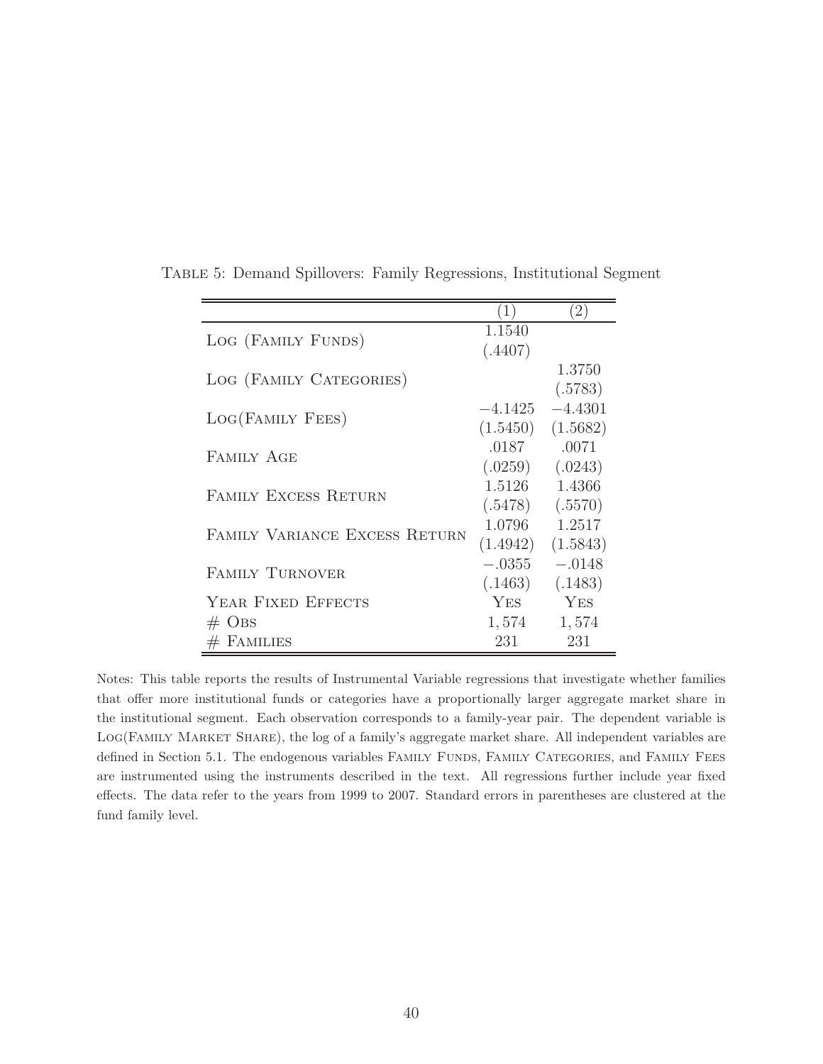TABLE 5: Demand Spillovers: Family Regressions, Institutional Segment

| | (1) | (2) |
|---|---|---|
| LOG (FAMILY FUNDS) | 1.1540 | |
| | (.4407) | |
| LOG (FAMILY CATEGORIES) | | 1.3750 |
| | | (.5783) |
| LOG(FAMILY FEES) | −4.1425 | −4.4301 |
| | (1.5450) | (1.5682) |
| FAMILY AGE | .0187 | .0071 |
| | (.0259) | (.0243) |
| FAMILY EXCESS RETURN | 1.5126 | 1.4366 |
| | (.5478) | (.5570) |
| FAMILY VARIANCE EXCESS RETURN | 1.0796 | 1.2517 |
| | (1.4942) | (1.5843) |
| FAMILY TURNOVER | −.0355 | −.0148 |
| | (.1463) | (.1483) |
| YEAR FIXED EFFECTS | YES | YES |
| # OBS | 1,574 | 1,574 |
| # FAMILIES | 231 | 231 |

Notes: This table reports the results of Instrumental Variable regressions that investigate whether families that offer more institutional funds or categories have a proportionally larger aggregate market share in the institutional segment. Each observation corresponds to a family-year pair. The dependent variable is LOG(FAMILY MARKET SHARE), the log of a family's aggregate market share. All independent variables are defined in Section 5.1. The endogenous variables FAMILY FUNDS, FAMILY CATEGORIES, and FAMILY FEES are instrumented using the instruments described in the text. All regressions further include year fixed effects. The data refer to the years from 1999 to 2007. Standard errors in parentheses are clustered at the fund family level.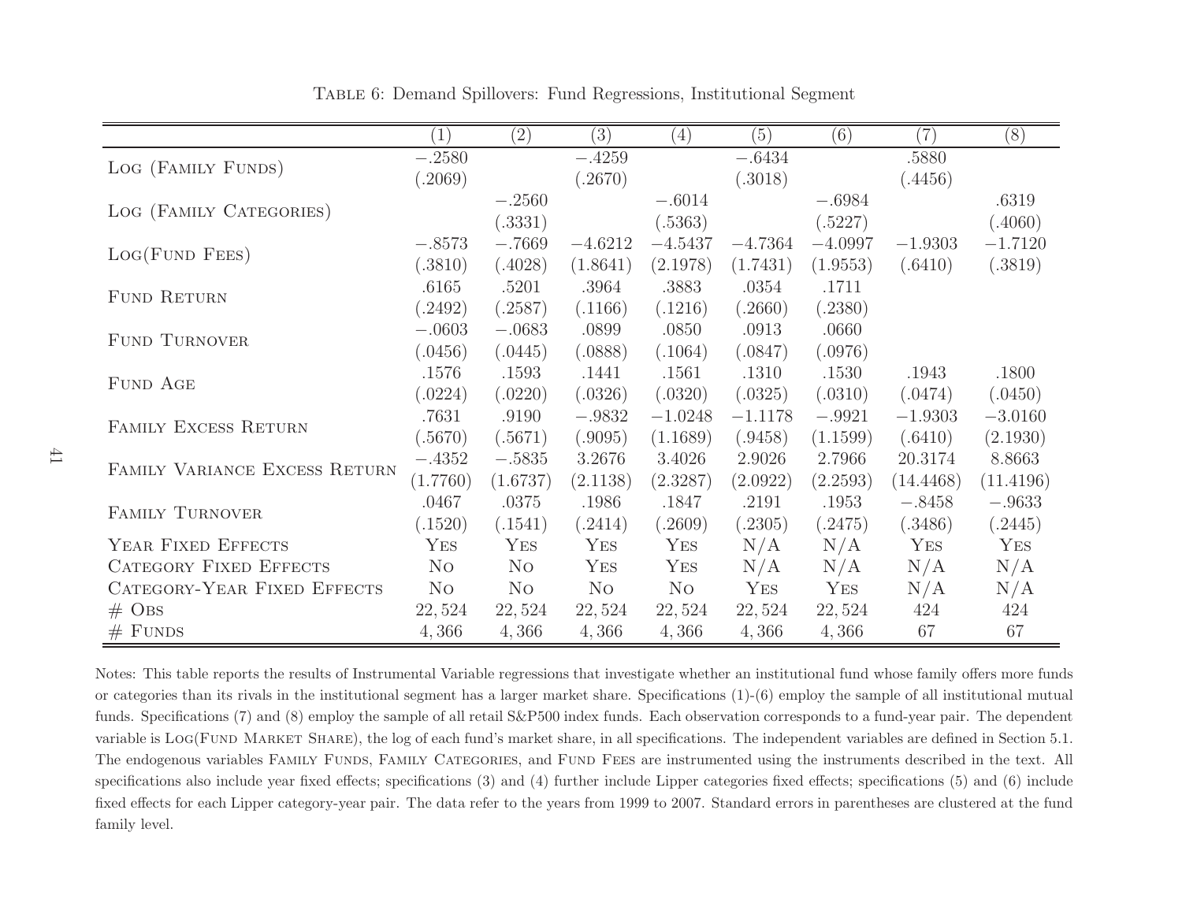Table 6: Demand Spillovers: Fund Regressions, Institutional Segment

| | (1) | (2) | (3) | (4) | (5) | (6) | (7) | (8) |
|---|---|---|---|---|---|---|---|---|
| Log (Family Funds) | −.2580 | | −.4259 | | −.6434 | | .5880 | |
| | (.2069) | | (.2670) | | (.3018) | | (.4456) | |
| Log (Family Categories) | | −.2560 | | −.6014 | | −.6984 | | .6319 |
| | | (.3331) | | (.5363) | | (.5227) | | (.4060) |
| Log(Fund Fees) | −.8573 | −.7669 | −4.6212 | −4.5437 | −4.7364 | −4.0997 | −1.9303 | −1.7120 |
| | (.3810) | (.4028) | (1.8641) | (2.1978) | (1.7431) | (1.9553) | (.6410) | (.3819) |
| Fund Return | .6165 | .5201 | .3964 | .3883 | .0354 | .1711 | | |
| | (.2492) | (.2587) | (.1166) | (.1216) | (.2660) | (.2380) | | |
| Fund Turnover | −.0603 | −.0683 | .0899 | .0850 | .0913 | .0660 | | |
| | (.0456) | (.0445) | (.0888) | (.1064) | (.0847) | (.0976) | | |
| Fund Age | .1576 | .1593 | .1441 | .1561 | .1310 | .1530 | .1943 | .1800 |
| | (.0224) | (.0220) | (.0326) | (.0320) | (.0325) | (.0310) | (.0474) | (.0450) |
| Family Excess Return | .7631 | .9190 | −.9832 | −1.0248 | −1.1178 | −.9921 | −1.9303 | −3.0160 |
| | (.5670) | (.5671) | (.9095) | (1.1689) | (.9458) | (1.1599) | (.6410) | (2.1930) |
| Family Variance Excess Return | −.4352 | −.5835 | 3.2676 | 3.4026 | 2.9026 | 2.7966 | 20.3174 | 8.8663 |
| | (1.7760) | (1.6737) | (2.1138) | (2.3287) | (2.0922) | (2.2593) | (14.4468) | (11.4196) |
| Family Turnover | .0467 | .0375 | .1986 | .1847 | .2191 | .1953 | −.8458 | −.9633 |
| | (.1520) | (.1541) | (.2414) | (.2609) | (.2305) | (.2475) | (.3486) | (.2445) |
| Year Fixed Effects | Yes | Yes | Yes | Yes | N/A | N/A | Yes | Yes |
| Category Fixed Effects | No | No | Yes | Yes | N/A | N/A | N/A | N/A |
| Category-Year Fixed Effects | No | No | No | No | Yes | Yes | N/A | N/A |
| # Obs | 22,524 | 22,524 | 22,524 | 22,524 | 22,524 | 22,524 | 424 | 424 |
| # Funds | 4,366 | 4,366 | 4,366 | 4,366 | 4,366 | 4,366 | 67 | 67 |

Notes: This table reports the results of Instrumental Variable regressions that investigate whether an institutional fund whose family offers more funds or categories than its rivals in the institutional segment has a larger market share. Specifications (1)-(6) employ the sample of all institutional mutual funds. Specifications (7) and (8) employ the sample of all retail S&P500 index funds. Each observation corresponds to a fund-year pair. The dependent variable is Log(Fund Market Share), the log of each fund's market share, in all specifications. The independent variables are defined in Section 5.1. The endogenous variables Family Funds, Family Categories, and Fund Fees are instrumented using the instruments described in the text. All specifications also include year fixed effects; specifications (3) and (4) further include Lipper categories fixed effects; specifications (5) and (6) include fixed effects for each Lipper category-year pair. The data refer to the years from 1999 to 2007. Standard errors in parentheses are clustered at the fund family level.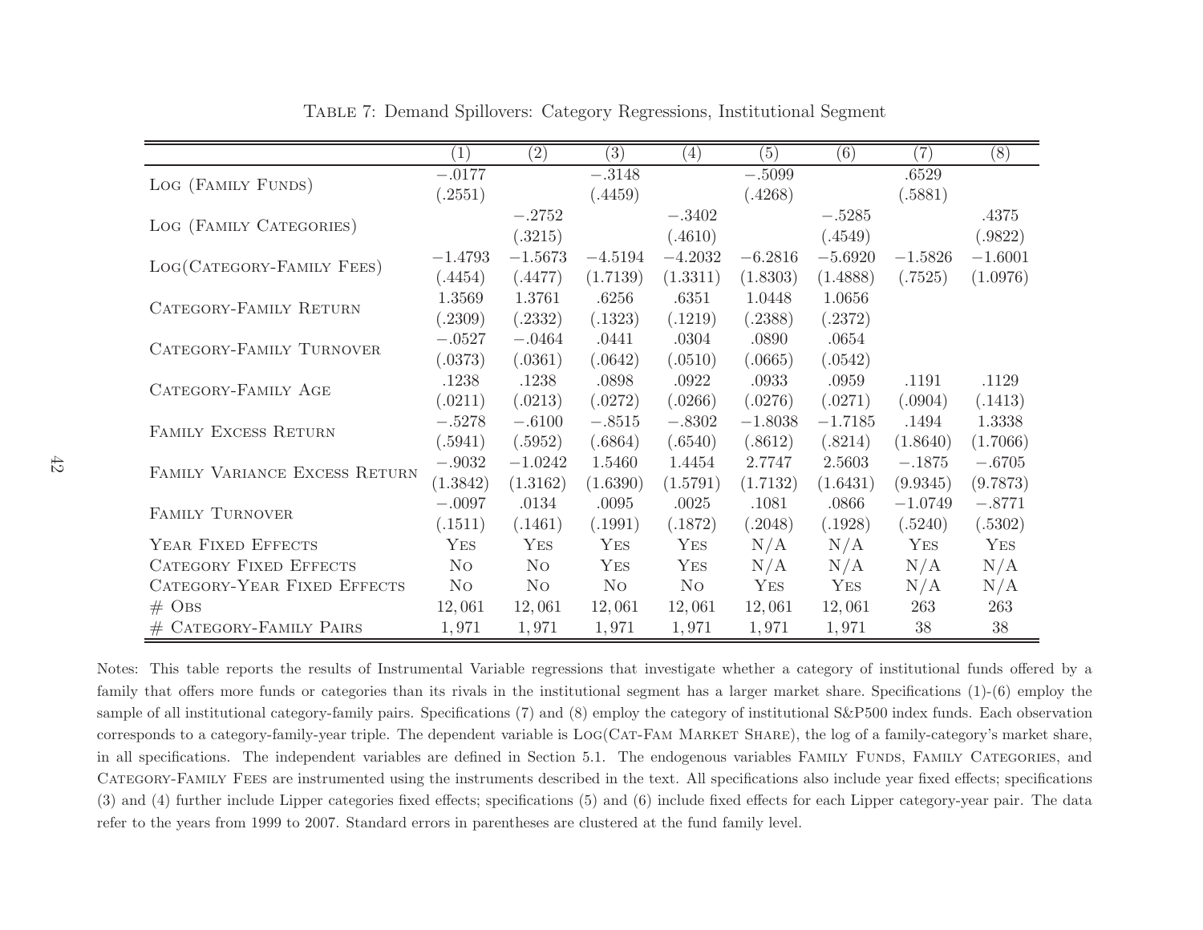Table 7: Demand Spillovers: Category Regressions, Institutional Segment

| | (1) | (2) | (3) | (4) | (5) | (6) | (7) | (8) |
|---|---|---|---|---|---|---|---|---|
| Log (Family Funds) | −.0177 | | −.3148 | | −.5099 | | .6529 | |
| | (.2551) | | (.4459) | | (.4268) | | (.5881) | |
| Log (Family Categories) | | −.2752 | | −.3402 | | −.5285 | | .4375 |
| | | (.3215) | | (.4610) | | (.4549) | | (.9822) |
| Log(Category-Family Fees) | −1.4793 | −1.5673 | −4.5194 | −4.2032 | −6.2816 | −5.6920 | −1.5826 | −1.6001 |
| | (.4454) | (.4477) | (1.7139) | (1.3311) | (1.8303) | (1.4888) | (.7525) | (1.0976) |
| Category-Family Return | 1.3569 | 1.3761 | .6256 | .6351 | 1.0448 | 1.0656 | | |
| | (.2309) | (.2332) | (.1323) | (.1219) | (.2388) | (.2372) | | |
| Category-Family Turnover | −.0527 | −.0464 | .0441 | .0304 | .0890 | .0654 | | |
| | (.0373) | (.0361) | (.0642) | (.0510) | (.0665) | (.0542) | | |
| Category-Family Age | .1238 | .1238 | .0898 | .0922 | .0933 | .0959 | .1191 | .1129 |
| | (.0211) | (.0213) | (.0272) | (.0266) | (.0276) | (.0271) | (.0904) | (.1413) |
| Family Excess Return | −.5278 | −.6100 | −.8515 | −.8302 | −1.8038 | −1.7185 | .1494 | 1.3338 |
| | (.5941) | (.5952) | (.6864) | (.6540) | (.8612) | (.8214) | (1.8640) | (1.7066) |
| Family Variance Excess Return | −.9032 | −1.0242 | 1.5460 | 1.4454 | 2.7747 | 2.5603 | −.1875 | −.6705 |
| | (1.3842) | (1.3162) | (1.6390) | (1.5791) | (1.7132) | (1.6431) | (9.9345) | (9.7873) |
| Family Turnover | −.0097 | .0134 | .0095 | .0025 | .1081 | .0866 | −1.0749 | −.8771 |
| | (.1511) | (.1461) | (.1991) | (.1872) | (.2048) | (.1928) | (.5240) | (.5302) |
| Year Fixed Effects | Yes | Yes | Yes | Yes | N/A | N/A | Yes | Yes |
| Category Fixed Effects | No | No | Yes | Yes | N/A | N/A | N/A | N/A |
| Category-Year Fixed Effects | No | No | No | No | Yes | Yes | N/A | N/A |
| # Obs | 12,061 | 12,061 | 12,061 | 12,061 | 12,061 | 12,061 | 263 | 263 |
| # Category-Family Pairs | 1,971 | 1,971 | 1,971 | 1,971 | 1,971 | 1,971 | 38 | 38 |

Notes: This table reports the results of Instrumental Variable regressions that investigate whether a category of institutional funds offered by a family that offers more funds or categories than its rivals in the institutional segment has a larger market share. Specifications (1)-(6) employ the sample of all institutional category-family pairs. Specifications (7) and (8) employ the category of institutional S&P500 index funds. Each observation corresponds to a category-family-year triple. The dependent variable is Log(Cat-Fam Market Share), the log of a family-category's market share, in all specifications. The independent variables are defined in Section 5.1. The endogenous variables Family Funds, Family Categories, and Category-Family Fees are instrumented using the instruments described in the text. All specifications also include year fixed effects; specifications (3) and (4) further include Lipper categories fixed effects; specifications (5) and (6) include fixed effects for each Lipper category-year pair. The data refer to the years from 1999 to 2007. Standard errors in parentheses are clustered at the fund family level.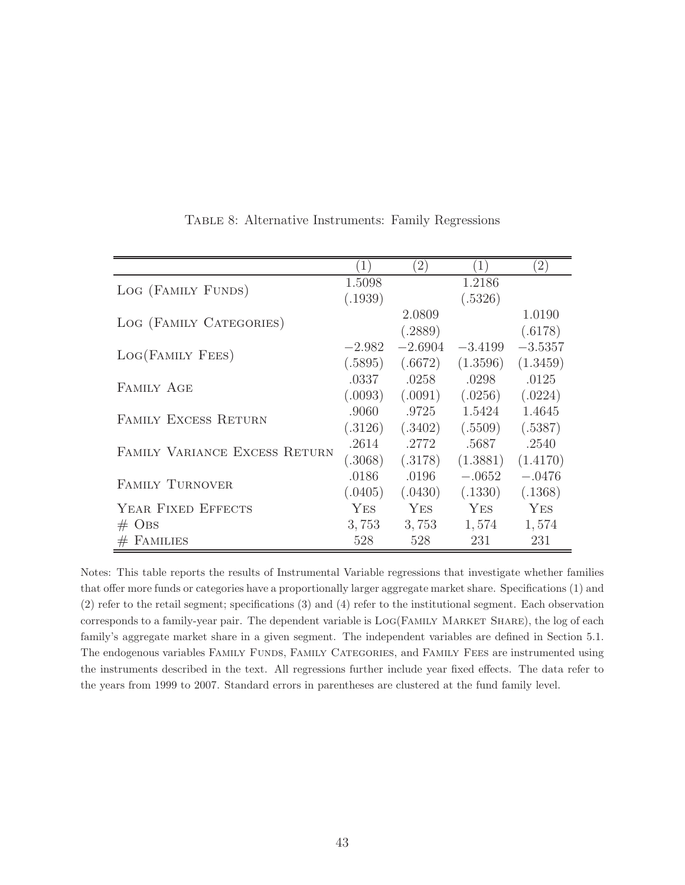Table 8: Alternative Instruments: Family Regressions

| | (1) | (2) | (1) | (2) |
|---|---|---|---|---|
| Log (Family Funds) | 1.5098 | | 1.2186 | |
| | (.1939) | | (.5326) | |
| Log (Family Categories) | | 2.0809 | | 1.0190 |
| | | (.2889) | | (.6178) |
| Log(Family Fees) | −2.982 | −2.6904 | −3.4199 | −3.5357 |
| | (.5895) | (.6672) | (1.3596) | (1.3459) |
| Family Age | .0337 | .0258 | .0298 | .0125 |
| | (.0093) | (.0091) | (.0256) | (.0224) |
| Family Excess Return | .9060 | .9725 | 1.5424 | 1.4645 |
| | (.3126) | (.3402) | (.5509) | (.5387) |
| Family Variance Excess Return | .2614 | .2772 | .5687 | .2540 |
| | (.3068) | (.3178) | (1.3881) | (1.4170) |
| Family Turnover | .0186 | .0196 | −.0652 | −.0476 |
| | (.0405) | (.0430) | (.1330) | (.1368) |
| Year Fixed Effects | Yes | Yes | Yes | Yes |
| # Obs | 3,753 | 3,753 | 1,574 | 1,574 |
| # Families | 528 | 528 | 231 | 231 |

Notes: This table reports the results of Instrumental Variable regressions that investigate whether families that offer more funds or categories have a proportionally larger aggregate market share. Specifications (1) and (2) refer to the retail segment; specifications (3) and (4) refer to the institutional segment. Each observation corresponds to a family-year pair. The dependent variable is Log(Family Market Share), the log of each family's aggregate market share in a given segment. The independent variables are defined in Section 5.1. The endogenous variables Family Funds, Family Categories, and Family Fees are instrumented using the instruments described in the text. All regressions further include year fixed effects. The data refer to the years from 1999 to 2007. Standard errors in parentheses are clustered at the fund family level.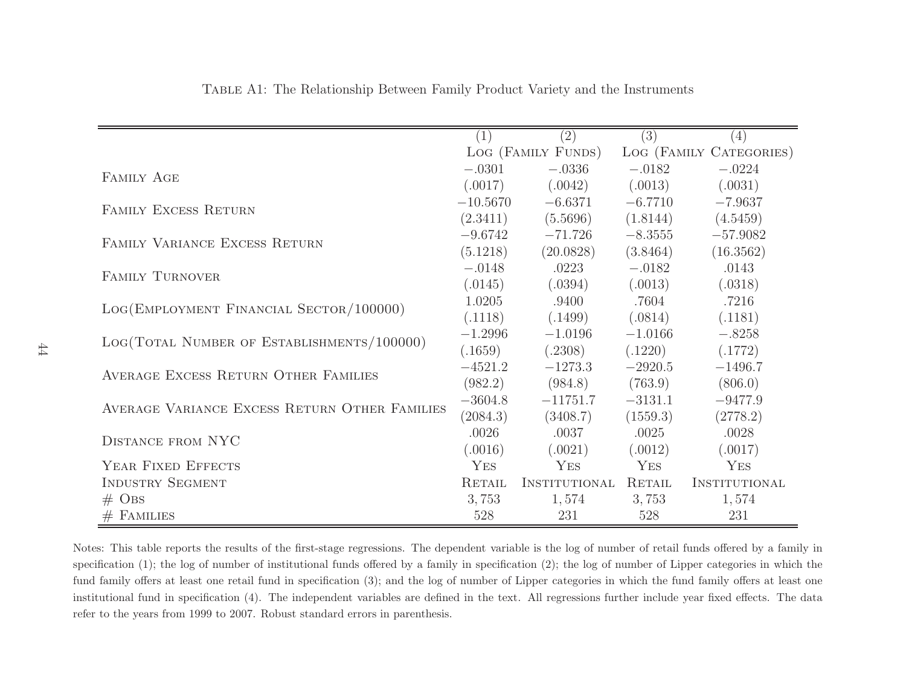Table A1: The Relationship Between Family Product Variety and the Instruments

| | (1) | (2) | (3) | (4) |
|---|---|---|---|---|
| | Log (Family Funds) | | Log (Family Categories) | |
| Family Age | −.0301 | −.0336 | −.0182 | −.0224 |
| | (.0017) | (.0042) | (.0013) | (.0031) |
| Family Excess Return | −10.5670 | −6.6371 | −6.7710 | −7.9637 |
| | (2.3411) | (5.5696) | (1.8144) | (4.5459) |
| Family Variance Excess Return | −9.6742 | −71.726 | −8.3555 | −57.9082 |
| | (5.1218) | (20.0828) | (3.8464) | (16.3562) |
| Family Turnover | −.0148 | .0223 | −.0182 | .0143 |
| | (.0145) | (.0394) | (.0013) | (.0318) |
| Log(Employment Financial Sector/100000) | 1.0205 | .9400 | .7604 | .7216 |
| | (.1118) | (.1499) | (.0814) | (.1181) |
| Log(Total Number of Establishments/100000) | −1.2996 | −1.0196 | −1.0166 | −.8258 |
| | (.1659) | (.2308) | (.1220) | (.1772) |
| Average Excess Return Other Families | −4521.2 | −1273.3 | −2920.5 | −1496.7 |
| | (982.2) | (984.8) | (763.9) | (806.0) |
| Average Variance Excess Return Other Families | −3604.8 | −11751.7 | −3131.1 | −9477.9 |
| | (2084.3) | (3408.7) | (1559.3) | (2778.2) |
| Distance from NYC | .0026 | .0037 | .0025 | .0028 |
| | (.0016) | (.0021) | (.0012) | (.0017) |
| Year Fixed Effects | Yes | Yes | Yes | Yes |
| Industry Segment | Retail | Institutional | Retail | Institutional |
| # Obs | 3,753 | 1,574 | 3,753 | 1,574 |
| # Families | 528 | 231 | 528 | 231 |

Notes: This table reports the results of the first-stage regressions. The dependent variable is the log of number of retail funds offered by a family in specification (1); the log of number of institutional funds offered by a family in specification (2); the log of number of Lipper categories in which the fund family offers at least one retail fund in specification (3); and the log of number of Lipper categories in which the fund family offers at least one institutional fund in specification (4). The independent variables are defined in the text. All regressions further include year fixed effects. The data refer to the years from 1999 to 2007. Robust standard errors in parenthesis.